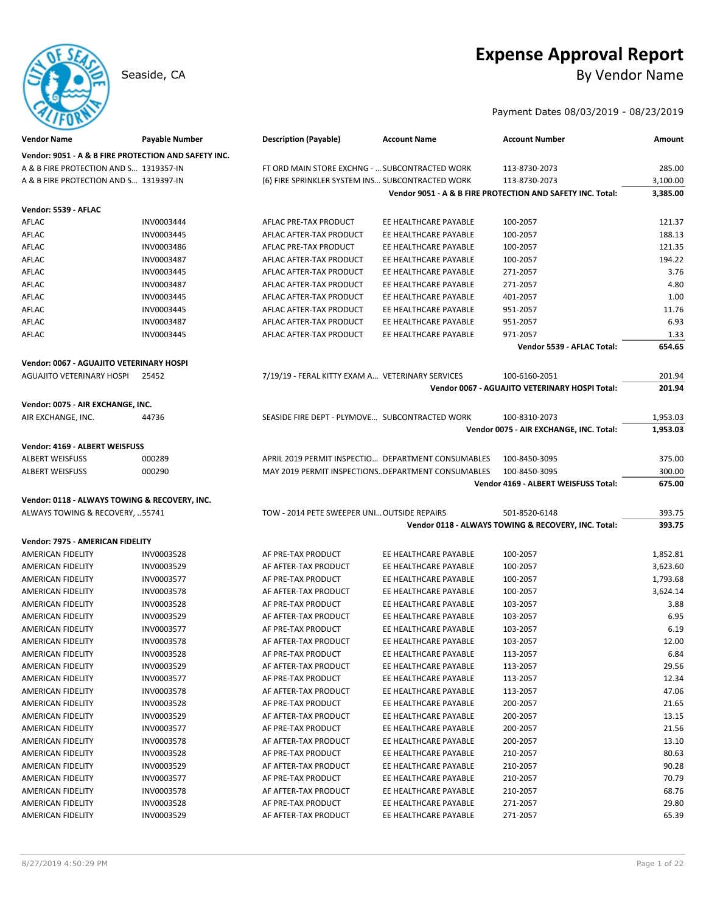# Expense Approval Report

Seaside, CA

By Vendor Name

Payment Dates 08/03/2019 - 08/23/2019

| Vendor Name | Payable Number | Description (Payable) | Account Name | Account Number | Amount |
|---|---|---|---|---|---|
| **Vendor: 9051 - A & B FIRE PROTECTION AND SAFETY INC.** | | | | | |
| A & B FIRE PROTECTION AND S... | 1319357-IN | FT ORD MAIN STORE EXCHNG - ... | SUBCONTRACTED WORK | 113-8730-2073 | 285.00 |
| A & B FIRE PROTECTION AND S... | 1319397-IN | (6) FIRE SPRINKLER SYSTEM INS... | SUBCONTRACTED WORK | 113-8730-2073 | 3,100.00 |
| | | | | **Vendor 9051 - A & B FIRE PROTECTION AND SAFETY INC. Total:** | **3,385.00** |
| **Vendor: 5539 - AFLAC** | | | | | |
| AFLAC | INV0003444 | AFLAC PRE-TAX PRODUCT | EE HEALTHCARE PAYABLE | 100-2057 | 121.37 |
| AFLAC | INV0003445 | AFLAC AFTER-TAX PRODUCT | EE HEALTHCARE PAYABLE | 100-2057 | 188.13 |
| AFLAC | INV0003486 | AFLAC PRE-TAX PRODUCT | EE HEALTHCARE PAYABLE | 100-2057 | 121.35 |
| AFLAC | INV0003487 | AFLAC AFTER-TAX PRODUCT | EE HEALTHCARE PAYABLE | 100-2057 | 194.22 |
| AFLAC | INV0003445 | AFLAC AFTER-TAX PRODUCT | EE HEALTHCARE PAYABLE | 271-2057 | 3.76 |
| AFLAC | INV0003487 | AFLAC AFTER-TAX PRODUCT | EE HEALTHCARE PAYABLE | 271-2057 | 4.80 |
| AFLAC | INV0003445 | AFLAC AFTER-TAX PRODUCT | EE HEALTHCARE PAYABLE | 401-2057 | 1.00 |
| AFLAC | INV0003445 | AFLAC AFTER-TAX PRODUCT | EE HEALTHCARE PAYABLE | 951-2057 | 11.76 |
| AFLAC | INV0003487 | AFLAC AFTER-TAX PRODUCT | EE HEALTHCARE PAYABLE | 951-2057 | 6.93 |
| AFLAC | INV0003445 | AFLAC AFTER-TAX PRODUCT | EE HEALTHCARE PAYABLE | 971-2057 | 1.33 |
| | | | | **Vendor 5539 - AFLAC Total:** | **654.65** |
| **Vendor: 0067 - AGUAJITO VETERINARY HOSPI** | | | | | |
| AGUAJITO VETERINARY HOSPI | 25452 | 7/19/19 - FERAL KITTY EXAM A... | VETERINARY SERVICES | 100-6160-2051 | 201.94 |
| | | | | **Vendor 0067 - AGUAJITO VETERINARY HOSPI Total:** | **201.94** |
| **Vendor: 0075 - AIR EXCHANGE, INC.** | | | | | |
| AIR EXCHANGE, INC. | 44736 | SEASIDE FIRE DEPT - PLYMOVE... | SUBCONTRACTED WORK | 100-8310-2073 | 1,953.03 |
| | | | | **Vendor 0075 - AIR EXCHANGE, INC. Total:** | **1,953.03** |
| **Vendor: 4169 - ALBERT WEISFUSS** | | | | | |
| ALBERT WEISFUSS | 000289 | APRIL 2019 PERMIT INSPECTIO... | DEPARTMENT CONSUMABLES | 100-8450-3095 | 375.00 |
| ALBERT WEISFUSS | 000290 | MAY 2019 PERMIT INSPECTIONS... | DEPARTMENT CONSUMABLES | 100-8450-3095 | 300.00 |
| | | | | **Vendor 4169 - ALBERT WEISFUSS Total:** | **675.00** |
| **Vendor: 0118 - ALWAYS TOWING & RECOVERY, INC.** | | | | | |
| ALWAYS TOWING & RECOVERY, ... | 55741 | TOW - 2014 PETE SWEEPER UNI... | OUTSIDE REPAIRS | 501-8520-6148 | 393.75 |
| | | | | **Vendor 0118 - ALWAYS TOWING & RECOVERY, INC. Total:** | **393.75** |
| **Vendor: 7975 - AMERICAN FIDELITY** | | | | | |
| AMERICAN FIDELITY | INV0003528 | AF PRE-TAX PRODUCT | EE HEALTHCARE PAYABLE | 100-2057 | 1,852.81 |
| AMERICAN FIDELITY | INV0003529 | AF AFTER-TAX PRODUCT | EE HEALTHCARE PAYABLE | 100-2057 | 3,623.60 |
| AMERICAN FIDELITY | INV0003577 | AF PRE-TAX PRODUCT | EE HEALTHCARE PAYABLE | 100-2057 | 1,793.68 |
| AMERICAN FIDELITY | INV0003578 | AF AFTER-TAX PRODUCT | EE HEALTHCARE PAYABLE | 100-2057 | 3,624.14 |
| AMERICAN FIDELITY | INV0003528 | AF PRE-TAX PRODUCT | EE HEALTHCARE PAYABLE | 103-2057 | 3.88 |
| AMERICAN FIDELITY | INV0003529 | AF AFTER-TAX PRODUCT | EE HEALTHCARE PAYABLE | 103-2057 | 6.95 |
| AMERICAN FIDELITY | INV0003577 | AF PRE-TAX PRODUCT | EE HEALTHCARE PAYABLE | 103-2057 | 6.19 |
| AMERICAN FIDELITY | INV0003578 | AF AFTER-TAX PRODUCT | EE HEALTHCARE PAYABLE | 103-2057 | 12.00 |
| AMERICAN FIDELITY | INV0003528 | AF PRE-TAX PRODUCT | EE HEALTHCARE PAYABLE | 113-2057 | 6.84 |
| AMERICAN FIDELITY | INV0003529 | AF AFTER-TAX PRODUCT | EE HEALTHCARE PAYABLE | 113-2057 | 29.56 |
| AMERICAN FIDELITY | INV0003577 | AF PRE-TAX PRODUCT | EE HEALTHCARE PAYABLE | 113-2057 | 12.34 |
| AMERICAN FIDELITY | INV0003578 | AF AFTER-TAX PRODUCT | EE HEALTHCARE PAYABLE | 113-2057 | 47.06 |
| AMERICAN FIDELITY | INV0003528 | AF PRE-TAX PRODUCT | EE HEALTHCARE PAYABLE | 200-2057 | 21.65 |
| AMERICAN FIDELITY | INV0003529 | AF AFTER-TAX PRODUCT | EE HEALTHCARE PAYABLE | 200-2057 | 13.15 |
| AMERICAN FIDELITY | INV0003577 | AF PRE-TAX PRODUCT | EE HEALTHCARE PAYABLE | 200-2057 | 21.56 |
| AMERICAN FIDELITY | INV0003578 | AF AFTER-TAX PRODUCT | EE HEALTHCARE PAYABLE | 200-2057 | 13.10 |
| AMERICAN FIDELITY | INV0003528 | AF PRE-TAX PRODUCT | EE HEALTHCARE PAYABLE | 210-2057 | 80.63 |
| AMERICAN FIDELITY | INV0003529 | AF AFTER-TAX PRODUCT | EE HEALTHCARE PAYABLE | 210-2057 | 90.28 |
| AMERICAN FIDELITY | INV0003577 | AF PRE-TAX PRODUCT | EE HEALTHCARE PAYABLE | 210-2057 | 70.79 |
| AMERICAN FIDELITY | INV0003578 | AF AFTER-TAX PRODUCT | EE HEALTHCARE PAYABLE | 210-2057 | 68.76 |
| AMERICAN FIDELITY | INV0003528 | AF PRE-TAX PRODUCT | EE HEALTHCARE PAYABLE | 271-2057 | 29.80 |
| AMERICAN FIDELITY | INV0003529 | AF AFTER-TAX PRODUCT | EE HEALTHCARE PAYABLE | 271-2057 | 65.39 |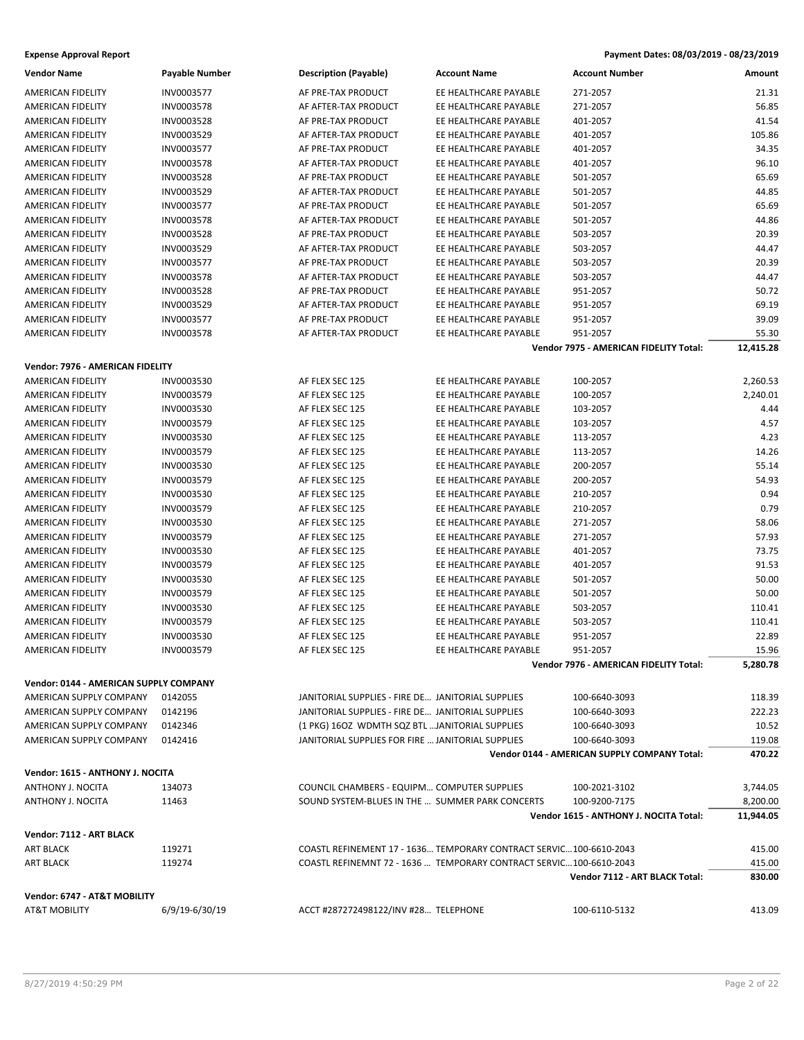**Expense Approval Report** **Payment Dates: 08/03/2019 - 08/23/2019**

| Vendor Name | Payable Number | Description (Payable) | Account Name | Account Number | Amount |
|---|---|---|---|---|---|
| AMERICAN FIDELITY | INV0003577 | AF PRE-TAX PRODUCT | EE HEALTHCARE PAYABLE | 271-2057 | 21.31 |
| AMERICAN FIDELITY | INV0003578 | AF AFTER-TAX PRODUCT | EE HEALTHCARE PAYABLE | 271-2057 | 56.85 |
| AMERICAN FIDELITY | INV0003528 | AF PRE-TAX PRODUCT | EE HEALTHCARE PAYABLE | 401-2057 | 41.54 |
| AMERICAN FIDELITY | INV0003529 | AF AFTER-TAX PRODUCT | EE HEALTHCARE PAYABLE | 401-2057 | 105.86 |
| AMERICAN FIDELITY | INV0003577 | AF PRE-TAX PRODUCT | EE HEALTHCARE PAYABLE | 401-2057 | 34.35 |
| AMERICAN FIDELITY | INV0003578 | AF AFTER-TAX PRODUCT | EE HEALTHCARE PAYABLE | 401-2057 | 96.10 |
| AMERICAN FIDELITY | INV0003528 | AF PRE-TAX PRODUCT | EE HEALTHCARE PAYABLE | 501-2057 | 65.69 |
| AMERICAN FIDELITY | INV0003529 | AF AFTER-TAX PRODUCT | EE HEALTHCARE PAYABLE | 501-2057 | 44.85 |
| AMERICAN FIDELITY | INV0003577 | AF PRE-TAX PRODUCT | EE HEALTHCARE PAYABLE | 501-2057 | 65.69 |
| AMERICAN FIDELITY | INV0003578 | AF AFTER-TAX PRODUCT | EE HEALTHCARE PAYABLE | 501-2057 | 44.86 |
| AMERICAN FIDELITY | INV0003528 | AF PRE-TAX PRODUCT | EE HEALTHCARE PAYABLE | 503-2057 | 20.39 |
| AMERICAN FIDELITY | INV0003529 | AF AFTER-TAX PRODUCT | EE HEALTHCARE PAYABLE | 503-2057 | 44.47 |
| AMERICAN FIDELITY | INV0003577 | AF PRE-TAX PRODUCT | EE HEALTHCARE PAYABLE | 503-2057 | 20.39 |
| AMERICAN FIDELITY | INV0003578 | AF AFTER-TAX PRODUCT | EE HEALTHCARE PAYABLE | 503-2057 | 44.47 |
| AMERICAN FIDELITY | INV0003528 | AF PRE-TAX PRODUCT | EE HEALTHCARE PAYABLE | 951-2057 | 50.72 |
| AMERICAN FIDELITY | INV0003529 | AF AFTER-TAX PRODUCT | EE HEALTHCARE PAYABLE | 951-2057 | 69.19 |
| AMERICAN FIDELITY | INV0003577 | AF PRE-TAX PRODUCT | EE HEALTHCARE PAYABLE | 951-2057 | 39.09 |
| AMERICAN FIDELITY | INV0003578 | AF AFTER-TAX PRODUCT | EE HEALTHCARE PAYABLE | 951-2057 | 55.30 |
| | | | | **Vendor 7975 - AMERICAN FIDELITY Total:** | **12,415.28** |
| **Vendor: 7976 - AMERICAN FIDELITY** | | | | | |
| AMERICAN FIDELITY | INV0003530 | AF FLEX SEC 125 | EE HEALTHCARE PAYABLE | 100-2057 | 2,260.53 |
| AMERICAN FIDELITY | INV0003579 | AF FLEX SEC 125 | EE HEALTHCARE PAYABLE | 100-2057 | 2,240.01 |
| AMERICAN FIDELITY | INV0003530 | AF FLEX SEC 125 | EE HEALTHCARE PAYABLE | 103-2057 | 4.44 |
| AMERICAN FIDELITY | INV0003579 | AF FLEX SEC 125 | EE HEALTHCARE PAYABLE | 103-2057 | 4.57 |
| AMERICAN FIDELITY | INV0003530 | AF FLEX SEC 125 | EE HEALTHCARE PAYABLE | 113-2057 | 4.23 |
| AMERICAN FIDELITY | INV0003579 | AF FLEX SEC 125 | EE HEALTHCARE PAYABLE | 113-2057 | 14.26 |
| AMERICAN FIDELITY | INV0003530 | AF FLEX SEC 125 | EE HEALTHCARE PAYABLE | 200-2057 | 55.14 |
| AMERICAN FIDELITY | INV0003579 | AF FLEX SEC 125 | EE HEALTHCARE PAYABLE | 200-2057 | 54.93 |
| AMERICAN FIDELITY | INV0003530 | AF FLEX SEC 125 | EE HEALTHCARE PAYABLE | 210-2057 | 0.94 |
| AMERICAN FIDELITY | INV0003579 | AF FLEX SEC 125 | EE HEALTHCARE PAYABLE | 210-2057 | 0.79 |
| AMERICAN FIDELITY | INV0003530 | AF FLEX SEC 125 | EE HEALTHCARE PAYABLE | 271-2057 | 58.06 |
| AMERICAN FIDELITY | INV0003579 | AF FLEX SEC 125 | EE HEALTHCARE PAYABLE | 271-2057 | 57.93 |
| AMERICAN FIDELITY | INV0003530 | AF FLEX SEC 125 | EE HEALTHCARE PAYABLE | 401-2057 | 73.75 |
| AMERICAN FIDELITY | INV0003579 | AF FLEX SEC 125 | EE HEALTHCARE PAYABLE | 401-2057 | 91.53 |
| AMERICAN FIDELITY | INV0003530 | AF FLEX SEC 125 | EE HEALTHCARE PAYABLE | 501-2057 | 50.00 |
| AMERICAN FIDELITY | INV0003579 | AF FLEX SEC 125 | EE HEALTHCARE PAYABLE | 501-2057 | 50.00 |
| AMERICAN FIDELITY | INV0003530 | AF FLEX SEC 125 | EE HEALTHCARE PAYABLE | 503-2057 | 110.41 |
| AMERICAN FIDELITY | INV0003579 | AF FLEX SEC 125 | EE HEALTHCARE PAYABLE | 503-2057 | 110.41 |
| AMERICAN FIDELITY | INV0003530 | AF FLEX SEC 125 | EE HEALTHCARE PAYABLE | 951-2057 | 22.89 |
| AMERICAN FIDELITY | INV0003579 | AF FLEX SEC 125 | EE HEALTHCARE PAYABLE | 951-2057 | 15.96 |
| | | | | **Vendor 7976 - AMERICAN FIDELITY Total:** | **5,280.78** |
| **Vendor: 0144 - AMERICAN SUPPLY COMPANY** | | | | | |
| AMERICAN SUPPLY COMPANY | 0142055 | JANITORIAL SUPPLIES - FIRE DE... | JANITORIAL SUPPLIES | 100-6640-3093 | 118.39 |
| AMERICAN SUPPLY COMPANY | 0142196 | JANITORIAL SUPPLIES - FIRE DE... | JANITORIAL SUPPLIES | 100-6640-3093 | 222.23 |
| AMERICAN SUPPLY COMPANY | 0142346 | (1 PKG) 16OZ WDMTH SQZ BTL ... | JANITORIAL SUPPLIES | 100-6640-3093 | 10.52 |
| AMERICAN SUPPLY COMPANY | 0142416 | JANITORIAL SUPPLIES FOR FIRE ... | JANITORIAL SUPPLIES | 100-6640-3093 | 119.08 |
| | | | | **Vendor 0144 - AMERICAN SUPPLY COMPANY Total:** | **470.22** |
| **Vendor: 1615 - ANTHONY J. NOCITA** | | | | | |
| ANTHONY J. NOCITA | 134073 | COUNCIL CHAMBERS - EQUIPM... | COMPUTER SUPPLIES | 100-2021-3102 | 3,744.05 |
| ANTHONY J. NOCITA | 11463 | SOUND SYSTEM-BLUES IN THE ... | SUMMER PARK CONCERTS | 100-9200-7175 | 8,200.00 |
| | | | | **Vendor 1615 - ANTHONY J. NOCITA Total:** | **11,944.05** |
| **Vendor: 7112 - ART BLACK** | | | | | |
| ART BLACK | 119271 | COASTL REFINEMENT 17 - 1636... | TEMPORARY CONTRACT SERVIC... | 100-6610-2043 | 415.00 |
| ART BLACK | 119274 | COASTL REFINEMNT 72 - 1636 ... | TEMPORARY CONTRACT SERVIC... | 100-6610-2043 | 415.00 |
| | | | | **Vendor 7112 - ART BLACK Total:** | **830.00** |
| **Vendor: 6747 - AT&T MOBILITY** | | | | | |
| AT&T MOBILITY | 6/9/19-6/30/19 | ACCT #287272498122/INV #28... | TELEPHONE | 100-6110-5132 | 413.09 |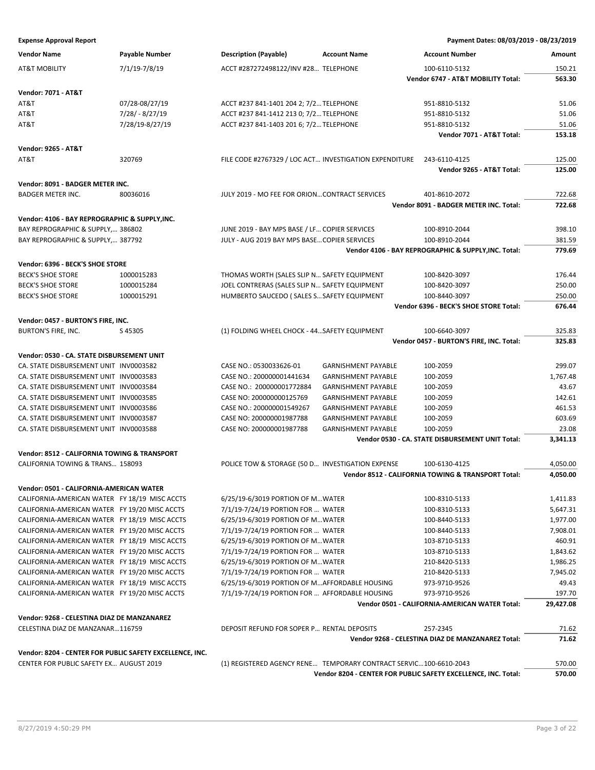**Expense Approval Report** — Payment Dates: 08/03/2019 - 08/23/2019

| Vendor Name | Payable Number | Description (Payable) | Account Name | Account Number | Amount |
|---|---|---|---|---|---|
| AT&T MOBILITY | 7/1/19-7/8/19 | ACCT #287272498122/INV #28... | TELEPHONE | 100-6110-5132 | 150.21 |
| | | | | **Vendor 6747 - AT&T MOBILITY Total:** | **563.30** |
| **Vendor: 7071 - AT&T** | | | | | |
| AT&T | 07/28-08/27/19 | ACCT #237 841-1401 204 2; 7/2... | TELEPHONE | 951-8810-5132 | 51.06 |
| AT&T | 7/28/ - 8/27/19 | ACCT #237 841-1412 213 0; 7/2... | TELEPHONE | 951-8810-5132 | 51.06 |
| AT&T | 7/28/19-8/27/19 | ACCT #237 841-1403 201 6; 7/2... | TELEPHONE | 951-8810-5132 | 51.06 |
| | | | | **Vendor 7071 - AT&T Total:** | **153.18** |
| **Vendor: 9265 - AT&T** | | | | | |
| AT&T | 320769 | FILE CODE #2767329 / LOC ACT... | INVESTIGATION EXPENDITURE | 243-6110-4125 | 125.00 |
| | | | | **Vendor 9265 - AT&T Total:** | **125.00** |
| **Vendor: 8091 - BADGER METER INC.** | | | | | |
| BADGER METER INC. | 80036016 | JULY 2019 - MO FEE FOR ORION... | CONTRACT SERVICES | 401-8610-2072 | 722.68 |
| | | | | **Vendor 8091 - BADGER METER INC. Total:** | **722.68** |
| **Vendor: 4106 - BAY REPROGRAPHIC & SUPPLY,INC.** | | | | | |
| BAY REPROGRAPHIC & SUPPLY,... | 386802 | JUNE 2019 - BAY MPS BASE / LF... | COPIER SERVICES | 100-8910-2044 | 398.10 |
| BAY REPROGRAPHIC & SUPPLY,... | 387792 | JULY - AUG 2019 BAY MPS BASE... | COPIER SERVICES | 100-8910-2044 | 381.59 |
| | | | | **Vendor 4106 - BAY REPROGRAPHIC & SUPPLY,INC. Total:** | **779.69** |
| **Vendor: 6396 - BECK'S SHOE STORE** | | | | | |
| BECK'S SHOE STORE | 1000015283 | THOMAS WORTH (SALES SLIP N... | SAFETY EQUIPMENT | 100-8420-3097 | 176.44 |
| BECK'S SHOE STORE | 1000015284 | JOEL CONTRERAS (SALES SLIP N... | SAFETY EQUIPMENT | 100-8420-3097 | 250.00 |
| BECK'S SHOE STORE | 1000015291 | HUMBERTO SAUCEDO ( SALES S... | SAFETY EQUIPMENT | 100-8440-3097 | 250.00 |
| | | | | **Vendor 6396 - BECK'S SHOE STORE Total:** | **676.44** |
| **Vendor: 0457 - BURTON'S FIRE, INC.** | | | | | |
| BURTON'S FIRE, INC. | S 45305 | (1) FOLDING WHEEL CHOCK - 44... | SAFETY EQUIPMENT | 100-6640-3097 | 325.83 |
| | | | | **Vendor 0457 - BURTON'S FIRE, INC. Total:** | **325.83** |
| **Vendor: 0530 - CA. STATE DISBURSEMENT UNIT** | | | | | |
| CA. STATE DISBURSEMENT UNIT | INV0003582 | CASE NO.: 0530033626-01 | GARNISHMENT PAYABLE | 100-2059 | 299.07 |
| CA. STATE DISBURSEMENT UNIT | INV0003583 | CASE NO.: 200000001441634 | GARNISHMENT PAYABLE | 100-2059 | 1,767.48 |
| CA. STATE DISBURSEMENT UNIT | INV0003584 | CASE NO.: 200000001772884 | GARNISHMENT PAYABLE | 100-2059 | 43.67 |
| CA. STATE DISBURSEMENT UNIT | INV0003585 | CASE NO: 200000000125769 | GARNISHMENT PAYABLE | 100-2059 | 142.61 |
| CA. STATE DISBURSEMENT UNIT | INV0003586 | CASE NO.: 200000001549267 | GARNISHMENT PAYABLE | 100-2059 | 461.53 |
| CA. STATE DISBURSEMENT UNIT | INV0003587 | CASE NO: 200000001987788 | GARNISHMENT PAYABLE | 100-2059 | 603.69 |
| CA. STATE DISBURSEMENT UNIT | INV0003588 | CASE NO: 200000001987788 | GARNISHMENT PAYABLE | 100-2059 | 23.08 |
| | | | | **Vendor 0530 - CA. STATE DISBURSEMENT UNIT Total:** | **3,341.13** |
| **Vendor: 8512 - CALIFORNIA TOWING & TRANSPORT** | | | | | |
| CALIFORNIA TOWING & TRANS... | 158093 | POLICE TOW & STORAGE (50 D... | INVESTIGATION EXPENSE | 100-6130-4125 | 4,050.00 |
| | | | | **Vendor 8512 - CALIFORNIA TOWING & TRANSPORT Total:** | **4,050.00** |
| **Vendor: 0501 - CALIFORNIA-AMERICAN WATER** | | | | | |
| CALIFORNIA-AMERICAN WATER | FY 18/19 MISC ACCTS | 6/25/19-6/3019 PORTION OF M... | WATER | 100-8310-5133 | 1,411.83 |
| CALIFORNIA-AMERICAN WATER | FY 19/20 MISC ACCTS | 7/1/19-7/24/19 PORTION FOR ... | WATER | 100-8310-5133 | 5,647.31 |
| CALIFORNIA-AMERICAN WATER | FY 18/19 MISC ACCTS | 6/25/19-6/3019 PORTION OF M... | WATER | 100-8440-5133 | 1,977.00 |
| CALIFORNIA-AMERICAN WATER | FY 19/20 MISC ACCTS | 7/1/19-7/24/19 PORTION FOR ... | WATER | 100-8440-5133 | 7,908.01 |
| CALIFORNIA-AMERICAN WATER | FY 18/19 MISC ACCTS | 6/25/19-6/3019 PORTION OF M... | WATER | 103-8710-5133 | 460.91 |
| CALIFORNIA-AMERICAN WATER | FY 19/20 MISC ACCTS | 7/1/19-7/24/19 PORTION FOR ... | WATER | 103-8710-5133 | 1,843.62 |
| CALIFORNIA-AMERICAN WATER | FY 18/19 MISC ACCTS | 6/25/19-6/3019 PORTION OF M... | WATER | 210-8420-5133 | 1,986.25 |
| CALIFORNIA-AMERICAN WATER | FY 19/20 MISC ACCTS | 7/1/19-7/24/19 PORTION FOR ... | WATER | 210-8420-5133 | 7,945.02 |
| CALIFORNIA-AMERICAN WATER | FY 18/19 MISC ACCTS | 6/25/19-6/3019 PORTION OF M... | AFFORDABLE HOUSING | 973-9710-9526 | 49.43 |
| CALIFORNIA-AMERICAN WATER | FY 19/20 MISC ACCTS | 7/1/19-7/24/19 PORTION FOR ... | AFFORDABLE HOUSING | 973-9710-9526 | 197.70 |
| | | | | **Vendor 0501 - CALIFORNIA-AMERICAN WATER Total:** | **29,427.08** |
| **Vendor: 9268 - CELESTINA DIAZ DE MANZANAREZ** | | | | | |
| CELESTINA DIAZ DE MANZANAR... | 116759 | DEPOSIT REFUND FOR SOPER P... | RENTAL DEPOSITS | 257-2345 | 71.62 |
| | | | | **Vendor 9268 - CELESTINA DIAZ DE MANZANAREZ Total:** | **71.62** |
| **Vendor: 8204 - CENTER FOR PUBLIC SAFETY EXCELLENCE, INC.** | | | | | |
| CENTER FOR PUBLIC SAFETY EX... | AUGUST 2019 | (1) REGISTERED AGENCY RENE... | TEMPORARY CONTRACT SERVIC... | 100-6610-2043 | 570.00 |
| | | | | **Vendor 8204 - CENTER FOR PUBLIC SAFETY EXCELLENCE, INC. Total:** | **570.00** |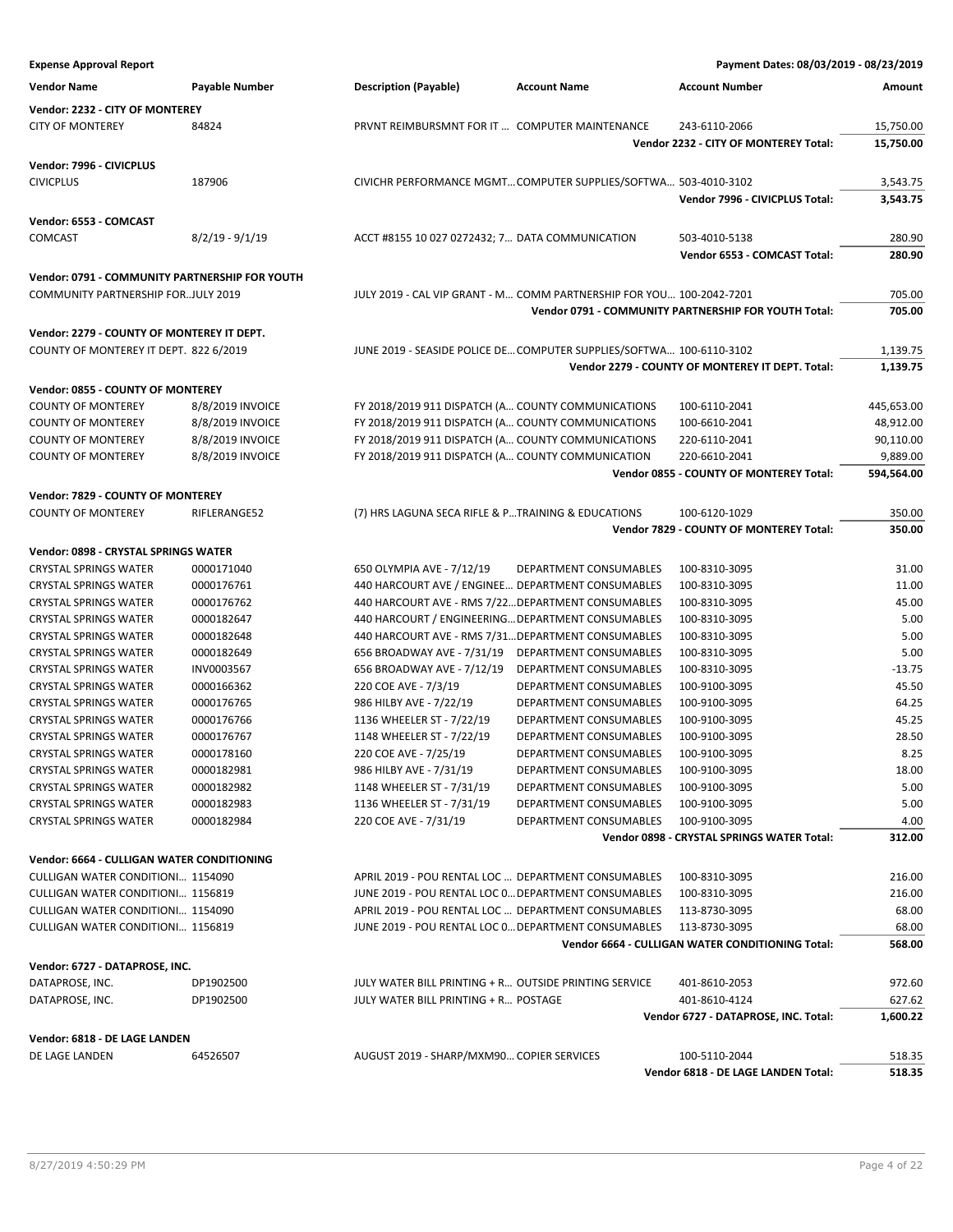**Expense Approval Report** — Payment Dates: 08/03/2019 - 08/23/2019

| Vendor Name | Payable Number | Description (Payable) | Account Name | Account Number | Amount |
|---|---|---|---|---|---|
| **Vendor: 2232 - CITY OF MONTEREY** | | | | | |
| CITY OF MONTEREY | 84824 | PRVNT REIMBURSMNT FOR IT ... | COMPUTER MAINTENANCE | 243-6110-2066 | 15,750.00 |
| | | | | **Vendor 2232 - CITY OF MONTEREY Total:** | **15,750.00** |
| **Vendor: 7996 - CIVICPLUS** | | | | | |
| CIVICPLUS | 187906 | CIVICHR PERFORMANCE MGMT... | COMPUTER SUPPLIES/SOFTWA... | 503-4010-3102 | 3,543.75 |
| | | | | **Vendor 7996 - CIVICPLUS Total:** | **3,543.75** |
| **Vendor: 6553 - COMCAST** | | | | | |
| COMCAST | 8/2/19 - 9/1/19 | ACCT #8155 10 027 0272432; 7... | DATA COMMUNICATION | 503-4010-5138 | 280.90 |
| | | | | **Vendor 6553 - COMCAST Total:** | **280.90** |
| **Vendor: 0791 - COMMUNITY PARTNERSHIP FOR YOUTH** | | | | | |
| COMMUNITY PARTNERSHIP FOR... | JULY 2019 | JULY 2019 - CAL VIP GRANT - M... | COMM PARTNERSHIP FOR YOU... | 100-2042-7201 | 705.00 |
| | | | | **Vendor 0791 - COMMUNITY PARTNERSHIP FOR YOUTH Total:** | **705.00** |
| **Vendor: 2279 - COUNTY OF MONTEREY IT DEPT.** | | | | | |
| COUNTY OF MONTEREY IT DEPT. | 822 6/2019 | JUNE 2019 - SEASIDE POLICE DE... | COMPUTER SUPPLIES/SOFTWA... | 100-6110-3102 | 1,139.75 |
| | | | | **Vendor 2279 - COUNTY OF MONTEREY IT DEPT. Total:** | **1,139.75** |
| **Vendor: 0855 - COUNTY OF MONTEREY** | | | | | |
| COUNTY OF MONTEREY | 8/8/2019 INVOICE | FY 2018/2019 911 DISPATCH (A... | COUNTY COMMUNICATIONS | 100-6110-2041 | 445,653.00 |
| COUNTY OF MONTEREY | 8/8/2019 INVOICE | FY 2018/2019 911 DISPATCH (A... | COUNTY COMMUNICATIONS | 100-6610-2041 | 48,912.00 |
| COUNTY OF MONTEREY | 8/8/2019 INVOICE | FY 2018/2019 911 DISPATCH (A... | COUNTY COMMUNICATIONS | 220-6110-2041 | 90,110.00 |
| COUNTY OF MONTEREY | 8/8/2019 INVOICE | FY 2018/2019 911 DISPATCH (A... | COUNTY COMMUNICATION | 220-6610-2041 | 9,889.00 |
| | | | | **Vendor 0855 - COUNTY OF MONTEREY Total:** | **594,564.00** |
| **Vendor: 7829 - COUNTY OF MONTEREY** | | | | | |
| COUNTY OF MONTEREY | RIFLERANGE52 | (7) HRS LAGUNA SECA RIFLE & P... | TRAINING & EDUCATIONS | 100-6120-1029 | 350.00 |
| | | | | **Vendor 7829 - COUNTY OF MONTEREY Total:** | **350.00** |
| **Vendor: 0898 - CRYSTAL SPRINGS WATER** | | | | | |
| CRYSTAL SPRINGS WATER | 0000171040 | 650 OLYMPIA AVE - 7/12/19 | DEPARTMENT CONSUMABLES | 100-8310-3095 | 31.00 |
| CRYSTAL SPRINGS WATER | 0000176761 | 440 HARCOURT AVE / ENGINEE... | DEPARTMENT CONSUMABLES | 100-8310-3095 | 11.00 |
| CRYSTAL SPRINGS WATER | 0000176762 | 440 HARCOURT AVE - RMS 7/22... | DEPARTMENT CONSUMABLES | 100-8310-3095 | 45.00 |
| CRYSTAL SPRINGS WATER | 0000182647 | 440 HARCOURT / ENGINEERING... | DEPARTMENT CONSUMABLES | 100-8310-3095 | 5.00 |
| CRYSTAL SPRINGS WATER | 0000182648 | 440 HARCOURT AVE - RMS 7/31... | DEPARTMENT CONSUMABLES | 100-8310-3095 | 5.00 |
| CRYSTAL SPRINGS WATER | 0000182649 | 656 BROADWAY AVE - 7/31/19 | DEPARTMENT CONSUMABLES | 100-8310-3095 | 5.00 |
| CRYSTAL SPRINGS WATER | INV0003567 | 656 BROADWAY AVE - 7/12/19 | DEPARTMENT CONSUMABLES | 100-8310-3095 | -13.75 |
| CRYSTAL SPRINGS WATER | 0000166362 | 220 COE AVE - 7/3/19 | DEPARTMENT CONSUMABLES | 100-9100-3095 | 45.50 |
| CRYSTAL SPRINGS WATER | 0000176765 | 986 HILBY AVE - 7/22/19 | DEPARTMENT CONSUMABLES | 100-9100-3095 | 64.25 |
| CRYSTAL SPRINGS WATER | 0000176766 | 1136 WHEELER ST - 7/22/19 | DEPARTMENT CONSUMABLES | 100-9100-3095 | 45.25 |
| CRYSTAL SPRINGS WATER | 0000176767 | 1148 WHEELER ST - 7/22/19 | DEPARTMENT CONSUMABLES | 100-9100-3095 | 28.50 |
| CRYSTAL SPRINGS WATER | 0000178160 | 220 COE AVE - 7/25/19 | DEPARTMENT CONSUMABLES | 100-9100-3095 | 8.25 |
| CRYSTAL SPRINGS WATER | 0000182981 | 986 HILBY AVE - 7/31/19 | DEPARTMENT CONSUMABLES | 100-9100-3095 | 18.00 |
| CRYSTAL SPRINGS WATER | 0000182982 | 1148 WHEELER ST - 7/31/19 | DEPARTMENT CONSUMABLES | 100-9100-3095 | 5.00 |
| CRYSTAL SPRINGS WATER | 0000182983 | 1136 WHEELER ST - 7/31/19 | DEPARTMENT CONSUMABLES | 100-9100-3095 | 5.00 |
| CRYSTAL SPRINGS WATER | 0000182984 | 220 COE AVE - 7/31/19 | DEPARTMENT CONSUMABLES | 100-9100-3095 | 4.00 |
| | | | | **Vendor 0898 - CRYSTAL SPRINGS WATER Total:** | **312.00** |
| **Vendor: 6664 - CULLIGAN WATER CONDITIONING** | | | | | |
| CULLIGAN WATER CONDITIONI... | 1154090 | APRIL 2019 - POU RENTAL LOC ... | DEPARTMENT CONSUMABLES | 100-8310-3095 | 216.00 |
| CULLIGAN WATER CONDITIONI... | 1156819 | JUNE 2019 - POU RENTAL LOC 0... | DEPARTMENT CONSUMABLES | 100-8310-3095 | 216.00 |
| CULLIGAN WATER CONDITIONI... | 1154090 | APRIL 2019 - POU RENTAL LOC ... | DEPARTMENT CONSUMABLES | 113-8730-3095 | 68.00 |
| CULLIGAN WATER CONDITIONI... | 1156819 | JUNE 2019 - POU RENTAL LOC 0... | DEPARTMENT CONSUMABLES | 113-8730-3095 | 68.00 |
| | | | | **Vendor 6664 - CULLIGAN WATER CONDITIONING Total:** | **568.00** |
| **Vendor: 6727 - DATAPROSE, INC.** | | | | | |
| DATAPROSE, INC. | DP1902500 | JULY WATER BILL PRINTING + R... | OUTSIDE PRINTING SERVICE | 401-8610-2053 | 972.60 |
| DATAPROSE, INC. | DP1902500 | JULY WATER BILL PRINTING + R... | POSTAGE | 401-8610-4124 | 627.62 |
| | | | | **Vendor 6727 - DATAPROSE, INC. Total:** | **1,600.22** |
| **Vendor: 6818 - DE LAGE LANDEN** | | | | | |
| DE LAGE LANDEN | 64526507 | AUGUST 2019 - SHARP/MXM90... | COPIER SERVICES | 100-5110-2044 | 518.35 |
| | | | | **Vendor 6818 - DE LAGE LANDEN Total:** | **518.35** |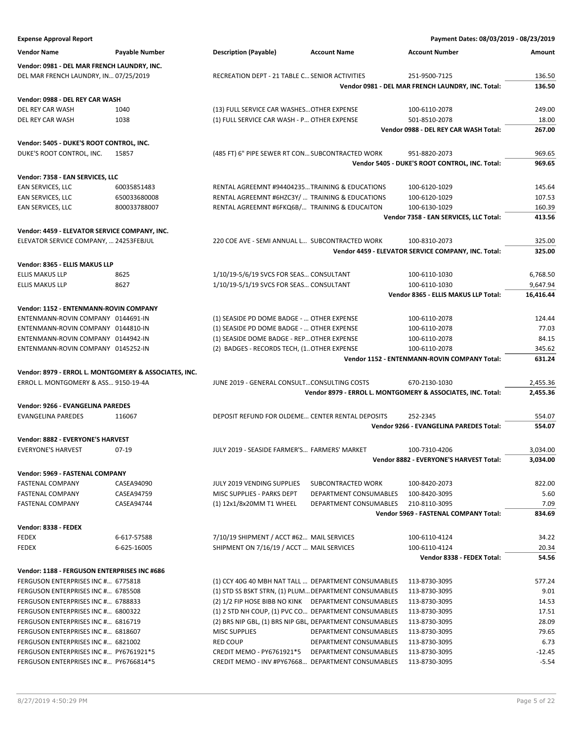**Expense Approval Report** — Payment Dates: 08/03/2019 - 08/23/2019

| Vendor Name | Payable Number | Description (Payable) | Account Name | Account Number | Amount |
|---|---|---|---|---|---|
| **Vendor: 0981 - DEL MAR FRENCH LAUNDRY, INC.** | | | | | |
| DEL MAR FRENCH LAUNDRY, IN… | 07/25/2019 | RECREATION DEPT - 21 TABLE C… | SENIOR ACTIVITIES | 251-9500-7125 | 136.50 |
| | | | | **Vendor 0981 - DEL MAR FRENCH LAUNDRY, INC. Total:** | **136.50** |
| **Vendor: 0988 - DEL REY CAR WASH** | | | | | |
| DEL REY CAR WASH | 1040 | (13) FULL SERVICE CAR WASHES… | OTHER EXPENSE | 100-6110-2078 | 249.00 |
| DEL REY CAR WASH | 1038 | (1) FULL SERVICE CAR WASH - P… | OTHER EXPENSE | 501-8510-2078 | 18.00 |
| | | | | **Vendor 0988 - DEL REY CAR WASH Total:** | **267.00** |
| **Vendor: 5405 - DUKE'S ROOT CONTROL, INC.** | | | | | |
| DUKE'S ROOT CONTROL, INC. | 15857 | (485 FT) 6" PIPE SEWER RT CON… | SUBCONTRACTED WORK | 951-8820-2073 | 969.65 |
| | | | | **Vendor 5405 - DUKE'S ROOT CONTROL, INC. Total:** | **969.65** |
| **Vendor: 7358 - EAN SERVICES, LLC** | | | | | |
| EAN SERVICES, LLC | 60035851483 | RENTAL AGREEMNT #94404235… | TRAINING & EDUCATIONS | 100-6120-1029 | 145.64 |
| EAN SERVICES, LLC | 650033680008 | RENTAL AGREEMNT #6HZC3Y/ … | TRAINING & EDUCATIONS | 100-6120-1029 | 107.53 |
| EAN SERVICES, LLC | 800033788007 | RENTAL AGREEMNT #6FKQ6B/… | TRAINING & EDUCAITON | 100-6130-1029 | 160.39 |
| | | | | **Vendor 7358 - EAN SERVICES, LLC Total:** | **413.56** |
| **Vendor: 4459 - ELEVATOR SERVICE COMPANY, INC.** | | | | | |
| ELEVATOR SERVICE COMPANY, … | 24253FEBJUL | 220 COE AVE - SEMI ANNUAL L… | SUBCONTRACTED WORK | 100-8310-2073 | 325.00 |
| | | | | **Vendor 4459 - ELEVATOR SERVICE COMPANY, INC. Total:** | **325.00** |
| **Vendor: 8365 - ELLIS MAKUS LLP** | | | | | |
| ELLIS MAKUS LLP | 8625 | 1/10/19-5/6/19 SVCS FOR SEAS… | CONSULTANT | 100-6110-1030 | 6,768.50 |
| ELLIS MAKUS LLP | 8627 | 1/10/19-5/1/19 SVCS FOR SEAS… | CONSULTANT | 100-6110-1030 | 9,647.94 |
| | | | | **Vendor 8365 - ELLIS MAKUS LLP Total:** | **16,416.44** |
| **Vendor: 1152 - ENTENMANN-ROVIN COMPANY** | | | | | |
| ENTENMANN-ROVIN COMPANY | 0144691-IN | (1) SEASIDE PD DOME BADGE - … | OTHER EXPENSE | 100-6110-2078 | 124.44 |
| ENTENMANN-ROVIN COMPANY | 0144810-IN | (1) SEASIDE PD DOME BADGE - … | OTHER EXPENSE | 100-6110-2078 | 77.03 |
| ENTENMANN-ROVIN COMPANY | 0144942-IN | (1) SEASIDE DOME BADGE - REP… | OTHER EXPENSE | 100-6110-2078 | 84.15 |
| ENTENMANN-ROVIN COMPANY | 0145252-IN | (2) BADGES - RECORDS TECH, (1… | OTHER EXPENSE | 100-6110-2078 | 345.62 |
| | | | | **Vendor 1152 - ENTENMANN-ROVIN COMPANY Total:** | **631.24** |
| **Vendor: 8979 - ERROL L. MONTGOMERY & ASSOCIATES, INC.** | | | | | |
| ERROL L. MONTGOMERY & ASS… | 9150-19-4A | JUNE 2019 - GENERAL CONSULT… | CONSULTING COSTS | 670-2130-1030 | 2,455.36 |
| | | | | **Vendor 8979 - ERROL L. MONTGOMERY & ASSOCIATES, INC. Total:** | **2,455.36** |
| **Vendor: 9266 - EVANGELINA PAREDES** | | | | | |
| EVANGELINA PAREDES | 116067 | DEPOSIT REFUND FOR OLDEME… | CENTER RENTAL DEPOSITS | 252-2345 | 554.07 |
| | | | | **Vendor 9266 - EVANGELINA PAREDES Total:** | **554.07** |
| **Vendor: 8882 - EVERYONE'S HARVEST** | | | | | |
| EVERYONE'S HARVEST | 07-19 | JULY 2019 - SEASIDE FARMER'S… | FARMERS' MARKET | 100-7310-4206 | 3,034.00 |
| | | | | **Vendor 8882 - EVERYONE'S HARVEST Total:** | **3,034.00** |
| **Vendor: 5969 - FASTENAL COMPANY** | | | | | |
| FASTENAL COMPANY | CASEA94090 | JULY 2019 VENDING SUPPLIES | SUBCONTRACTED WORK | 100-8420-2073 | 822.00 |
| FASTENAL COMPANY | CASEA94759 | MISC SUPPLIES - PARKS DEPT | DEPARTMENT CONSUMABLES | 100-8420-3095 | 5.60 |
| FASTENAL COMPANY | CASEA94744 | (1) 12x1/8x20MM T1 WHEEL | DEPARTMENT CONSUMABLES | 210-8110-3095 | 7.09 |
| | | | | **Vendor 5969 - FASTENAL COMPANY Total:** | **834.69** |
| **Vendor: 8338 - FEDEX** | | | | | |
| FEDEX | 6-617-57588 | 7/10/19 SHIPMENT / ACCT #62… | MAIL SERVICES | 100-6110-4124 | 34.22 |
| FEDEX | 6-625-16005 | SHIPMENT ON 7/16/19 / ACCT … | MAIL SERVICES | 100-6110-4124 | 20.34 |
| | | | | **Vendor 8338 - FEDEX Total:** | **54.56** |
| **Vendor: 1188 - FERGUSON ENTERPRISES INC #686** | | | | | |
| FERGUSON ENTERPRISES INC #… | 6775818 | (1) CCY 40G 40 MBH NAT TALL … | DEPARTMENT CONSUMABLES | 113-8730-3095 | 577.24 |
| FERGUSON ENTERPRISES INC #… | 6785508 | (1) STD SS BSKT STRN, (1) PLUM… | DEPARTMENT CONSUMABLES | 113-8730-3095 | 9.01 |
| FERGUSON ENTERPRISES INC #… | 6788833 | (2) 1/2 FIP HOSE BIBB NO KINK | DEPARTMENT CONSUMABLES | 113-8730-3095 | 14.53 |
| FERGUSON ENTERPRISES INC #… | 6800322 | (1) 2 STD NH COUP, (1) PVC CO… | DEPARTMENT CONSUMABLES | 113-8730-3095 | 17.51 |
| FERGUSON ENTERPRISES INC #… | 6816719 | (2) BRS NIP GBL, (1) BRS NIP GBL, | DEPARTMENT CONSUMABLES | 113-8730-3095 | 28.09 |
| FERGUSON ENTERPRISES INC #… | 6818607 | MISC SUPPLIES | DEPARTMENT CONSUMABLES | 113-8730-3095 | 79.65 |
| FERGUSON ENTERPRISES INC #… | 6821002 | RED COUP | DEPARTMENT CONSUMABLES | 113-8730-3095 | 6.73 |
| FERGUSON ENTERPRISES INC #… | PY6761921*5 | CREDIT MEMO - PY6761921*5 | DEPARTMENT CONSUMABLES | 113-8730-3095 | -12.45 |
| FERGUSON ENTERPRISES INC #… | PY6766814*5 | CREDIT MEMO - INV #PY67668… | DEPARTMENT CONSUMABLES | 113-8730-3095 | -5.54 |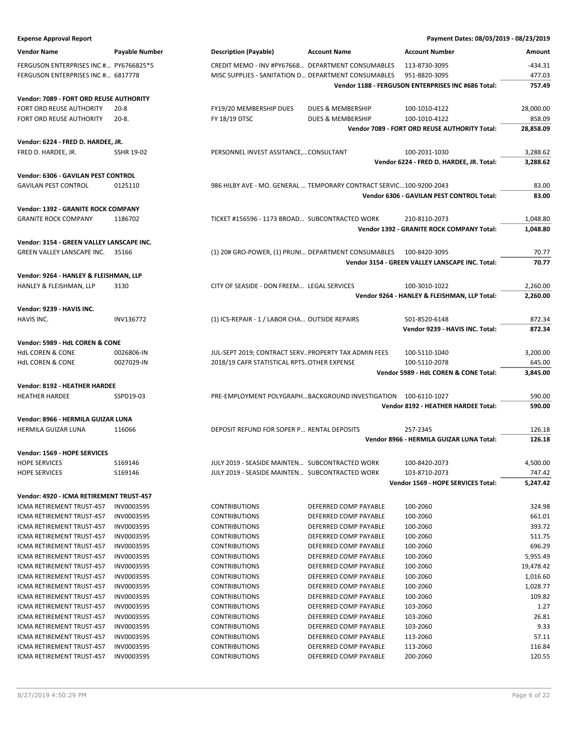**Expense Approval Report** — Payment Dates: 08/03/2019 - 08/23/2019

| Vendor Name | Payable Number | Description (Payable) | Account Name | Account Number | Amount |
|---|---|---|---|---|---|
| FERGUSON ENTERPRISES INC #... | PY6766825*5 | CREDIT MEMO - INV #PY67668... | DEPARTMENT CONSUMABLES | 113-8730-3095 | -434.31 |
| FERGUSON ENTERPRISES INC #... | 6817778 | MISC SUPPLIES - SANITATION D... | DEPARTMENT CONSUMABLES | 951-8820-3095 | 477.03 |
| | | | | **Vendor 1188 - FERGUSON ENTERPRISES INC #686 Total:** | **757.49** |
| **Vendor: 7089 - FORT ORD REUSE AUTHORITY** | | | | | |
| FORT ORD REUSE AUTHORITY | 20-8 | FY19/20 MEMBERSHIP DUES | DUES & MEMBERSHIP | 100-1010-4122 | 28,000.00 |
| FORT ORD REUSE AUTHORITY | 20-8. | FY 18/19 DTSC | DUES & MEMBERSHIP | 100-1010-4122 | 858.09 |
| | | | | **Vendor 7089 - FORT ORD REUSE AUTHORITY Total:** | **28,858.09** |
| **Vendor: 6224 - FRED D. HARDEE, JR.** | | | | | |
| FRED D. HARDEE, JR. | SSHR 19-02 | PERSONNEL INVEST ASSITANCE,... | CONSULTANT | 100-2031-1030 | 3,288.62 |
| | | | | **Vendor 6224 - FRED D. HARDEE, JR. Total:** | **3,288.62** |
| **Vendor: 6306 - GAVILAN PEST CONTROL** | | | | | |
| GAVILAN PEST CONTROL | 0125110 | 986 HILBY AVE - MO. GENERAL ... | TEMPORARY CONTRACT SERVIC... | 100-9200-2043 | 83.00 |
| | | | | **Vendor 6306 - GAVILAN PEST CONTROL Total:** | **83.00** |
| **Vendor: 1392 - GRANITE ROCK COMPANY** | | | | | |
| GRANITE ROCK COMPANY | 1186702 | TICKET #156596 - 1173 BROAD... | SUBCONTRACTED WORK | 210-8110-2073 | 1,048.80 |
| | | | | **Vendor 1392 - GRANITE ROCK COMPANY Total:** | **1,048.80** |
| **Vendor: 3154 - GREEN VALLEY LANSCAPE INC.** | | | | | |
| GREEN VALLEY LANSCAPE INC. | 35166 | (1) 20# GRO-POWER, (1) PRUNI... | DEPARTMENT CONSUMABLES | 100-8420-3095 | 70.77 |
| | | | | **Vendor 3154 - GREEN VALLEY LANSCAPE INC. Total:** | **70.77** |
| **Vendor: 9264 - HANLEY & FLEISHMAN, LLP** | | | | | |
| HANLEY & FLEISHMAN, LLP | 3130 | CITY OF SEASIDE - DON FREEM... | LEGAL SERVICES | 100-3010-1022 | 2,260.00 |
| | | | | **Vendor 9264 - HANLEY & FLEISHMAN, LLP Total:** | **2,260.00** |
| **Vendor: 9239 - HAVIS INC.** | | | | | |
| HAVIS INC. | INV136772 | (1) ICS-REPAIR - 1 / LABOR CHA... | OUTSIDE REPAIRS | 501-8520-6148 | 872.34 |
| | | | | **Vendor 9239 - HAVIS INC. Total:** | **872.34** |
| **Vendor: 5989 - HdL COREN & CONE** | | | | | |
| HdL COREN & CONE | 0026806-IN | JUL-SEPT 2019; CONTRACT SERV... | PROPERTY TAX ADMIN FEES | 100-5110-1040 | 3,200.00 |
| HdL COREN & CONE | 0027029-IN | 2018/19 CAFR STATISTICAL RPTS... | OTHER EXPENSE | 100-5110-2078 | 645.00 |
| | | | | **Vendor 5989 - HdL COREN & CONE Total:** | **3,845.00** |
| **Vendor: 8192 - HEATHER HARDEE** | | | | | |
| HEATHER HARDEE | SSPD19-03 | PRE-EMPLOYMENT POLYGRAPH... | BACKGROUND INVESTIGATION | 100-6110-1027 | 590.00 |
| | | | | **Vendor 8192 - HEATHER HARDEE Total:** | **590.00** |
| **Vendor: 8966 - HERMILA GUIZAR LUNA** | | | | | |
| HERMILA GUIZAR LUNA | 116066 | DEPOSIT REFUND FOR SOPER P... | RENTAL DEPOSITS | 257-2345 | 126.18 |
| | | | | **Vendor 8966 - HERMILA GUIZAR LUNA Total:** | **126.18** |
| **Vendor: 1569 - HOPE SERVICES** | | | | | |
| HOPE SERVICES | S169146 | JULY 2019 - SEASIDE MAINTEN... | SUBCONTRACTED WORK | 100-8420-2073 | 4,500.00 |
| HOPE SERVICES | S169146 | JULY 2019 - SEASIDE MAINTEN... | SUBCONTRACTED WORK | 103-8710-2073 | 747.42 |
| | | | | **Vendor 1569 - HOPE SERVICES Total:** | **5,247.42** |
| **Vendor: 4920 - ICMA RETIREMENT TRUST-457** | | | | | |
| ICMA RETIREMENT TRUST-457 | INV0003595 | CONTRIBUTIONS | DEFERRED COMP PAYABLE | 100-2060 | 324.98 |
| ICMA RETIREMENT TRUST-457 | INV0003595 | CONTRIBUTIONS | DEFERRED COMP PAYABLE | 100-2060 | 661.01 |
| ICMA RETIREMENT TRUST-457 | INV0003595 | CONTRIBUTIONS | DEFERRED COMP PAYABLE | 100-2060 | 393.72 |
| ICMA RETIREMENT TRUST-457 | INV0003595 | CONTRIBUTIONS | DEFERRED COMP PAYABLE | 100-2060 | 511.75 |
| ICMA RETIREMENT TRUST-457 | INV0003595 | CONTRIBUTIONS | DEFERRED COMP PAYABLE | 100-2060 | 696.29 |
| ICMA RETIREMENT TRUST-457 | INV0003595 | CONTRIBUTIONS | DEFERRED COMP PAYABLE | 100-2060 | 5,955.49 |
| ICMA RETIREMENT TRUST-457 | INV0003595 | CONTRIBUTIONS | DEFERRED COMP PAYABLE | 100-2060 | 19,478.42 |
| ICMA RETIREMENT TRUST-457 | INV0003595 | CONTRIBUTIONS | DEFERRED COMP PAYABLE | 100-2060 | 1,016.60 |
| ICMA RETIREMENT TRUST-457 | INV0003595 | CONTRIBUTIONS | DEFERRED COMP PAYABLE | 100-2060 | 1,028.77 |
| ICMA RETIREMENT TRUST-457 | INV0003595 | CONTRIBUTIONS | DEFERRED COMP PAYABLE | 100-2060 | 109.82 |
| ICMA RETIREMENT TRUST-457 | INV0003595 | CONTRIBUTIONS | DEFERRED COMP PAYABLE | 103-2060 | 1.27 |
| ICMA RETIREMENT TRUST-457 | INV0003595 | CONTRIBUTIONS | DEFERRED COMP PAYABLE | 103-2060 | 26.81 |
| ICMA RETIREMENT TRUST-457 | INV0003595 | CONTRIBUTIONS | DEFERRED COMP PAYABLE | 103-2060 | 9.33 |
| ICMA RETIREMENT TRUST-457 | INV0003595 | CONTRIBUTIONS | DEFERRED COMP PAYABLE | 113-2060 | 57.11 |
| ICMA RETIREMENT TRUST-457 | INV0003595 | CONTRIBUTIONS | DEFERRED COMP PAYABLE | 113-2060 | 116.84 |
| ICMA RETIREMENT TRUST-457 | INV0003595 | CONTRIBUTIONS | DEFERRED COMP PAYABLE | 200-2060 | 120.55 |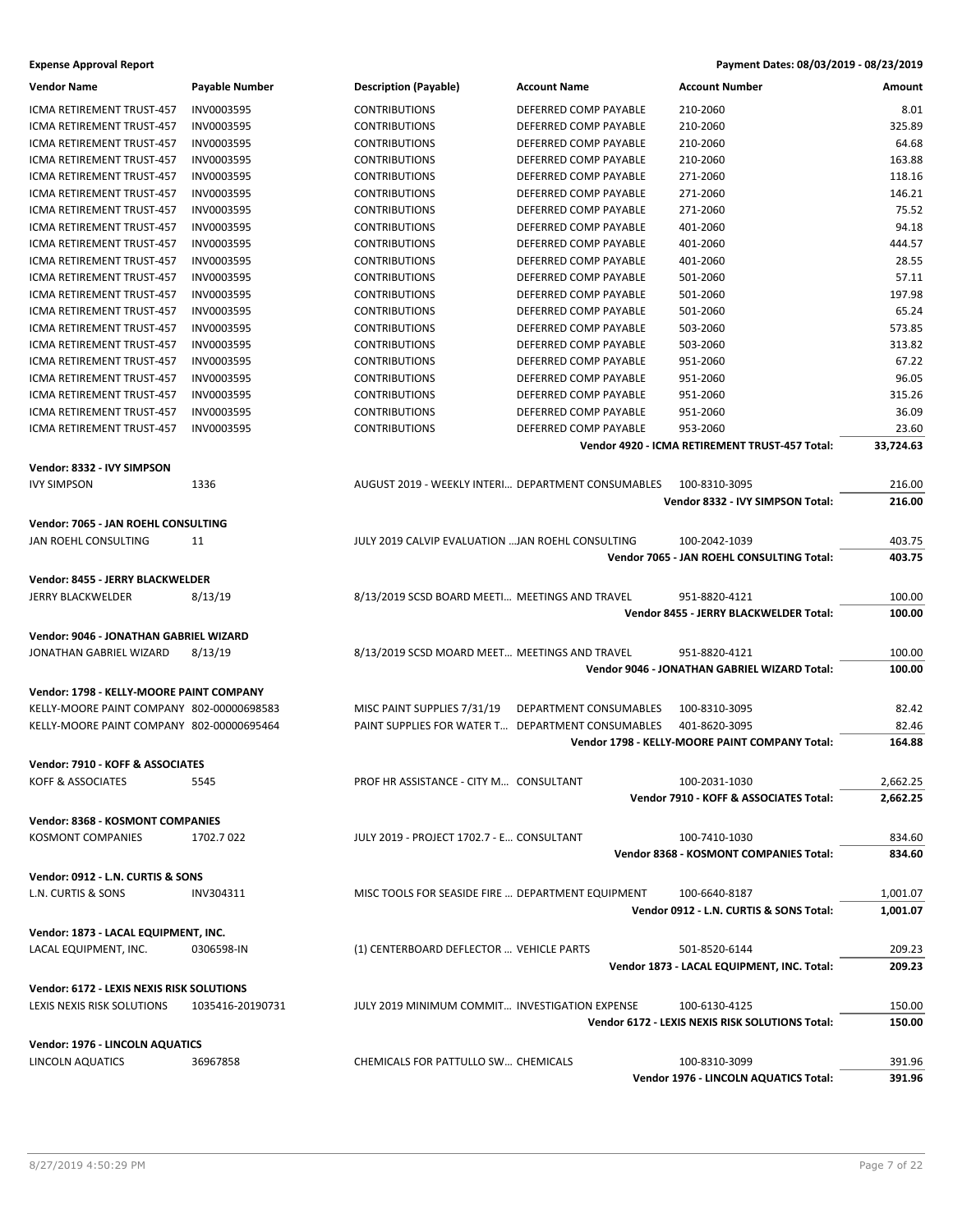**Expense Approval Report** — Payment Dates: 08/03/2019 - 08/23/2019

| Vendor Name | Payable Number | Description (Payable) | Account Name | Account Number | Amount |
|---|---|---|---|---|---|
| ICMA RETIREMENT TRUST-457 | INV0003595 | CONTRIBUTIONS | DEFERRED COMP PAYABLE | 210-2060 | 8.01 |
| ICMA RETIREMENT TRUST-457 | INV0003595 | CONTRIBUTIONS | DEFERRED COMP PAYABLE | 210-2060 | 325.89 |
| ICMA RETIREMENT TRUST-457 | INV0003595 | CONTRIBUTIONS | DEFERRED COMP PAYABLE | 210-2060 | 64.68 |
| ICMA RETIREMENT TRUST-457 | INV0003595 | CONTRIBUTIONS | DEFERRED COMP PAYABLE | 210-2060 | 163.88 |
| ICMA RETIREMENT TRUST-457 | INV0003595 | CONTRIBUTIONS | DEFERRED COMP PAYABLE | 271-2060 | 118.16 |
| ICMA RETIREMENT TRUST-457 | INV0003595 | CONTRIBUTIONS | DEFERRED COMP PAYABLE | 271-2060 | 146.21 |
| ICMA RETIREMENT TRUST-457 | INV0003595 | CONTRIBUTIONS | DEFERRED COMP PAYABLE | 271-2060 | 75.52 |
| ICMA RETIREMENT TRUST-457 | INV0003595 | CONTRIBUTIONS | DEFERRED COMP PAYABLE | 401-2060 | 94.18 |
| ICMA RETIREMENT TRUST-457 | INV0003595 | CONTRIBUTIONS | DEFERRED COMP PAYABLE | 401-2060 | 444.57 |
| ICMA RETIREMENT TRUST-457 | INV0003595 | CONTRIBUTIONS | DEFERRED COMP PAYABLE | 401-2060 | 28.55 |
| ICMA RETIREMENT TRUST-457 | INV0003595 | CONTRIBUTIONS | DEFERRED COMP PAYABLE | 501-2060 | 57.11 |
| ICMA RETIREMENT TRUST-457 | INV0003595 | CONTRIBUTIONS | DEFERRED COMP PAYABLE | 501-2060 | 197.98 |
| ICMA RETIREMENT TRUST-457 | INV0003595 | CONTRIBUTIONS | DEFERRED COMP PAYABLE | 501-2060 | 65.24 |
| ICMA RETIREMENT TRUST-457 | INV0003595 | CONTRIBUTIONS | DEFERRED COMP PAYABLE | 503-2060 | 573.85 |
| ICMA RETIREMENT TRUST-457 | INV0003595 | CONTRIBUTIONS | DEFERRED COMP PAYABLE | 503-2060 | 313.82 |
| ICMA RETIREMENT TRUST-457 | INV0003595 | CONTRIBUTIONS | DEFERRED COMP PAYABLE | 951-2060 | 67.22 |
| ICMA RETIREMENT TRUST-457 | INV0003595 | CONTRIBUTIONS | DEFERRED COMP PAYABLE | 951-2060 | 96.05 |
| ICMA RETIREMENT TRUST-457 | INV0003595 | CONTRIBUTIONS | DEFERRED COMP PAYABLE | 951-2060 | 315.26 |
| ICMA RETIREMENT TRUST-457 | INV0003595 | CONTRIBUTIONS | DEFERRED COMP PAYABLE | 951-2060 | 36.09 |
| ICMA RETIREMENT TRUST-457 | INV0003595 | CONTRIBUTIONS | DEFERRED COMP PAYABLE | 953-2060 | 23.60 |
| | | | | **Vendor 4920 - ICMA RETIREMENT TRUST-457 Total:** | **33,724.63** |
| **Vendor: 8332 - IVY SIMPSON** | | | | | |
| IVY SIMPSON | 1336 | AUGUST 2019 - WEEKLY INTERI... | DEPARTMENT CONSUMABLES | 100-8310-3095 | 216.00 |
| | | | | **Vendor 8332 - IVY SIMPSON Total:** | **216.00** |
| **Vendor: 7065 - JAN ROEHL CONSULTING** | | | | | |
| JAN ROEHL CONSULTING | 11 | JULY 2019 CALVIP EVALUATION ... | JAN ROEHL CONSULTING | 100-2042-1039 | 403.75 |
| | | | | **Vendor 7065 - JAN ROEHL CONSULTING Total:** | **403.75** |
| **Vendor: 8455 - JERRY BLACKWELDER** | | | | | |
| JERRY BLACKWELDER | 8/13/19 | 8/13/2019 SCSD BOARD MEETI... | MEETINGS AND TRAVEL | 951-8820-4121 | 100.00 |
| | | | | **Vendor 8455 - JERRY BLACKWELDER Total:** | **100.00** |
| **Vendor: 9046 - JONATHAN GABRIEL WIZARD** | | | | | |
| JONATHAN GABRIEL WIZARD | 8/13/19 | 8/13/2019 SCSD MOARD MEET... | MEETINGS AND TRAVEL | 951-8820-4121 | 100.00 |
| | | | | **Vendor 9046 - JONATHAN GABRIEL WIZARD Total:** | **100.00** |
| **Vendor: 1798 - KELLY-MOORE PAINT COMPANY** | | | | | |
| KELLY-MOORE PAINT COMPANY | 802-00000698583 | MISC PAINT SUPPLIES 7/31/19 | DEPARTMENT CONSUMABLES | 100-8310-3095 | 82.42 |
| KELLY-MOORE PAINT COMPANY | 802-00000695464 | PAINT SUPPLIES FOR WATER T... | DEPARTMENT CONSUMABLES | 401-8620-3095 | 82.46 |
| | | | | **Vendor 1798 - KELLY-MOORE PAINT COMPANY Total:** | **164.88** |
| **Vendor: 7910 - KOFF & ASSOCIATES** | | | | | |
| KOFF & ASSOCIATES | 5545 | PROF HR ASSISTANCE - CITY M... | CONSULTANT | 100-2031-1030 | 2,662.25 |
| | | | | **Vendor 7910 - KOFF & ASSOCIATES Total:** | **2,662.25** |
| **Vendor: 8368 - KOSMONT COMPANIES** | | | | | |
| KOSMONT COMPANIES | 1702.7 022 | JULY 2019 - PROJECT 1702.7 - E... | CONSULTANT | 100-7410-1030 | 834.60 |
| | | | | **Vendor 8368 - KOSMONT COMPANIES Total:** | **834.60** |
| **Vendor: 0912 - L.N. CURTIS & SONS** | | | | | |
| L.N. CURTIS & SONS | INV304311 | MISC TOOLS FOR SEASIDE FIRE ... | DEPARTMENT EQUIPMENT | 100-6640-8187 | 1,001.07 |
| | | | | **Vendor 0912 - L.N. CURTIS & SONS Total:** | **1,001.07** |
| **Vendor: 1873 - LACAL EQUIPMENT, INC.** | | | | | |
| LACAL EQUIPMENT, INC. | 0306598-IN | (1) CENTERBOARD DEFLECTOR ... | VEHICLE PARTS | 501-8520-6144 | 209.23 |
| | | | | **Vendor 1873 - LACAL EQUIPMENT, INC. Total:** | **209.23** |
| **Vendor: 6172 - LEXIS NEXIS RISK SOLUTIONS** | | | | | |
| LEXIS NEXIS RISK SOLUTIONS | 1035416-20190731 | JULY 2019 MINIMUM COMMIT... | INVESTIGATION EXPENSE | 100-6130-4125 | 150.00 |
| | | | | **Vendor 6172 - LEXIS NEXIS RISK SOLUTIONS Total:** | **150.00** |
| **Vendor: 1976 - LINCOLN AQUATICS** | | | | | |
| LINCOLN AQUATICS | 36967858 | CHEMICALS FOR PATTULLO SW... | CHEMICALS | 100-8310-3099 | 391.96 |
| | | | | **Vendor 1976 - LINCOLN AQUATICS Total:** | **391.96** |

8/27/2019 4:50:29 PM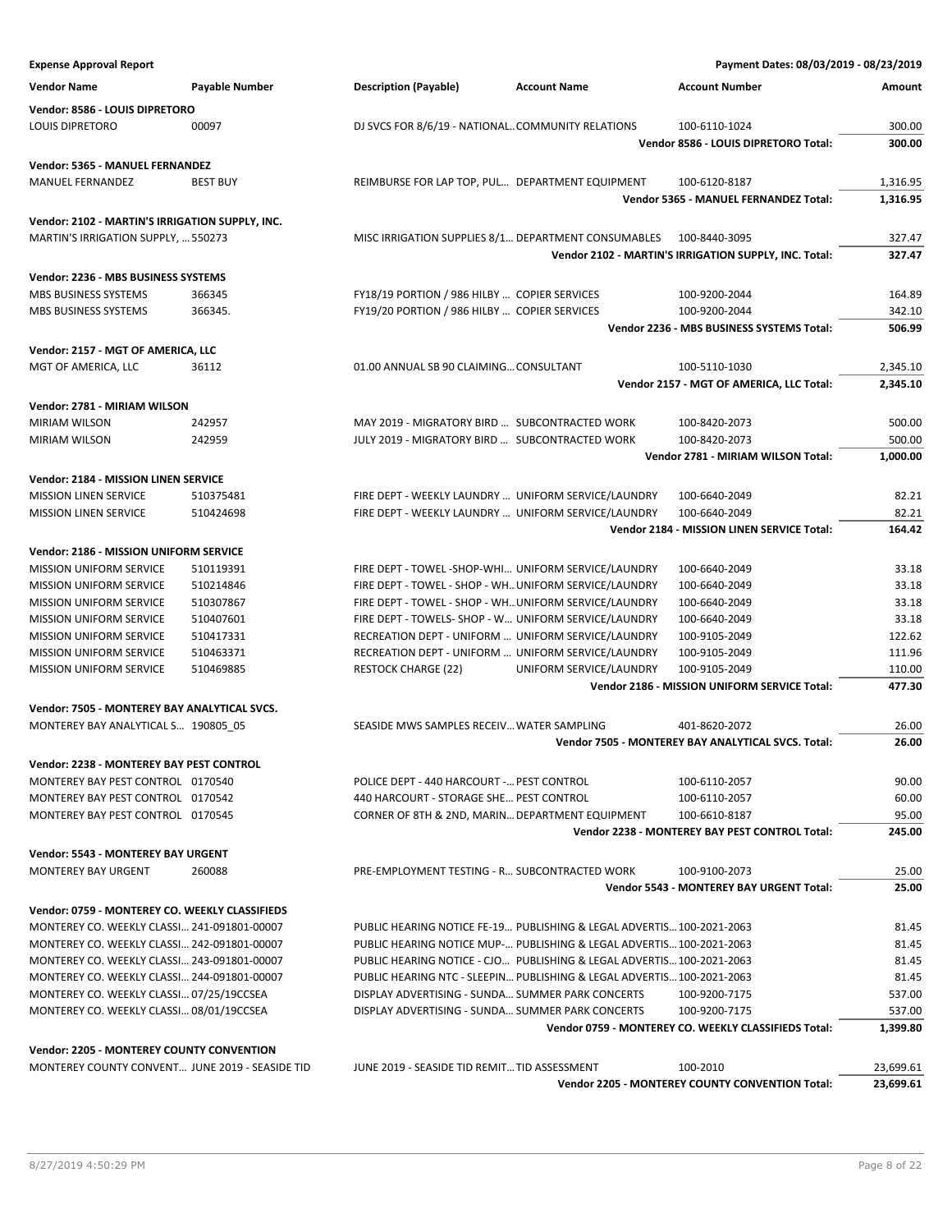**Expense Approval Report** | **Payment Dates: 08/03/2019 - 08/23/2019**

| Vendor Name | Payable Number | Description (Payable) | Account Name | Account Number | Amount |
|---|---|---|---|---|---|
| **Vendor: 8586 - LOUIS DIPRETORO** | | | | | |
| LOUIS DIPRETORO | 00097 | DJ SVCS FOR 8/6/19 - NATIONAL... | COMMUNITY RELATIONS | 100-6110-1024 | 300.00 |
| | | | | **Vendor 8586 - LOUIS DIPRETORO Total:** | **300.00** |
| **Vendor: 5365 - MANUEL FERNANDEZ** | | | | | |
| MANUEL FERNANDEZ | BEST BUY | REIMBURSE FOR LAP TOP, PUL... | DEPARTMENT EQUIPMENT | 100-6120-8187 | 1,316.95 |
| | | | | **Vendor 5365 - MANUEL FERNANDEZ Total:** | **1,316.95** |
| **Vendor: 2102 - MARTIN'S IRRIGATION SUPPLY, INC.** | | | | | |
| MARTIN'S IRRIGATION SUPPLY, ... | 550273 | MISC IRRIGATION SUPPLIES 8/1... | DEPARTMENT CONSUMABLES | 100-8440-3095 | 327.47 |
| | | | | **Vendor 2102 - MARTIN'S IRRIGATION SUPPLY, INC. Total:** | **327.47** |
| **Vendor: 2236 - MBS BUSINESS SYSTEMS** | | | | | |
| MBS BUSINESS SYSTEMS | 366345 | FY18/19 PORTION / 986 HILBY ... | COPIER SERVICES | 100-9200-2044 | 164.89 |
| MBS BUSINESS SYSTEMS | 366345. | FY19/20 PORTION / 986 HILBY ... | COPIER SERVICES | 100-9200-2044 | 342.10 |
| | | | | **Vendor 2236 - MBS BUSINESS SYSTEMS Total:** | **506.99** |
| **Vendor: 2157 - MGT OF AMERICA, LLC** | | | | | |
| MGT OF AMERICA, LLC | 36112 | 01.00 ANNUAL SB 90 CLAIMING... | CONSULTANT | 100-5110-1030 | 2,345.10 |
| | | | | **Vendor 2157 - MGT OF AMERICA, LLC Total:** | **2,345.10** |
| **Vendor: 2781 - MIRIAM WILSON** | | | | | |
| MIRIAM WILSON | 242957 | MAY 2019 - MIGRATORY BIRD ... | SUBCONTRACTED WORK | 100-8420-2073 | 500.00 |
| MIRIAM WILSON | 242959 | JULY 2019 - MIGRATORY BIRD ... | SUBCONTRACTED WORK | 100-8420-2073 | 500.00 |
| | | | | **Vendor 2781 - MIRIAM WILSON Total:** | **1,000.00** |
| **Vendor: 2184 - MISSION LINEN SERVICE** | | | | | |
| MISSION LINEN SERVICE | 510375481 | FIRE DEPT - WEEKLY LAUNDRY ... | UNIFORM SERVICE/LAUNDRY | 100-6640-2049 | 82.21 |
| MISSION LINEN SERVICE | 510424698 | FIRE DEPT - WEEKLY LAUNDRY ... | UNIFORM SERVICE/LAUNDRY | 100-6640-2049 | 82.21 |
| | | | | **Vendor 2184 - MISSION LINEN SERVICE Total:** | **164.42** |
| **Vendor: 2186 - MISSION UNIFORM SERVICE** | | | | | |
| MISSION UNIFORM SERVICE | 510119391 | FIRE DEPT - TOWEL -SHOP-WHI... | UNIFORM SERVICE/LAUNDRY | 100-6640-2049 | 33.18 |
| MISSION UNIFORM SERVICE | 510214846 | FIRE DEPT - TOWEL - SHOP - WH... | UNIFORM SERVICE/LAUNDRY | 100-6640-2049 | 33.18 |
| MISSION UNIFORM SERVICE | 510307867 | FIRE DEPT - TOWEL - SHOP - WH... | UNIFORM SERVICE/LAUNDRY | 100-6640-2049 | 33.18 |
| MISSION UNIFORM SERVICE | 510407601 | FIRE DEPT - TOWELS- SHOP - W... | UNIFORM SERVICE/LAUNDRY | 100-6640-2049 | 33.18 |
| MISSION UNIFORM SERVICE | 510417331 | RECREATION DEPT - UNIFORM ... | UNIFORM SERVICE/LAUNDRY | 100-9105-2049 | 122.62 |
| MISSION UNIFORM SERVICE | 510463371 | RECREATION DEPT - UNIFORM ... | UNIFORM SERVICE/LAUNDRY | 100-9105-2049 | 111.96 |
| MISSION UNIFORM SERVICE | 510469885 | RESTOCK CHARGE (22) | UNIFORM SERVICE/LAUNDRY | 100-9105-2049 | 110.00 |
| | | | | **Vendor 2186 - MISSION UNIFORM SERVICE Total:** | **477.30** |
| **Vendor: 7505 - MONTEREY BAY ANALYTICAL SVCS.** | | | | | |
| MONTEREY BAY ANALYTICAL S... | 190805_05 | SEASIDE MWS SAMPLES RECEIV... | WATER SAMPLING | 401-8620-2072 | 26.00 |
| | | | | **Vendor 7505 - MONTEREY BAY ANALYTICAL SVCS. Total:** | **26.00** |
| **Vendor: 2238 - MONTEREY BAY PEST CONTROL** | | | | | |
| MONTEREY BAY PEST CONTROL | 0170540 | POLICE DEPT - 440 HARCOURT -... | PEST CONTROL | 100-6110-2057 | 90.00 |
| MONTEREY BAY PEST CONTROL | 0170542 | 440 HARCOURT - STORAGE SHE... | PEST CONTROL | 100-6110-2057 | 60.00 |
| MONTEREY BAY PEST CONTROL | 0170545 | CORNER OF 8TH & 2ND, MARIN... | DEPARTMENT EQUIPMENT | 100-6610-8187 | 95.00 |
| | | | | **Vendor 2238 - MONTEREY BAY PEST CONTROL Total:** | **245.00** |
| **Vendor: 5543 - MONTEREY BAY URGENT** | | | | | |
| MONTEREY BAY URGENT | 260088 | PRE-EMPLOYMENT TESTING - R... | SUBCONTRACTED WORK | 100-9100-2073 | 25.00 |
| | | | | **Vendor 5543 - MONTEREY BAY URGENT Total:** | **25.00** |
| **Vendor: 0759 - MONTEREY CO. WEEKLY CLASSIFIEDS** | | | | | |
| MONTEREY CO. WEEKLY CLASSI... | 241-091801-00007 | PUBLIC HEARING NOTICE FE-19... | PUBLISHING & LEGAL ADVERTIS... | 100-2021-2063 | 81.45 |
| MONTEREY CO. WEEKLY CLASSI... | 242-091801-00007 | PUBLIC HEARING NOTICE MUP-... | PUBLISHING & LEGAL ADVERTIS... | 100-2021-2063 | 81.45 |
| MONTEREY CO. WEEKLY CLASSI... | 243-091801-00007 | PUBLIC HEARING NOTICE - CJO... | PUBLISHING & LEGAL ADVERTIS... | 100-2021-2063 | 81.45 |
| MONTEREY CO. WEEKLY CLASSI... | 244-091801-00007 | PUBLIC HEARING NTC - SLEEPIN... | PUBLISHING & LEGAL ADVERTIS... | 100-2021-2063 | 81.45 |
| MONTEREY CO. WEEKLY CLASSI... | 07/25/19CCSEA | DISPLAY ADVERTISING - SUNDA... | SUMMER PARK CONCERTS | 100-9200-7175 | 537.00 |
| MONTEREY CO. WEEKLY CLASSI... | 08/01/19CCSEA | DISPLAY ADVERTISING - SUNDA... | SUMMER PARK CONCERTS | 100-9200-7175 | 537.00 |
| | | | | **Vendor 0759 - MONTEREY CO. WEEKLY CLASSIFIEDS Total:** | **1,399.80** |
| **Vendor: 2205 - MONTEREY COUNTY CONVENTION** | | | | | |
| MONTEREY COUNTY CONVENT... | JUNE 2019 - SEASIDE TID | JUNE 2019 - SEASIDE TID REMIT... | TID ASSESSMENT | 100-2010 | 23,699.61 |
| | | | | **Vendor 2205 - MONTEREY COUNTY CONVENTION Total:** | **23,699.61** |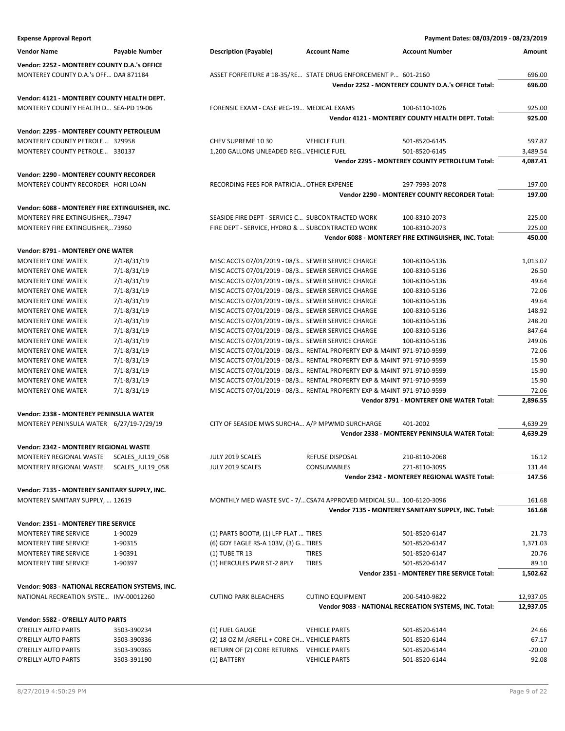**Expense Approval Report** — Payment Dates: 08/03/2019 - 08/23/2019

| Vendor Name | Payable Number | Description (Payable) | Account Name | Account Number | Amount |
|---|---|---|---|---|---|
| **Vendor: 2252 - MONTEREY COUNTY D.A.'s OFFICE** | | | | | |
| MONTEREY COUNTY D.A.'s OFF... | DA# 871184 | ASSET FORFEITURE # 18-35/RE... | STATE DRUG ENFORCEMENT P... | 601-2160 | 696.00 |
| | | | | **Vendor 2252 - MONTEREY COUNTY D.A.'s OFFICE Total:** | **696.00** |
| **Vendor: 4121 - MONTEREY COUNTY HEALTH DEPT.** | | | | | |
| MONTEREY COUNTY HEALTH D... | SEA-PD 19-06 | FORENSIC EXAM - CASE #EG-19... | MEDICAL EXAMS | 100-6110-1026 | 925.00 |
| | | | | **Vendor 4121 - MONTEREY COUNTY HEALTH DEPT. Total:** | **925.00** |
| **Vendor: 2295 - MONTEREY COUNTY PETROLEUM** | | | | | |
| MONTEREY COUNTY PETROLE... | 329958 | CHEV SUPREME 10 30 | VEHICLE FUEL | 501-8520-6145 | 597.87 |
| MONTEREY COUNTY PETROLE... | 330137 | 1,200 GALLONS UNLEADED REG... | VEHICLE FUEL | 501-8520-6145 | 3,489.54 |
| | | | | **Vendor 2295 - MONTEREY COUNTY PETROLEUM Total:** | **4,087.41** |
| **Vendor: 2290 - MONTEREY COUNTY RECORDER** | | | | | |
| MONTEREY COUNTY RECORDER | HORI LOAN | RECORDING FEES FOR PATRICIA... | OTHER EXPENSE | 297-7993-2078 | 197.00 |
| | | | | **Vendor 2290 - MONTEREY COUNTY RECORDER Total:** | **197.00** |
| **Vendor: 6088 - MONTEREY FIRE EXTINGUISHER, INC.** | | | | | |
| MONTEREY FIRE EXTINGUISHER,... | 73947 | SEASIDE FIRE DEPT - SERVICE C... | SUBCONTRACTED WORK | 100-8310-2073 | 225.00 |
| MONTEREY FIRE EXTINGUISHER,... | 73960 | FIRE DEPT - SERVICE, HYDRO & ... | SUBCONTRACTED WORK | 100-8310-2073 | 225.00 |
| | | | | **Vendor 6088 - MONTEREY FIRE EXTINGUISHER, INC. Total:** | **450.00** |
| **Vendor: 8791 - MONTEREY ONE WATER** | | | | | |
| MONTEREY ONE WATER | 7/1-8/31/19 | MISC ACCTS 07/01/2019 - 08/3... | SEWER SERVICE CHARGE | 100-8310-5136 | 1,013.07 |
| MONTEREY ONE WATER | 7/1-8/31/19 | MISC ACCTS 07/01/2019 - 08/3... | SEWER SERVICE CHARGE | 100-8310-5136 | 26.50 |
| MONTEREY ONE WATER | 7/1-8/31/19 | MISC ACCTS 07/01/2019 - 08/3... | SEWER SERVICE CHARGE | 100-8310-5136 | 49.64 |
| MONTEREY ONE WATER | 7/1-8/31/19 | MISC ACCTS 07/01/2019 - 08/3... | SEWER SERVICE CHARGE | 100-8310-5136 | 72.06 |
| MONTEREY ONE WATER | 7/1-8/31/19 | MISC ACCTS 07/01/2019 - 08/3... | SEWER SERVICE CHARGE | 100-8310-5136 | 49.64 |
| MONTEREY ONE WATER | 7/1-8/31/19 | MISC ACCTS 07/01/2019 - 08/3... | SEWER SERVICE CHARGE | 100-8310-5136 | 148.92 |
| MONTEREY ONE WATER | 7/1-8/31/19 | MISC ACCTS 07/01/2019 - 08/3... | SEWER SERVICE CHARGE | 100-8310-5136 | 248.20 |
| MONTEREY ONE WATER | 7/1-8/31/19 | MISC ACCTS 07/01/2019 - 08/3... | SEWER SERVICE CHARGE | 100-8310-5136 | 847.64 |
| MONTEREY ONE WATER | 7/1-8/31/19 | MISC ACCTS 07/01/2019 - 08/3... | SEWER SERVICE CHARGE | 100-8310-5136 | 249.06 |
| MONTEREY ONE WATER | 7/1-8/31/19 | MISC ACCTS 07/01/2019 - 08/3... | RENTAL PROPERTY EXP & MAINT | 971-9710-9599 | 72.06 |
| MONTEREY ONE WATER | 7/1-8/31/19 | MISC ACCTS 07/01/2019 - 08/3... | RENTAL PROPERTY EXP & MAINT | 971-9710-9599 | 15.90 |
| MONTEREY ONE WATER | 7/1-8/31/19 | MISC ACCTS 07/01/2019 - 08/3... | RENTAL PROPERTY EXP & MAINT | 971-9710-9599 | 15.90 |
| MONTEREY ONE WATER | 7/1-8/31/19 | MISC ACCTS 07/01/2019 - 08/3... | RENTAL PROPERTY EXP & MAINT | 971-9710-9599 | 15.90 |
| MONTEREY ONE WATER | 7/1-8/31/19 | MISC ACCTS 07/01/2019 - 08/3... | RENTAL PROPERTY EXP & MAINT | 971-9710-9599 | 72.06 |
| | | | | **Vendor 8791 - MONTEREY ONE WATER Total:** | **2,896.55** |
| **Vendor: 2338 - MONTEREY PENINSULA WATER** | | | | | |
| MONTEREY PENINSULA WATER | 6/27/19-7/29/19 | CITY OF SEASIDE MWS SURCHA... | A/P MPWMD SURCHARGE | 401-2002 | 4,639.29 |
| | | | | **Vendor 2338 - MONTEREY PENINSULA WATER Total:** | **4,639.29** |
| **Vendor: 2342 - MONTEREY REGIONAL WASTE** | | | | | |
| MONTEREY REGIONAL WASTE | SCALES_JUL19_058 | JULY 2019 SCALES | REFUSE DISPOSAL | 210-8110-2068 | 16.12 |
| MONTEREY REGIONAL WASTE | SCALES_JUL19_058 | JULY 2019 SCALES | CONSUMABLES | 271-8110-3095 | 131.44 |
| | | | | **Vendor 2342 - MONTEREY REGIONAL WASTE Total:** | **147.56** |
| **Vendor: 7135 - MONTEREY SANITARY SUPPLY, INC.** | | | | | |
| MONTEREY SANITARY SUPPLY, ... | 12619 | MONTHLY MED WASTE SVC - 7/... | CSA74 APPROVED MEDICAL SU... | 100-6120-3096 | 161.68 |
| | | | | **Vendor 7135 - MONTEREY SANITARY SUPPLY, INC. Total:** | **161.68** |
| **Vendor: 2351 - MONTEREY TIRE SERVICE** | | | | | |
| MONTEREY TIRE SERVICE | 1-90029 | (1) PARTS BOOT#, (1) LFP FLAT ... | TIRES | 501-8520-6147 | 21.73 |
| MONTEREY TIRE SERVICE | 1-90315 | (6) GDY EAGLE RS-A 103V, (3) G... | TIRES | 501-8520-6147 | 1,371.03 |
| MONTEREY TIRE SERVICE | 1-90391 | (1) TUBE TR 13 | TIRES | 501-8520-6147 | 20.76 |
| MONTEREY TIRE SERVICE | 1-90397 | (1) HERCULES PWR ST-2 8PLY | TIRES | 501-8520-6147 | 89.10 |
| | | | | **Vendor 2351 - MONTEREY TIRE SERVICE Total:** | **1,502.62** |
| **Vendor: 9083 - NATIONAL RECREATION SYSTEMS, INC.** | | | | | |
| NATIONAL RECREATION SYSTE... | INV-00012260 | CUTINO PARK BLEACHERS | CUTINO EQUIPMENT | 200-5410-9822 | 12,937.05 |
| | | | | **Vendor 9083 - NATIONAL RECREATION SYSTEMS, INC. Total:** | **12,937.05** |
| **Vendor: 5582 - O'REILLY AUTO PARTS** | | | | | |
| O'REILLY AUTO PARTS | 3503-390234 | (1) FUEL GAUGE | VEHICLE PARTS | 501-8520-6144 | 24.66 |
| O'REILLY AUTO PARTS | 3503-390336 | (2) 18 OZ M /cREFLL + CORE CH... | VEHICLE PARTS | 501-8520-6144 | 67.17 |
| O'REILLY AUTO PARTS | 3503-390365 | RETURN OF (2) CORE RETURNS | VEHICLE PARTS | 501-8520-6144 | -20.00 |
| O'REILLY AUTO PARTS | 3503-391190 | (1) BATTERY | VEHICLE PARTS | 501-8520-6144 | 92.08 |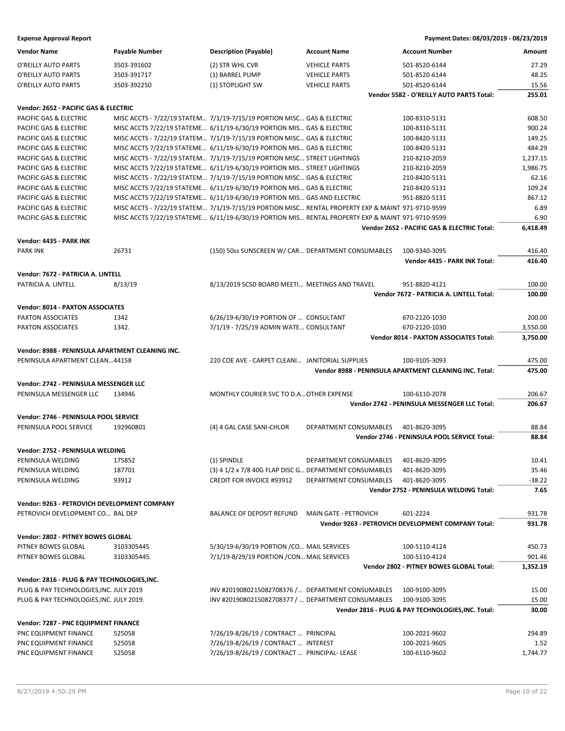**Expense Approval Report** — Payment Dates: 08/03/2019 - 08/23/2019

| Vendor Name | Payable Number | Description (Payable) | Account Name | Account Number | Amount |
|---|---|---|---|---|---|
| O'REILLY AUTO PARTS | 3503-391602 | (2) STR WHL CVR | VEHICLE PARTS | 501-8520-6144 | 27.29 |
| O'REILLY AUTO PARTS | 3503-391717 | (1) BARREL PUMP | VEHICLE PARTS | 501-8520-6144 | 48.25 |
| O'REILLY AUTO PARTS | 3503-392250 | (1) STOPLIGHT SW | VEHICLE PARTS | 501-8520-6144 | 15.56 |
| | | | | **Vendor 5582 - O'REILLY AUTO PARTS Total:** | **255.01** |
| **Vendor: 2652 - PACIFIC GAS & ELECTRIC** | | | | | |
| PACIFIC GAS & ELECTRIC | MISC ACCTS - 7/22/19 STATEM… | 7/1/19-7/15/19 PORTION MISC… | GAS & ELECTRIC | 100-8310-5131 | 608.50 |
| PACIFIC GAS & ELECTRIC | MISC ACCTS 7/22/19 STATEME… | 6/11/19-6/30/19 PORTION MIS… | GAS & ELECTRIC | 100-8310-5131 | 900.24 |
| PACIFIC GAS & ELECTRIC | MISC ACCTS - 7/22/19 STATEM… | 7/1/19-7/15/19 PORTION MISC… | GAS & ELECTRIC | 100-8420-5131 | 149.25 |
| PACIFIC GAS & ELECTRIC | MISC ACCTS 7/22/19 STATEME… | 6/11/19-6/30/19 PORTION MIS… | GAS & ELECTRIC | 100-8420-5131 | 484.29 |
| PACIFIC GAS & ELECTRIC | MISC ACCTS - 7/22/19 STATEM… | 7/1/19-7/15/19 PORTION MISC… | STREET LIGHTINGS | 210-8210-2059 | 1,237.15 |
| PACIFIC GAS & ELECTRIC | MISC ACCTS 7/22/19 STATEME… | 6/11/19-6/30/19 PORTION MIS… | STREET LIGHTINGS | 210-8210-2059 | 1,986.75 |
| PACIFIC GAS & ELECTRIC | MISC ACCTS - 7/22/19 STATEM… | 7/1/19-7/15/19 PORTION MISC… | GAS & ELECTRIC | 210-8420-5131 | 62.16 |
| PACIFIC GAS & ELECTRIC | MISC ACCTS 7/22/19 STATEME… | 6/11/19-6/30/19 PORTION MIS… | GAS & ELECTRIC | 210-8420-5131 | 109.24 |
| PACIFIC GAS & ELECTRIC | MISC ACCTS 7/22/19 STATEME… | 6/11/19-6/30/19 PORTION MIS… | GAS AND ELECTRIC | 951-8820-5131 | 867.12 |
| PACIFIC GAS & ELECTRIC | MISC ACCTS - 7/22/19 STATEM… | 7/1/19-7/15/19 PORTION MISC… | RENTAL PROPERTY EXP & MAINT | 971-9710-9599 | 6.89 |
| PACIFIC GAS & ELECTRIC | MISC ACCTS 7/22/19 STATEME… | 6/11/19-6/30/19 PORTION MIS… | RENTAL PROPERTY EXP & MAINT | 971-9710-9599 | 6.90 |
| | | | | **Vendor 2652 - PACIFIC GAS & ELECTRIC Total:** | **6,418.49** |
| **Vendor: 4435 - PARK INK** | | | | | |
| PARK INK | 26731 | (150) 50ss SUNSCREEN W/ CAR… | DEPARTMENT CONSUMABLES | 100-9340-3095 | 416.40 |
| | | | | **Vendor 4435 - PARK INK Total:** | **416.40** |
| **Vendor: 7672 - PATRICIA A. LINTELL** | | | | | |
| PATRICIA A. LINTELL | 8/13/19 | 8/13/2019 SCSD BOARD MEETI… | MEETINGS AND TRAVEL | 951-8820-4121 | 100.00 |
| | | | | **Vendor 7672 - PATRICIA A. LINTELL Total:** | **100.00** |
| **Vendor: 8014 - PAXTON ASSOCIATES** | | | | | |
| PAXTON ASSOCIATES | 1342 | 6/26/19-6/30/19 PORTION OF … | CONSULTANT | 670-2120-1030 | 200.00 |
| PAXTON ASSOCIATES | 1342. | 7/1/19 - 7/25/19 ADMIN WATE… | CONSULTANT | 670-2120-1030 | 3,550.00 |
| | | | | **Vendor 8014 - PAXTON ASSOCIATES Total:** | **3,750.00** |
| **Vendor: 8988 - PENINSULA APARTMENT CLEANING INC.** | | | | | |
| PENINSULA APARTMENT CLEAN… | 44158 | 220 COE AVE - CARPET CLEANI… | JANITORIAL SUPPLIES | 100-9105-3093 | 475.00 |
| | | | | **Vendor 8988 - PENINSULA APARTMENT CLEANING INC. Total:** | **475.00** |
| **Vendor: 2742 - PENINSULA MESSENGER LLC** | | | | | |
| PENINSULA MESSENGER LLC | 134946 | MONTHLY COURIER SVC TO D.A… | OTHER EXPENSE | 100-6110-2078 | 206.67 |
| | | | | **Vendor 2742 - PENINSULA MESSENGER LLC Total:** | **206.67** |
| **Vendor: 2746 - PENINSULA POOL SERVICE** | | | | | |
| PENINSULA POOL SERVICE | 192960801 | (4) 4 GAL CASE SANI-CHLOR | DEPARTMENT CONSUMABLES | 401-8620-3095 | 88.84 |
| | | | | **Vendor 2746 - PENINSULA POOL SERVICE Total:** | **88.84** |
| **Vendor: 2752 - PENINSULA WELDING** | | | | | |
| PENINSULA WELDING | 175852 | (1) SPINDLE | DEPARTMENT CONSUMABLES | 401-8620-3095 | 10.41 |
| PENINSULA WELDING | 187701 | (3) 4 1/2 x 7/8 40G FLAP DISC G… | DEPARTMENT CONSUMABLES | 401-8620-3095 | 35.46 |
| PENINSULA WELDING | 93912 | CREDIT FOR INVOICE #93912 | DEPARTMENT CONSUMABLES | 401-8620-3095 | -38.22 |
| | | | | **Vendor 2752 - PENINSULA WELDING Total:** | **7.65** |
| **Vendor: 9263 - PETROVICH DEVELOPMENT COMPANY** | | | | | |
| PETROVICH DEVELOPMENT CO… | BAL DEP | BALANCE OF DEPOSIT REFUND | MAIN GATE - PETROVICH | 601-2224 | 931.78 |
| | | | | **Vendor 9263 - PETROVICH DEVELOPMENT COMPANY Total:** | **931.78** |
| **Vendor: 2802 - PITNEY BOWES GLOBAL** | | | | | |
| PITNEY BOWES GLOBAL | 3103305445 | 5/30/19-6/30/19 PORTION /CO… | MAIL SERVICES | 100-5110-4124 | 450.73 |
| PITNEY BOWES GLOBAL | 3103305445. | 7/1/19-8/29/19 PORTION /CON… | MAIL SERVICES | 100-5110-4124 | 901.46 |
| | | | | **Vendor 2802 - PITNEY BOWES GLOBAL Total:** | **1,352.19** |
| **Vendor: 2816 - PLUG & PAY TECHNOLOGIES,INC.** | | | | | |
| PLUG & PAY TECHNOLOGIES,INC. | JULY 2019 | INV #2019080215082708376 /… | DEPARTMENT CONSUMABLES | 100-9100-3095 | 15.00 |
| PLUG & PAY TECHNOLOGIES,INC. | JULY 2019. | INV #2019080215082708377 / … | DEPARTMENT CONSUMABLES | 100-9100-3095 | 15.00 |
| | | | | **Vendor 2816 - PLUG & PAY TECHNOLOGIES,INC. Total:** | **30.00** |
| **Vendor: 7287 - PNC EQUIPMENT FINANCE** | | | | | |
| PNC EQUIPMENT FINANCE | 525058 | 7/26/19-8/26/19 / CONTRACT … | PRINCIPAL | 100-2021-9602 | 294.89 |
| PNC EQUIPMENT FINANCE | 525058 | 7/26/19-8/26/19 / CONTRACT … | INTEREST | 100-2021-9605 | 1.52 |
| PNC EQUIPMENT FINANCE | 525058 | 7/26/19-8/26/19 / CONTRACT … | PRINCIPAL- LEASE | 100-6110-9602 | 1,744.77 |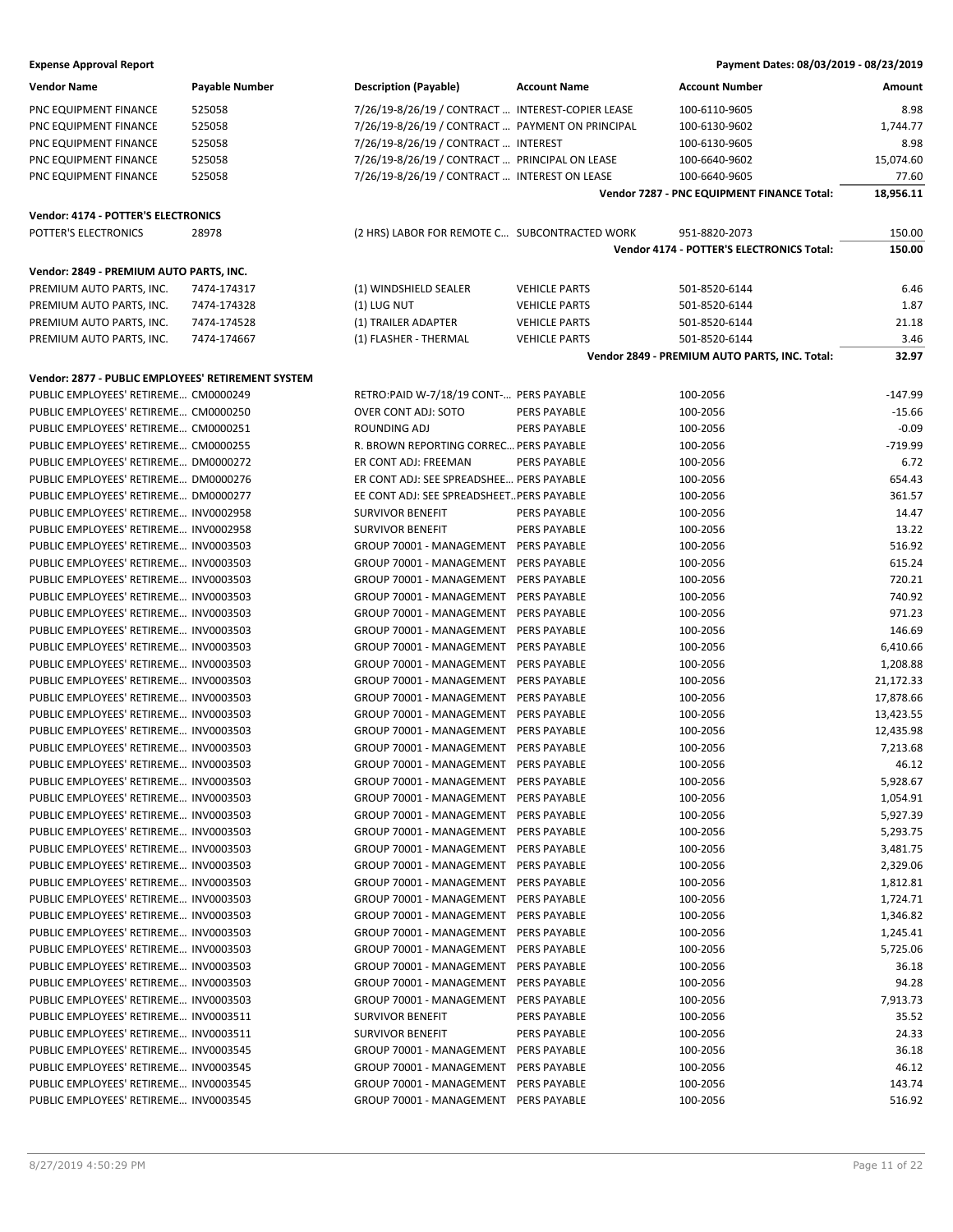**Expense Approval Report** — Payment Dates: 08/03/2019 - 08/23/2019

| Vendor Name | Payable Number | Description (Payable) | Account Name | Account Number | Amount |
|---|---|---|---|---|---|
| PNC EQUIPMENT FINANCE | 525058 | 7/26/19-8/26/19 / CONTRACT … | INTEREST-COPIER LEASE | 100-6110-9605 | 8.98 |
| PNC EQUIPMENT FINANCE | 525058 | 7/26/19-8/26/19 / CONTRACT … | PAYMENT ON PRINCIPAL | 100-6130-9602 | 1,744.77 |
| PNC EQUIPMENT FINANCE | 525058 | 7/26/19-8/26/19 / CONTRACT … | INTEREST | 100-6130-9605 | 8.98 |
| PNC EQUIPMENT FINANCE | 525058 | 7/26/19-8/26/19 / CONTRACT … | PRINCIPAL ON LEASE | 100-6640-9602 | 15,074.60 |
| PNC EQUIPMENT FINANCE | 525058 | 7/26/19-8/26/19 / CONTRACT … | INTEREST ON LEASE | 100-6640-9605 | 77.60 |
| | | | | **Vendor 7287 - PNC EQUIPMENT FINANCE Total:** | **18,956.11** |
| **Vendor: 4174 - POTTER'S ELECTRONICS** | | | | | |
| POTTER'S ELECTRONICS | 28978 | (2 HRS) LABOR FOR REMOTE C… | SUBCONTRACTED WORK | 951-8820-2073 | 150.00 |
| | | | | **Vendor 4174 - POTTER'S ELECTRONICS Total:** | **150.00** |
| **Vendor: 2849 - PREMIUM AUTO PARTS, INC.** | | | | | |
| PREMIUM AUTO PARTS, INC. | 7474-174317 | (1) WINDSHIELD SEALER | VEHICLE PARTS | 501-8520-6144 | 6.46 |
| PREMIUM AUTO PARTS, INC. | 7474-174328 | (1) LUG NUT | VEHICLE PARTS | 501-8520-6144 | 1.87 |
| PREMIUM AUTO PARTS, INC. | 7474-174528 | (1) TRAILER ADAPTER | VEHICLE PARTS | 501-8520-6144 | 21.18 |
| PREMIUM AUTO PARTS, INC. | 7474-174667 | (1) FLASHER - THERMAL | VEHICLE PARTS | 501-8520-6144 | 3.46 |
| | | | | **Vendor 2849 - PREMIUM AUTO PARTS, INC. Total:** | **32.97** |
| **Vendor: 2877 - PUBLIC EMPLOYEES' RETIREMENT SYSTEM** | | | | | |
| PUBLIC EMPLOYEES' RETIREME… | CM0000249 | RETRO:PAID W-7/18/19 CONT-… | PERS PAYABLE | 100-2056 | -147.99 |
| PUBLIC EMPLOYEES' RETIREME… | CM0000250 | OVER CONT ADJ: SOTO | PERS PAYABLE | 100-2056 | -15.66 |
| PUBLIC EMPLOYEES' RETIREME… | CM0000251 | ROUNDING ADJ | PERS PAYABLE | 100-2056 | -0.09 |
| PUBLIC EMPLOYEES' RETIREME… | CM0000255 | R. BROWN REPORTING CORREC… | PERS PAYABLE | 100-2056 | -719.99 |
| PUBLIC EMPLOYEES' RETIREME… | DM0000272 | ER CONT ADJ: FREEMAN | PERS PAYABLE | 100-2056 | 6.72 |
| PUBLIC EMPLOYEES' RETIREME… | DM0000276 | ER CONT ADJ: SEE SPREADSHEE… | PERS PAYABLE | 100-2056 | 654.43 |
| PUBLIC EMPLOYEES' RETIREME… | DM0000277 | EE CONT ADJ: SEE SPREADSHEET… | PERS PAYABLE | 100-2056 | 361.57 |
| PUBLIC EMPLOYEES' RETIREME… | INV0002958 | SURVIVOR BENEFIT | PERS PAYABLE | 100-2056 | 14.47 |
| PUBLIC EMPLOYEES' RETIREME… | INV0002958 | SURVIVOR BENEFIT | PERS PAYABLE | 100-2056 | 13.22 |
| PUBLIC EMPLOYEES' RETIREME… | INV0003503 | GROUP 70001 - MANAGEMENT | PERS PAYABLE | 100-2056 | 516.92 |
| PUBLIC EMPLOYEES' RETIREME… | INV0003503 | GROUP 70001 - MANAGEMENT | PERS PAYABLE | 100-2056 | 615.24 |
| PUBLIC EMPLOYEES' RETIREME… | INV0003503 | GROUP 70001 - MANAGEMENT | PERS PAYABLE | 100-2056 | 720.21 |
| PUBLIC EMPLOYEES' RETIREME… | INV0003503 | GROUP 70001 - MANAGEMENT | PERS PAYABLE | 100-2056 | 740.92 |
| PUBLIC EMPLOYEES' RETIREME… | INV0003503 | GROUP 70001 - MANAGEMENT | PERS PAYABLE | 100-2056 | 971.23 |
| PUBLIC EMPLOYEES' RETIREME… | INV0003503 | GROUP 70001 - MANAGEMENT | PERS PAYABLE | 100-2056 | 146.69 |
| PUBLIC EMPLOYEES' RETIREME… | INV0003503 | GROUP 70001 - MANAGEMENT | PERS PAYABLE | 100-2056 | 6,410.66 |
| PUBLIC EMPLOYEES' RETIREME… | INV0003503 | GROUP 70001 - MANAGEMENT | PERS PAYABLE | 100-2056 | 1,208.88 |
| PUBLIC EMPLOYEES' RETIREME… | INV0003503 | GROUP 70001 - MANAGEMENT | PERS PAYABLE | 100-2056 | 21,172.33 |
| PUBLIC EMPLOYEES' RETIREME… | INV0003503 | GROUP 70001 - MANAGEMENT | PERS PAYABLE | 100-2056 | 17,878.66 |
| PUBLIC EMPLOYEES' RETIREME… | INV0003503 | GROUP 70001 - MANAGEMENT | PERS PAYABLE | 100-2056 | 13,423.55 |
| PUBLIC EMPLOYEES' RETIREME… | INV0003503 | GROUP 70001 - MANAGEMENT | PERS PAYABLE | 100-2056 | 12,435.98 |
| PUBLIC EMPLOYEES' RETIREME… | INV0003503 | GROUP 70001 - MANAGEMENT | PERS PAYABLE | 100-2056 | 7,213.68 |
| PUBLIC EMPLOYEES' RETIREME… | INV0003503 | GROUP 70001 - MANAGEMENT | PERS PAYABLE | 100-2056 | 46.12 |
| PUBLIC EMPLOYEES' RETIREME… | INV0003503 | GROUP 70001 - MANAGEMENT | PERS PAYABLE | 100-2056 | 5,928.67 |
| PUBLIC EMPLOYEES' RETIREME… | INV0003503 | GROUP 70001 - MANAGEMENT | PERS PAYABLE | 100-2056 | 1,054.91 |
| PUBLIC EMPLOYEES' RETIREME… | INV0003503 | GROUP 70001 - MANAGEMENT | PERS PAYABLE | 100-2056 | 5,927.39 |
| PUBLIC EMPLOYEES' RETIREME… | INV0003503 | GROUP 70001 - MANAGEMENT | PERS PAYABLE | 100-2056 | 5,293.75 |
| PUBLIC EMPLOYEES' RETIREME… | INV0003503 | GROUP 70001 - MANAGEMENT | PERS PAYABLE | 100-2056 | 3,481.75 |
| PUBLIC EMPLOYEES' RETIREME… | INV0003503 | GROUP 70001 - MANAGEMENT | PERS PAYABLE | 100-2056 | 2,329.06 |
| PUBLIC EMPLOYEES' RETIREME… | INV0003503 | GROUP 70001 - MANAGEMENT | PERS PAYABLE | 100-2056 | 1,812.81 |
| PUBLIC EMPLOYEES' RETIREME… | INV0003503 | GROUP 70001 - MANAGEMENT | PERS PAYABLE | 100-2056 | 1,724.71 |
| PUBLIC EMPLOYEES' RETIREME… | INV0003503 | GROUP 70001 - MANAGEMENT | PERS PAYABLE | 100-2056 | 1,346.82 |
| PUBLIC EMPLOYEES' RETIREME… | INV0003503 | GROUP 70001 - MANAGEMENT | PERS PAYABLE | 100-2056 | 1,245.41 |
| PUBLIC EMPLOYEES' RETIREME… | INV0003503 | GROUP 70001 - MANAGEMENT | PERS PAYABLE | 100-2056 | 5,725.06 |
| PUBLIC EMPLOYEES' RETIREME… | INV0003503 | GROUP 70001 - MANAGEMENT | PERS PAYABLE | 100-2056 | 36.18 |
| PUBLIC EMPLOYEES' RETIREME… | INV0003503 | GROUP 70001 - MANAGEMENT | PERS PAYABLE | 100-2056 | 94.28 |
| PUBLIC EMPLOYEES' RETIREME… | INV0003503 | GROUP 70001 - MANAGEMENT | PERS PAYABLE | 100-2056 | 7,913.73 |
| PUBLIC EMPLOYEES' RETIREME… | INV0003511 | SURVIVOR BENEFIT | PERS PAYABLE | 100-2056 | 35.52 |
| PUBLIC EMPLOYEES' RETIREME… | INV0003511 | SURVIVOR BENEFIT | PERS PAYABLE | 100-2056 | 24.33 |
| PUBLIC EMPLOYEES' RETIREME… | INV0003545 | GROUP 70001 - MANAGEMENT | PERS PAYABLE | 100-2056 | 36.18 |
| PUBLIC EMPLOYEES' RETIREME… | INV0003545 | GROUP 70001 - MANAGEMENT | PERS PAYABLE | 100-2056 | 46.12 |
| PUBLIC EMPLOYEES' RETIREME… | INV0003545 | GROUP 70001 - MANAGEMENT | PERS PAYABLE | 100-2056 | 143.74 |
| PUBLIC EMPLOYEES' RETIREME… | INV0003545 | GROUP 70001 - MANAGEMENT | PERS PAYABLE | 100-2056 | 516.92 |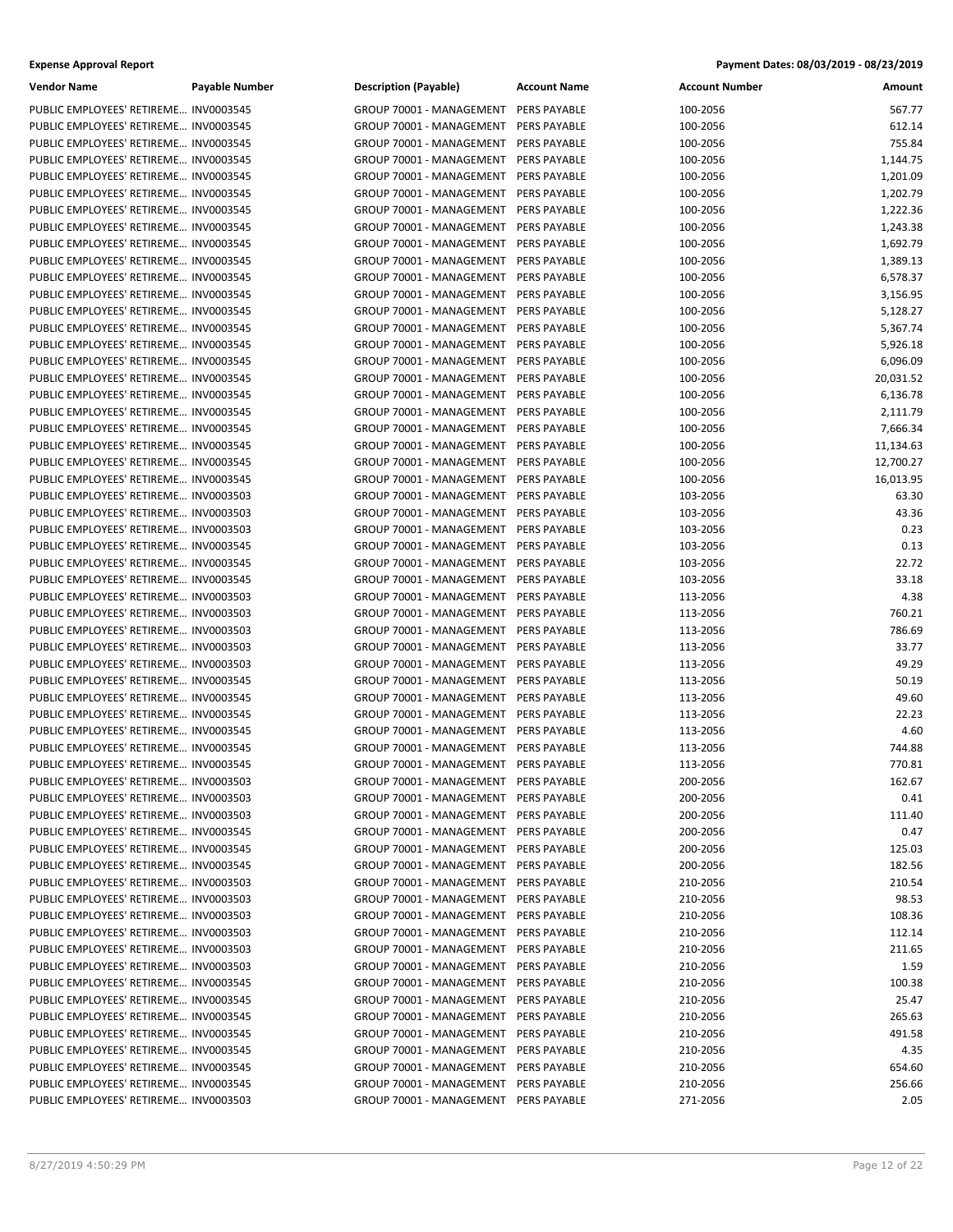**Expense Approval Report** — Payment Dates: 08/03/2019 - 08/23/2019

| Vendor Name | Payable Number | Description (Payable) | Account Name | Account Number | Amount |
|---|---|---|---|---|---|
| PUBLIC EMPLOYEES' RETIREME… | INV0003545 | GROUP 70001 - MANAGEMENT | PERS PAYABLE | 100-2056 | 567.77 |
| PUBLIC EMPLOYEES' RETIREME… | INV0003545 | GROUP 70001 - MANAGEMENT | PERS PAYABLE | 100-2056 | 612.14 |
| PUBLIC EMPLOYEES' RETIREME… | INV0003545 | GROUP 70001 - MANAGEMENT | PERS PAYABLE | 100-2056 | 755.84 |
| PUBLIC EMPLOYEES' RETIREME… | INV0003545 | GROUP 70001 - MANAGEMENT | PERS PAYABLE | 100-2056 | 1,144.75 |
| PUBLIC EMPLOYEES' RETIREME… | INV0003545 | GROUP 70001 - MANAGEMENT | PERS PAYABLE | 100-2056 | 1,201.09 |
| PUBLIC EMPLOYEES' RETIREME… | INV0003545 | GROUP 70001 - MANAGEMENT | PERS PAYABLE | 100-2056 | 1,202.79 |
| PUBLIC EMPLOYEES' RETIREME… | INV0003545 | GROUP 70001 - MANAGEMENT | PERS PAYABLE | 100-2056 | 1,222.36 |
| PUBLIC EMPLOYEES' RETIREME… | INV0003545 | GROUP 70001 - MANAGEMENT | PERS PAYABLE | 100-2056 | 1,243.38 |
| PUBLIC EMPLOYEES' RETIREME… | INV0003545 | GROUP 70001 - MANAGEMENT | PERS PAYABLE | 100-2056 | 1,692.79 |
| PUBLIC EMPLOYEES' RETIREME… | INV0003545 | GROUP 70001 - MANAGEMENT | PERS PAYABLE | 100-2056 | 1,389.13 |
| PUBLIC EMPLOYEES' RETIREME… | INV0003545 | GROUP 70001 - MANAGEMENT | PERS PAYABLE | 100-2056 | 6,578.37 |
| PUBLIC EMPLOYEES' RETIREME… | INV0003545 | GROUP 70001 - MANAGEMENT | PERS PAYABLE | 100-2056 | 3,156.95 |
| PUBLIC EMPLOYEES' RETIREME… | INV0003545 | GROUP 70001 - MANAGEMENT | PERS PAYABLE | 100-2056 | 5,128.27 |
| PUBLIC EMPLOYEES' RETIREME… | INV0003545 | GROUP 70001 - MANAGEMENT | PERS PAYABLE | 100-2056 | 5,367.74 |
| PUBLIC EMPLOYEES' RETIREME… | INV0003545 | GROUP 70001 - MANAGEMENT | PERS PAYABLE | 100-2056 | 5,926.18 |
| PUBLIC EMPLOYEES' RETIREME… | INV0003545 | GROUP 70001 - MANAGEMENT | PERS PAYABLE | 100-2056 | 6,096.09 |
| PUBLIC EMPLOYEES' RETIREME… | INV0003545 | GROUP 70001 - MANAGEMENT | PERS PAYABLE | 100-2056 | 20,031.52 |
| PUBLIC EMPLOYEES' RETIREME… | INV0003545 | GROUP 70001 - MANAGEMENT | PERS PAYABLE | 100-2056 | 6,136.78 |
| PUBLIC EMPLOYEES' RETIREME… | INV0003545 | GROUP 70001 - MANAGEMENT | PERS PAYABLE | 100-2056 | 2,111.79 |
| PUBLIC EMPLOYEES' RETIREME… | INV0003545 | GROUP 70001 - MANAGEMENT | PERS PAYABLE | 100-2056 | 7,666.34 |
| PUBLIC EMPLOYEES' RETIREME… | INV0003545 | GROUP 70001 - MANAGEMENT | PERS PAYABLE | 100-2056 | 11,134.63 |
| PUBLIC EMPLOYEES' RETIREME… | INV0003545 | GROUP 70001 - MANAGEMENT | PERS PAYABLE | 100-2056 | 12,700.27 |
| PUBLIC EMPLOYEES' RETIREME… | INV0003545 | GROUP 70001 - MANAGEMENT | PERS PAYABLE | 100-2056 | 16,013.95 |
| PUBLIC EMPLOYEES' RETIREME… | INV0003503 | GROUP 70001 - MANAGEMENT | PERS PAYABLE | 103-2056 | 63.30 |
| PUBLIC EMPLOYEES' RETIREME… | INV0003503 | GROUP 70001 - MANAGEMENT | PERS PAYABLE | 103-2056 | 43.36 |
| PUBLIC EMPLOYEES' RETIREME… | INV0003503 | GROUP 70001 - MANAGEMENT | PERS PAYABLE | 103-2056 | 0.23 |
| PUBLIC EMPLOYEES' RETIREME… | INV0003545 | GROUP 70001 - MANAGEMENT | PERS PAYABLE | 103-2056 | 0.13 |
| PUBLIC EMPLOYEES' RETIREME… | INV0003545 | GROUP 70001 - MANAGEMENT | PERS PAYABLE | 103-2056 | 22.72 |
| PUBLIC EMPLOYEES' RETIREME… | INV0003545 | GROUP 70001 - MANAGEMENT | PERS PAYABLE | 103-2056 | 33.18 |
| PUBLIC EMPLOYEES' RETIREME… | INV0003503 | GROUP 70001 - MANAGEMENT | PERS PAYABLE | 113-2056 | 4.38 |
| PUBLIC EMPLOYEES' RETIREME… | INV0003503 | GROUP 70001 - MANAGEMENT | PERS PAYABLE | 113-2056 | 760.21 |
| PUBLIC EMPLOYEES' RETIREME… | INV0003503 | GROUP 70001 - MANAGEMENT | PERS PAYABLE | 113-2056 | 786.69 |
| PUBLIC EMPLOYEES' RETIREME… | INV0003503 | GROUP 70001 - MANAGEMENT | PERS PAYABLE | 113-2056 | 33.77 |
| PUBLIC EMPLOYEES' RETIREME… | INV0003503 | GROUP 70001 - MANAGEMENT | PERS PAYABLE | 113-2056 | 49.29 |
| PUBLIC EMPLOYEES' RETIREME… | INV0003545 | GROUP 70001 - MANAGEMENT | PERS PAYABLE | 113-2056 | 50.19 |
| PUBLIC EMPLOYEES' RETIREME… | INV0003545 | GROUP 70001 - MANAGEMENT | PERS PAYABLE | 113-2056 | 49.60 |
| PUBLIC EMPLOYEES' RETIREME… | INV0003545 | GROUP 70001 - MANAGEMENT | PERS PAYABLE | 113-2056 | 22.23 |
| PUBLIC EMPLOYEES' RETIREME… | INV0003545 | GROUP 70001 - MANAGEMENT | PERS PAYABLE | 113-2056 | 4.60 |
| PUBLIC EMPLOYEES' RETIREME… | INV0003545 | GROUP 70001 - MANAGEMENT | PERS PAYABLE | 113-2056 | 744.88 |
| PUBLIC EMPLOYEES' RETIREME… | INV0003545 | GROUP 70001 - MANAGEMENT | PERS PAYABLE | 113-2056 | 770.81 |
| PUBLIC EMPLOYEES' RETIREME… | INV0003503 | GROUP 70001 - MANAGEMENT | PERS PAYABLE | 200-2056 | 162.67 |
| PUBLIC EMPLOYEES' RETIREME… | INV0003503 | GROUP 70001 - MANAGEMENT | PERS PAYABLE | 200-2056 | 0.41 |
| PUBLIC EMPLOYEES' RETIREME… | INV0003503 | GROUP 70001 - MANAGEMENT | PERS PAYABLE | 200-2056 | 111.40 |
| PUBLIC EMPLOYEES' RETIREME… | INV0003545 | GROUP 70001 - MANAGEMENT | PERS PAYABLE | 200-2056 | 0.47 |
| PUBLIC EMPLOYEES' RETIREME… | INV0003545 | GROUP 70001 - MANAGEMENT | PERS PAYABLE | 200-2056 | 125.03 |
| PUBLIC EMPLOYEES' RETIREME… | INV0003545 | GROUP 70001 - MANAGEMENT | PERS PAYABLE | 200-2056 | 182.56 |
| PUBLIC EMPLOYEES' RETIREME… | INV0003503 | GROUP 70001 - MANAGEMENT | PERS PAYABLE | 210-2056 | 210.54 |
| PUBLIC EMPLOYEES' RETIREME… | INV0003503 | GROUP 70001 - MANAGEMENT | PERS PAYABLE | 210-2056 | 98.53 |
| PUBLIC EMPLOYEES' RETIREME… | INV0003503 | GROUP 70001 - MANAGEMENT | PERS PAYABLE | 210-2056 | 108.36 |
| PUBLIC EMPLOYEES' RETIREME… | INV0003503 | GROUP 70001 - MANAGEMENT | PERS PAYABLE | 210-2056 | 112.14 |
| PUBLIC EMPLOYEES' RETIREME… | INV0003503 | GROUP 70001 - MANAGEMENT | PERS PAYABLE | 210-2056 | 211.65 |
| PUBLIC EMPLOYEES' RETIREME… | INV0003503 | GROUP 70001 - MANAGEMENT | PERS PAYABLE | 210-2056 | 1.59 |
| PUBLIC EMPLOYEES' RETIREME… | INV0003545 | GROUP 70001 - MANAGEMENT | PERS PAYABLE | 210-2056 | 100.38 |
| PUBLIC EMPLOYEES' RETIREME… | INV0003545 | GROUP 70001 - MANAGEMENT | PERS PAYABLE | 210-2056 | 25.47 |
| PUBLIC EMPLOYEES' RETIREME… | INV0003545 | GROUP 70001 - MANAGEMENT | PERS PAYABLE | 210-2056 | 265.63 |
| PUBLIC EMPLOYEES' RETIREME… | INV0003545 | GROUP 70001 - MANAGEMENT | PERS PAYABLE | 210-2056 | 491.58 |
| PUBLIC EMPLOYEES' RETIREME… | INV0003545 | GROUP 70001 - MANAGEMENT | PERS PAYABLE | 210-2056 | 4.35 |
| PUBLIC EMPLOYEES' RETIREME… | INV0003545 | GROUP 70001 - MANAGEMENT | PERS PAYABLE | 210-2056 | 654.60 |
| PUBLIC EMPLOYEES' RETIREME… | INV0003545 | GROUP 70001 - MANAGEMENT | PERS PAYABLE | 210-2056 | 256.66 |
| PUBLIC EMPLOYEES' RETIREME… | INV0003503 | GROUP 70001 - MANAGEMENT | PERS PAYABLE | 271-2056 | 2.05 |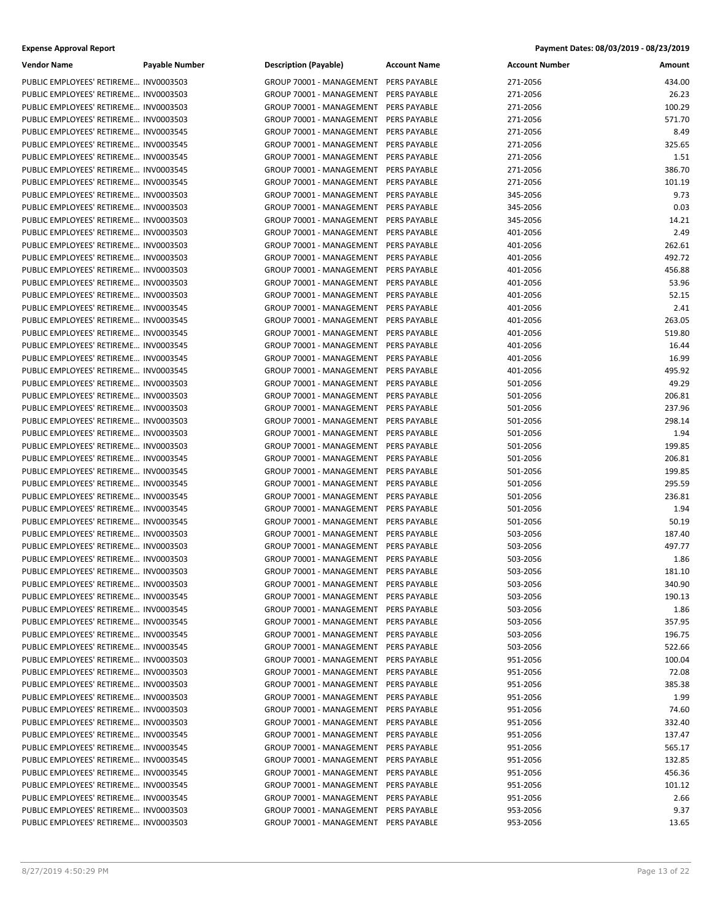**Expense Approval Report** — Payment Dates: 08/03/2019 - 08/23/2019

| Vendor Name | Payable Number | Description (Payable) | Account Name | Account Number | Amount |
|---|---|---|---|---|---|
| PUBLIC EMPLOYEES' RETIREME… | INV0003503 | GROUP 70001 - MANAGEMENT | PERS PAYABLE | 271-2056 | 434.00 |
| PUBLIC EMPLOYEES' RETIREME… | INV0003503 | GROUP 70001 - MANAGEMENT | PERS PAYABLE | 271-2056 | 26.23 |
| PUBLIC EMPLOYEES' RETIREME… | INV0003503 | GROUP 70001 - MANAGEMENT | PERS PAYABLE | 271-2056 | 100.29 |
| PUBLIC EMPLOYEES' RETIREME… | INV0003503 | GROUP 70001 - MANAGEMENT | PERS PAYABLE | 271-2056 | 571.70 |
| PUBLIC EMPLOYEES' RETIREME… | INV0003545 | GROUP 70001 - MANAGEMENT | PERS PAYABLE | 271-2056 | 8.49 |
| PUBLIC EMPLOYEES' RETIREME… | INV0003545 | GROUP 70001 - MANAGEMENT | PERS PAYABLE | 271-2056 | 325.65 |
| PUBLIC EMPLOYEES' RETIREME… | INV0003545 | GROUP 70001 - MANAGEMENT | PERS PAYABLE | 271-2056 | 1.51 |
| PUBLIC EMPLOYEES' RETIREME… | INV0003545 | GROUP 70001 - MANAGEMENT | PERS PAYABLE | 271-2056 | 386.70 |
| PUBLIC EMPLOYEES' RETIREME… | INV0003545 | GROUP 70001 - MANAGEMENT | PERS PAYABLE | 271-2056 | 101.19 |
| PUBLIC EMPLOYEES' RETIREME… | INV0003503 | GROUP 70001 - MANAGEMENT | PERS PAYABLE | 345-2056 | 9.73 |
| PUBLIC EMPLOYEES' RETIREME… | INV0003503 | GROUP 70001 - MANAGEMENT | PERS PAYABLE | 345-2056 | 0.03 |
| PUBLIC EMPLOYEES' RETIREME… | INV0003503 | GROUP 70001 - MANAGEMENT | PERS PAYABLE | 345-2056 | 14.21 |
| PUBLIC EMPLOYEES' RETIREME… | INV0003503 | GROUP 70001 - MANAGEMENT | PERS PAYABLE | 401-2056 | 2.49 |
| PUBLIC EMPLOYEES' RETIREME… | INV0003503 | GROUP 70001 - MANAGEMENT | PERS PAYABLE | 401-2056 | 262.61 |
| PUBLIC EMPLOYEES' RETIREME… | INV0003503 | GROUP 70001 - MANAGEMENT | PERS PAYABLE | 401-2056 | 492.72 |
| PUBLIC EMPLOYEES' RETIREME… | INV0003503 | GROUP 70001 - MANAGEMENT | PERS PAYABLE | 401-2056 | 456.88 |
| PUBLIC EMPLOYEES' RETIREME… | INV0003503 | GROUP 70001 - MANAGEMENT | PERS PAYABLE | 401-2056 | 53.96 |
| PUBLIC EMPLOYEES' RETIREME… | INV0003503 | GROUP 70001 - MANAGEMENT | PERS PAYABLE | 401-2056 | 52.15 |
| PUBLIC EMPLOYEES' RETIREME… | INV0003545 | GROUP 70001 - MANAGEMENT | PERS PAYABLE | 401-2056 | 2.41 |
| PUBLIC EMPLOYEES' RETIREME… | INV0003545 | GROUP 70001 - MANAGEMENT | PERS PAYABLE | 401-2056 | 263.05 |
| PUBLIC EMPLOYEES' RETIREME… | INV0003545 | GROUP 70001 - MANAGEMENT | PERS PAYABLE | 401-2056 | 519.80 |
| PUBLIC EMPLOYEES' RETIREME… | INV0003545 | GROUP 70001 - MANAGEMENT | PERS PAYABLE | 401-2056 | 16.44 |
| PUBLIC EMPLOYEES' RETIREME… | INV0003545 | GROUP 70001 - MANAGEMENT | PERS PAYABLE | 401-2056 | 16.99 |
| PUBLIC EMPLOYEES' RETIREME… | INV0003545 | GROUP 70001 - MANAGEMENT | PERS PAYABLE | 401-2056 | 495.92 |
| PUBLIC EMPLOYEES' RETIREME… | INV0003503 | GROUP 70001 - MANAGEMENT | PERS PAYABLE | 501-2056 | 49.29 |
| PUBLIC EMPLOYEES' RETIREME… | INV0003503 | GROUP 70001 - MANAGEMENT | PERS PAYABLE | 501-2056 | 206.81 |
| PUBLIC EMPLOYEES' RETIREME… | INV0003503 | GROUP 70001 - MANAGEMENT | PERS PAYABLE | 501-2056 | 237.96 |
| PUBLIC EMPLOYEES' RETIREME… | INV0003503 | GROUP 70001 - MANAGEMENT | PERS PAYABLE | 501-2056 | 298.14 |
| PUBLIC EMPLOYEES' RETIREME… | INV0003503 | GROUP 70001 - MANAGEMENT | PERS PAYABLE | 501-2056 | 1.94 |
| PUBLIC EMPLOYEES' RETIREME… | INV0003503 | GROUP 70001 - MANAGEMENT | PERS PAYABLE | 501-2056 | 199.85 |
| PUBLIC EMPLOYEES' RETIREME… | INV0003545 | GROUP 70001 - MANAGEMENT | PERS PAYABLE | 501-2056 | 206.81 |
| PUBLIC EMPLOYEES' RETIREME… | INV0003545 | GROUP 70001 - MANAGEMENT | PERS PAYABLE | 501-2056 | 199.85 |
| PUBLIC EMPLOYEES' RETIREME… | INV0003545 | GROUP 70001 - MANAGEMENT | PERS PAYABLE | 501-2056 | 295.59 |
| PUBLIC EMPLOYEES' RETIREME… | INV0003545 | GROUP 70001 - MANAGEMENT | PERS PAYABLE | 501-2056 | 236.81 |
| PUBLIC EMPLOYEES' RETIREME… | INV0003545 | GROUP 70001 - MANAGEMENT | PERS PAYABLE | 501-2056 | 1.94 |
| PUBLIC EMPLOYEES' RETIREME… | INV0003545 | GROUP 70001 - MANAGEMENT | PERS PAYABLE | 501-2056 | 50.19 |
| PUBLIC EMPLOYEES' RETIREME… | INV0003503 | GROUP 70001 - MANAGEMENT | PERS PAYABLE | 503-2056 | 187.40 |
| PUBLIC EMPLOYEES' RETIREME… | INV0003503 | GROUP 70001 - MANAGEMENT | PERS PAYABLE | 503-2056 | 497.77 |
| PUBLIC EMPLOYEES' RETIREME… | INV0003503 | GROUP 70001 - MANAGEMENT | PERS PAYABLE | 503-2056 | 1.86 |
| PUBLIC EMPLOYEES' RETIREME… | INV0003503 | GROUP 70001 - MANAGEMENT | PERS PAYABLE | 503-2056 | 181.10 |
| PUBLIC EMPLOYEES' RETIREME… | INV0003503 | GROUP 70001 - MANAGEMENT | PERS PAYABLE | 503-2056 | 340.90 |
| PUBLIC EMPLOYEES' RETIREME… | INV0003545 | GROUP 70001 - MANAGEMENT | PERS PAYABLE | 503-2056 | 190.13 |
| PUBLIC EMPLOYEES' RETIREME… | INV0003545 | GROUP 70001 - MANAGEMENT | PERS PAYABLE | 503-2056 | 1.86 |
| PUBLIC EMPLOYEES' RETIREME… | INV0003545 | GROUP 70001 - MANAGEMENT | PERS PAYABLE | 503-2056 | 357.95 |
| PUBLIC EMPLOYEES' RETIREME… | INV0003545 | GROUP 70001 - MANAGEMENT | PERS PAYABLE | 503-2056 | 196.75 |
| PUBLIC EMPLOYEES' RETIREME… | INV0003545 | GROUP 70001 - MANAGEMENT | PERS PAYABLE | 503-2056 | 522.66 |
| PUBLIC EMPLOYEES' RETIREME… | INV0003503 | GROUP 70001 - MANAGEMENT | PERS PAYABLE | 951-2056 | 100.04 |
| PUBLIC EMPLOYEES' RETIREME… | INV0003503 | GROUP 70001 - MANAGEMENT | PERS PAYABLE | 951-2056 | 72.08 |
| PUBLIC EMPLOYEES' RETIREME… | INV0003503 | GROUP 70001 - MANAGEMENT | PERS PAYABLE | 951-2056 | 385.38 |
| PUBLIC EMPLOYEES' RETIREME… | INV0003503 | GROUP 70001 - MANAGEMENT | PERS PAYABLE | 951-2056 | 1.99 |
| PUBLIC EMPLOYEES' RETIREME… | INV0003503 | GROUP 70001 - MANAGEMENT | PERS PAYABLE | 951-2056 | 74.60 |
| PUBLIC EMPLOYEES' RETIREME… | INV0003503 | GROUP 70001 - MANAGEMENT | PERS PAYABLE | 951-2056 | 332.40 |
| PUBLIC EMPLOYEES' RETIREME… | INV0003545 | GROUP 70001 - MANAGEMENT | PERS PAYABLE | 951-2056 | 137.47 |
| PUBLIC EMPLOYEES' RETIREME… | INV0003545 | GROUP 70001 - MANAGEMENT | PERS PAYABLE | 951-2056 | 565.17 |
| PUBLIC EMPLOYEES' RETIREME… | INV0003545 | GROUP 70001 - MANAGEMENT | PERS PAYABLE | 951-2056 | 132.85 |
| PUBLIC EMPLOYEES' RETIREME… | INV0003545 | GROUP 70001 - MANAGEMENT | PERS PAYABLE | 951-2056 | 456.36 |
| PUBLIC EMPLOYEES' RETIREME… | INV0003545 | GROUP 70001 - MANAGEMENT | PERS PAYABLE | 951-2056 | 101.12 |
| PUBLIC EMPLOYEES' RETIREME… | INV0003545 | GROUP 70001 - MANAGEMENT | PERS PAYABLE | 951-2056 | 2.66 |
| PUBLIC EMPLOYEES' RETIREME… | INV0003503 | GROUP 70001 - MANAGEMENT | PERS PAYABLE | 953-2056 | 9.37 |
| PUBLIC EMPLOYEES' RETIREME… | INV0003503 | GROUP 70001 - MANAGEMENT | PERS PAYABLE | 953-2056 | 13.65 |

8/27/2019 4:50:29 PM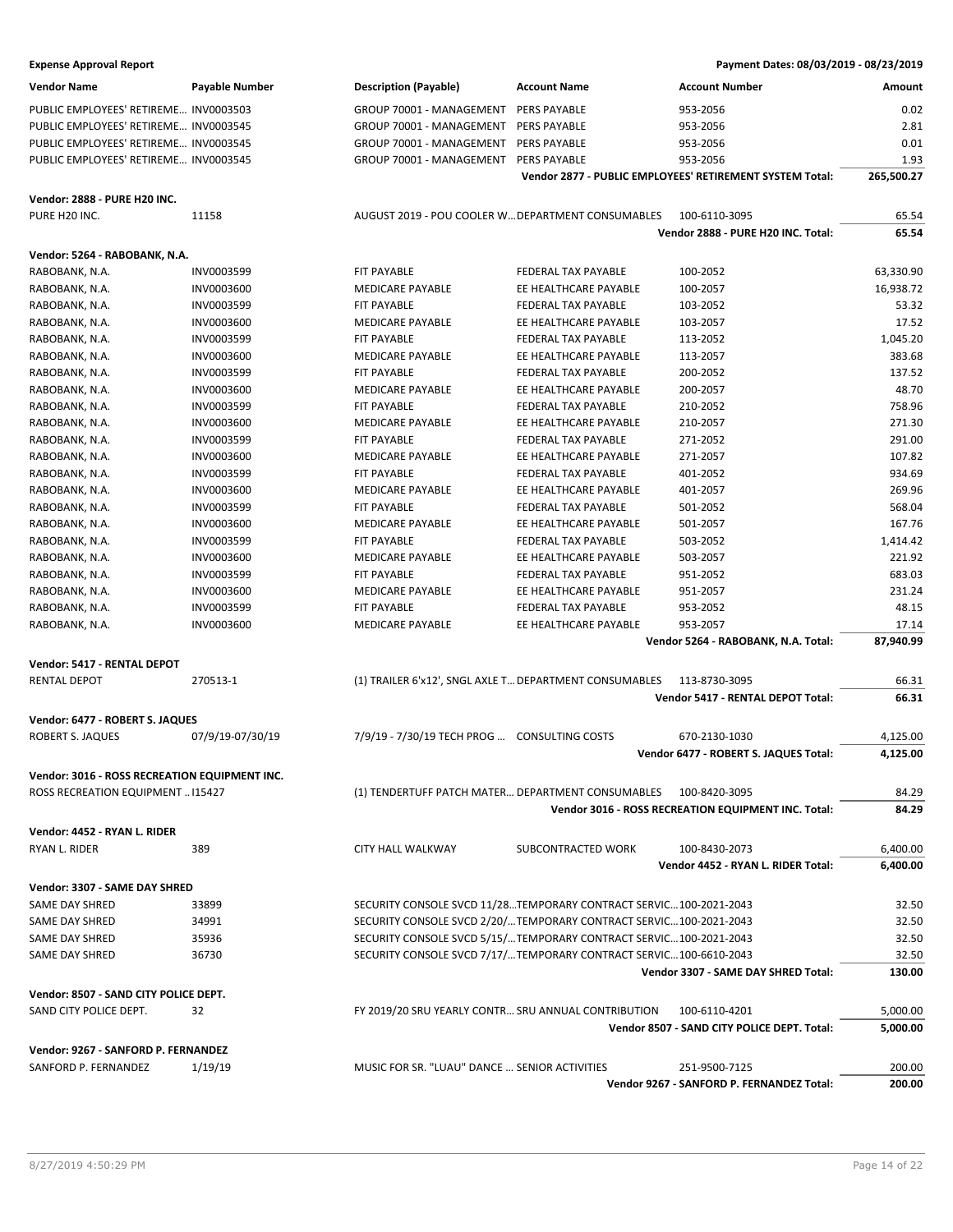**Expense Approval Report** — Payment Dates: 08/03/2019 - 08/23/2019

| Vendor Name | Payable Number | Description (Payable) | Account Name | Account Number | Amount |
|---|---|---|---|---|---|
| PUBLIC EMPLOYEES' RETIREME... | INV0003503 | GROUP 70001 - MANAGEMENT | PERS PAYABLE | 953-2056 | 0.02 |
| PUBLIC EMPLOYEES' RETIREME... | INV0003545 | GROUP 70001 - MANAGEMENT | PERS PAYABLE | 953-2056 | 2.81 |
| PUBLIC EMPLOYEES' RETIREME... | INV0003545 | GROUP 70001 - MANAGEMENT | PERS PAYABLE | 953-2056 | 0.01 |
| PUBLIC EMPLOYEES' RETIREME... | INV0003545 | GROUP 70001 - MANAGEMENT | PERS PAYABLE | 953-2056 | 1.93 |
| | | | | **Vendor 2877 - PUBLIC EMPLOYEES' RETIREMENT SYSTEM Total:** | **265,500.27** |
| **Vendor: 2888 - PURE H20 INC.** | | | | | |
| PURE H20 INC. | 11158 | AUGUST 2019 - POU COOLER W... | DEPARTMENT CONSUMABLES | 100-6110-3095 | 65.54 |
| | | | | **Vendor 2888 - PURE H20 INC. Total:** | **65.54** |
| **Vendor: 5264 - RABOBANK, N.A.** | | | | | |
| RABOBANK, N.A. | INV0003599 | FIT PAYABLE | FEDERAL TAX PAYABLE | 100-2052 | 63,330.90 |
| RABOBANK, N.A. | INV0003600 | MEDICARE PAYABLE | EE HEALTHCARE PAYABLE | 100-2057 | 16,938.72 |
| RABOBANK, N.A. | INV0003599 | FIT PAYABLE | FEDERAL TAX PAYABLE | 103-2052 | 53.32 |
| RABOBANK, N.A. | INV0003600 | MEDICARE PAYABLE | EE HEALTHCARE PAYABLE | 103-2057 | 17.52 |
| RABOBANK, N.A. | INV0003599 | FIT PAYABLE | FEDERAL TAX PAYABLE | 113-2052 | 1,045.20 |
| RABOBANK, N.A. | INV0003600 | MEDICARE PAYABLE | EE HEALTHCARE PAYABLE | 113-2057 | 383.68 |
| RABOBANK, N.A. | INV0003599 | FIT PAYABLE | FEDERAL TAX PAYABLE | 200-2052 | 137.52 |
| RABOBANK, N.A. | INV0003600 | MEDICARE PAYABLE | EE HEALTHCARE PAYABLE | 200-2057 | 48.70 |
| RABOBANK, N.A. | INV0003599 | FIT PAYABLE | FEDERAL TAX PAYABLE | 210-2052 | 758.96 |
| RABOBANK, N.A. | INV0003600 | MEDICARE PAYABLE | EE HEALTHCARE PAYABLE | 210-2057 | 271.30 |
| RABOBANK, N.A. | INV0003599 | FIT PAYABLE | FEDERAL TAX PAYABLE | 271-2052 | 291.00 |
| RABOBANK, N.A. | INV0003600 | MEDICARE PAYABLE | EE HEALTHCARE PAYABLE | 271-2057 | 107.82 |
| RABOBANK, N.A. | INV0003599 | FIT PAYABLE | FEDERAL TAX PAYABLE | 401-2052 | 934.69 |
| RABOBANK, N.A. | INV0003600 | MEDICARE PAYABLE | EE HEALTHCARE PAYABLE | 401-2057 | 269.96 |
| RABOBANK, N.A. | INV0003599 | FIT PAYABLE | FEDERAL TAX PAYABLE | 501-2052 | 568.04 |
| RABOBANK, N.A. | INV0003600 | MEDICARE PAYABLE | EE HEALTHCARE PAYABLE | 501-2057 | 167.76 |
| RABOBANK, N.A. | INV0003599 | FIT PAYABLE | FEDERAL TAX PAYABLE | 503-2052 | 1,414.42 |
| RABOBANK, N.A. | INV0003600 | MEDICARE PAYABLE | EE HEALTHCARE PAYABLE | 503-2057 | 221.92 |
| RABOBANK, N.A. | INV0003599 | FIT PAYABLE | FEDERAL TAX PAYABLE | 951-2052 | 683.03 |
| RABOBANK, N.A. | INV0003600 | MEDICARE PAYABLE | EE HEALTHCARE PAYABLE | 951-2057 | 231.24 |
| RABOBANK, N.A. | INV0003599 | FIT PAYABLE | FEDERAL TAX PAYABLE | 953-2052 | 48.15 |
| RABOBANK, N.A. | INV0003600 | MEDICARE PAYABLE | EE HEALTHCARE PAYABLE | 953-2057 | 17.14 |
| | | | | **Vendor 5264 - RABOBANK, N.A. Total:** | **87,940.99** |
| **Vendor: 5417 - RENTAL DEPOT** | | | | | |
| RENTAL DEPOT | 270513-1 | (1) TRAILER 6'x12', SNGL AXLE T... | DEPARTMENT CONSUMABLES | 113-8730-3095 | 66.31 |
| | | | | **Vendor 5417 - RENTAL DEPOT Total:** | **66.31** |
| **Vendor: 6477 - ROBERT S. JAQUES** | | | | | |
| ROBERT S. JAQUES | 07/9/19-07/30/19 | 7/9/19 - 7/30/19 TECH PROG ... | CONSULTING COSTS | 670-2130-1030 | 4,125.00 |
| | | | | **Vendor 6477 - ROBERT S. JAQUES Total:** | **4,125.00** |
| **Vendor: 3016 - ROSS RECREATION EQUIPMENT INC.** | | | | | |
| ROSS RECREATION EQUIPMENT ... | I15427 | (1) TENDERTUFF PATCH MATER... | DEPARTMENT CONSUMABLES | 100-8420-3095 | 84.29 |
| | | | | **Vendor 3016 - ROSS RECREATION EQUIPMENT INC. Total:** | **84.29** |
| **Vendor: 4452 - RYAN L. RIDER** | | | | | |
| RYAN L. RIDER | 389 | CITY HALL WALKWAY | SUBCONTRACTED WORK | 100-8430-2073 | 6,400.00 |
| | | | | **Vendor 4452 - RYAN L. RIDER Total:** | **6,400.00** |
| **Vendor: 3307 - SAME DAY SHRED** | | | | | |
| SAME DAY SHRED | 33899 | SECURITY CONSOLE SVCD 11/28... | TEMPORARY CONTRACT SERVIC... | 100-2021-2043 | 32.50 |
| SAME DAY SHRED | 34991 | SECURITY CONSOLE SVCD 2/20/... | TEMPORARY CONTRACT SERVIC... | 100-2021-2043 | 32.50 |
| SAME DAY SHRED | 35936 | SECURITY CONSOLE SVCD 5/15/... | TEMPORARY CONTRACT SERVIC... | 100-2021-2043 | 32.50 |
| SAME DAY SHRED | 36730 | SECURITY CONSOLE SVCD 7/17/... | TEMPORARY CONTRACT SERVIC... | 100-6610-2043 | 32.50 |
| | | | | **Vendor 3307 - SAME DAY SHRED Total:** | **130.00** |
| **Vendor: 8507 - SAND CITY POLICE DEPT.** | | | | | |
| SAND CITY POLICE DEPT. | 32 | FY 2019/20 SRU YEARLY CONTR... | SRU ANNUAL CONTRIBUTION | 100-6110-4201 | 5,000.00 |
| | | | | **Vendor 8507 - SAND CITY POLICE DEPT. Total:** | **5,000.00** |
| **Vendor: 9267 - SANFORD P. FERNANDEZ** | | | | | |
| SANFORD P. FERNANDEZ | 1/19/19 | MUSIC FOR SR. "LUAU" DANCE ... | SENIOR ACTIVITIES | 251-9500-7125 | 200.00 |
| | | | | **Vendor 9267 - SANFORD P. FERNANDEZ Total:** | **200.00** |

8/27/2019 4:50:29 PM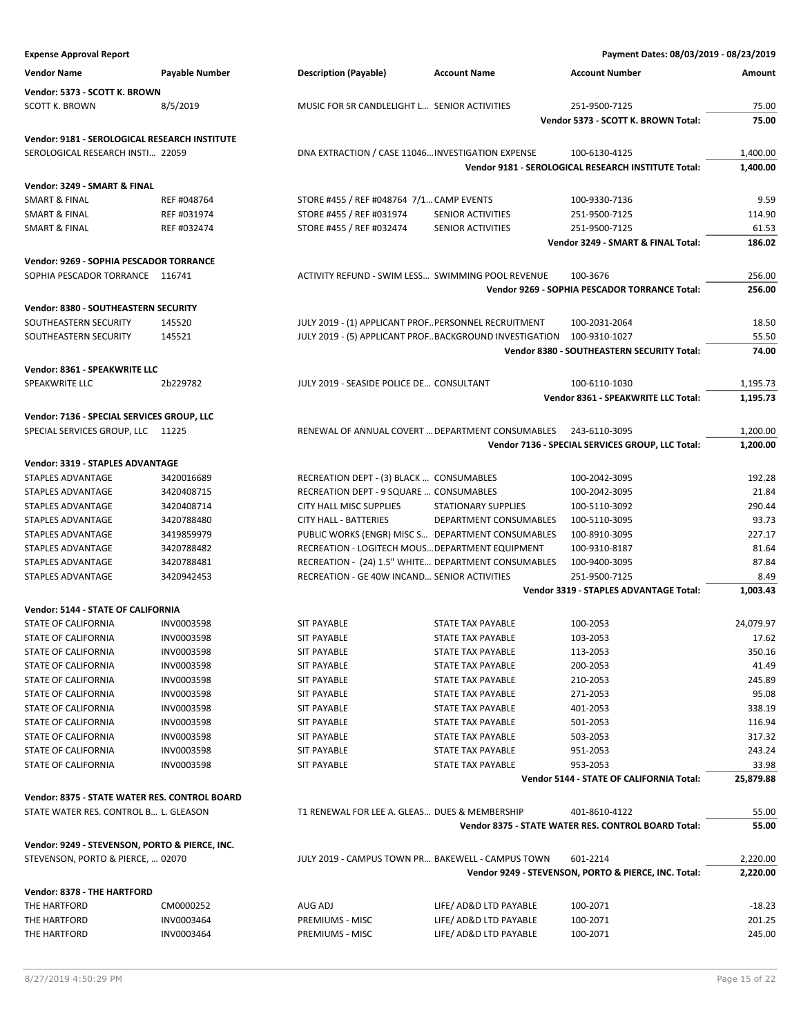**Expense Approval Report** — Payment Dates: 08/03/2019 - 08/23/2019

| Vendor Name | Payable Number | Description (Payable) | Account Name | Account Number | Amount |
|---|---|---|---|---|---|
| **Vendor: 5373 - SCOTT K. BROWN** | | | | | |
| SCOTT K. BROWN | 8/5/2019 | MUSIC FOR SR CANDLELIGHT L... | SENIOR ACTIVITIES | 251-9500-7125 | 75.00 |
| | | | | **Vendor 5373 - SCOTT K. BROWN Total:** | **75.00** |
| **Vendor: 9181 - SEROLOGICAL RESEARCH INSTITUTE** | | | | | |
| SEROLOGICAL RESEARCH INSTI... | 22059 | DNA EXTRACTION / CASE 11046... | INVESTIGATION EXPENSE | 100-6130-4125 | 1,400.00 |
| | | | | **Vendor 9181 - SEROLOGICAL RESEARCH INSTITUTE Total:** | **1,400.00** |
| **Vendor: 3249 - SMART & FINAL** | | | | | |
| SMART & FINAL | REF #048764 | STORE #455 / REF #048764 7/1... | CAMP EVENTS | 100-9330-7136 | 9.59 |
| SMART & FINAL | REF #031974 | STORE #455 / REF #031974 | SENIOR ACTIVITIES | 251-9500-7125 | 114.90 |
| SMART & FINAL | REF #032474 | STORE #455 / REF #032474 | SENIOR ACTIVITIES | 251-9500-7125 | 61.53 |
| | | | | **Vendor 3249 - SMART & FINAL Total:** | **186.02** |
| **Vendor: 9269 - SOPHIA PESCADOR TORRANCE** | | | | | |
| SOPHIA PESCADOR TORRANCE | 116741 | ACTIVITY REFUND - SWIM LESS... | SWIMMING POOL REVENUE | 100-3676 | 256.00 |
| | | | | **Vendor 9269 - SOPHIA PESCADOR TORRANCE Total:** | **256.00** |
| **Vendor: 8380 - SOUTHEASTERN SECURITY** | | | | | |
| SOUTHEASTERN SECURITY | 145520 | JULY 2019 - (1) APPLICANT PROF... | PERSONNEL RECRUITMENT | 100-2031-2064 | 18.50 |
| SOUTHEASTERN SECURITY | 145521 | JULY 2019 - (5) APPLICANT PROF... | BACKGROUND INVESTIGATION | 100-9310-1027 | 55.50 |
| | | | | **Vendor 8380 - SOUTHEASTERN SECURITY Total:** | **74.00** |
| **Vendor: 8361 - SPEAKWRITE LLC** | | | | | |
| SPEAKWRITE LLC | 2b229782 | JULY 2019 - SEASIDE POLICE DE... | CONSULTANT | 100-6110-1030 | 1,195.73 |
| | | | | **Vendor 8361 - SPEAKWRITE LLC Total:** | **1,195.73** |
| **Vendor: 7136 - SPECIAL SERVICES GROUP, LLC** | | | | | |
| SPECIAL SERVICES GROUP, LLC | 11225 | RENEWAL OF ANNUAL COVERT ... | DEPARTMENT CONSUMABLES | 243-6110-3095 | 1,200.00 |
| | | | | **Vendor 7136 - SPECIAL SERVICES GROUP, LLC Total:** | **1,200.00** |
| **Vendor: 3319 - STAPLES ADVANTAGE** | | | | | |
| STAPLES ADVANTAGE | 3420016689 | RECREATION DEPT - (3) BLACK ... | CONSUMABLES | 100-2042-3095 | 192.28 |
| STAPLES ADVANTAGE | 3420408715 | RECREATION DEPT - 9 SQUARE ... | CONSUMABLES | 100-2042-3095 | 21.84 |
| STAPLES ADVANTAGE | 3420408714 | CITY HALL MISC SUPPLIES | STATIONARY SUPPLIES | 100-5110-3092 | 290.44 |
| STAPLES ADVANTAGE | 3420788480 | CITY HALL - BATTERIES | DEPARTMENT CONSUMABLES | 100-5110-3095 | 93.73 |
| STAPLES ADVANTAGE | 3419859979 | PUBLIC WORKS (ENGR) MISC S... | DEPARTMENT CONSUMABLES | 100-8910-3095 | 227.17 |
| STAPLES ADVANTAGE | 3420788482 | RECREATION - LOGITECH MOUS... | DEPARTMENT EQUIPMENT | 100-9310-8187 | 81.64 |
| STAPLES ADVANTAGE | 3420788481 | RECREATION - (24) 1.5" WHITE... | DEPARTMENT CONSUMABLES | 100-9400-3095 | 87.84 |
| STAPLES ADVANTAGE | 3420942453 | RECREATION - GE 40W INCAND... | SENIOR ACTIVITIES | 251-9500-7125 | 8.49 |
| | | | | **Vendor 3319 - STAPLES ADVANTAGE Total:** | **1,003.43** |
| **Vendor: 5144 - STATE OF CALIFORNIA** | | | | | |
| STATE OF CALIFORNIA | INV0003598 | SIT PAYABLE | STATE TAX PAYABLE | 100-2053 | 24,079.97 |
| STATE OF CALIFORNIA | INV0003598 | SIT PAYABLE | STATE TAX PAYABLE | 103-2053 | 17.62 |
| STATE OF CALIFORNIA | INV0003598 | SIT PAYABLE | STATE TAX PAYABLE | 113-2053 | 350.16 |
| STATE OF CALIFORNIA | INV0003598 | SIT PAYABLE | STATE TAX PAYABLE | 200-2053 | 41.49 |
| STATE OF CALIFORNIA | INV0003598 | SIT PAYABLE | STATE TAX PAYABLE | 210-2053 | 245.89 |
| STATE OF CALIFORNIA | INV0003598 | SIT PAYABLE | STATE TAX PAYABLE | 271-2053 | 95.08 |
| STATE OF CALIFORNIA | INV0003598 | SIT PAYABLE | STATE TAX PAYABLE | 401-2053 | 338.19 |
| STATE OF CALIFORNIA | INV0003598 | SIT PAYABLE | STATE TAX PAYABLE | 501-2053 | 116.94 |
| STATE OF CALIFORNIA | INV0003598 | SIT PAYABLE | STATE TAX PAYABLE | 503-2053 | 317.32 |
| STATE OF CALIFORNIA | INV0003598 | SIT PAYABLE | STATE TAX PAYABLE | 951-2053 | 243.24 |
| STATE OF CALIFORNIA | INV0003598 | SIT PAYABLE | STATE TAX PAYABLE | 953-2053 | 33.98 |
| | | | | **Vendor 5144 - STATE OF CALIFORNIA Total:** | **25,879.88** |
| **Vendor: 8375 - STATE WATER RES. CONTROL BOARD** | | | | | |
| STATE WATER RES. CONTROL B... | L. GLEASON | T1 RENEWAL FOR LEE A. GLEAS... | DUES & MEMBERSHIP | 401-8610-4122 | 55.00 |
| | | | | **Vendor 8375 - STATE WATER RES. CONTROL BOARD Total:** | **55.00** |
| **Vendor: 9249 - STEVENSON, PORTO & PIERCE, INC.** | | | | | |
| STEVENSON, PORTO & PIERCE, ... | 02070 | JULY 2019 - CAMPUS TOWN PR... | BAKEWELL - CAMPUS TOWN | 601-2214 | 2,220.00 |
| | | | | **Vendor 9249 - STEVENSON, PORTO & PIERCE, INC. Total:** | **2,220.00** |
| **Vendor: 8378 - THE HARTFORD** | | | | | |
| THE HARTFORD | CM0000252 | AUG ADJ | LIFE/ AD&D LTD PAYABLE | 100-2071 | -18.23 |
| THE HARTFORD | INV0003464 | PREMIUMS - MISC | LIFE/ AD&D LTD PAYABLE | 100-2071 | 201.25 |
| THE HARTFORD | INV0003464 | PREMIUMS - MISC | LIFE/ AD&D LTD PAYABLE | 100-2071 | 245.00 |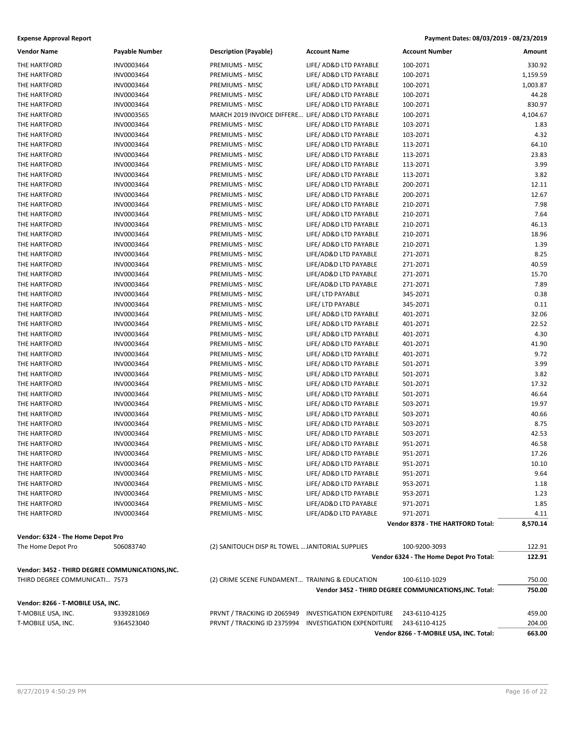**Expense Approval Report** — Payment Dates: 08/03/2019 - 08/23/2019

| Vendor Name | Payable Number | Description (Payable) | Account Name | Account Number | Amount |
|---|---|---|---|---|---|
| THE HARTFORD | INV0003464 | PREMIUMS - MISC | LIFE/ AD&D LTD PAYABLE | 100-2071 | 330.92 |
| THE HARTFORD | INV0003464 | PREMIUMS - MISC | LIFE/ AD&D LTD PAYABLE | 100-2071 | 1,159.59 |
| THE HARTFORD | INV0003464 | PREMIUMS - MISC | LIFE/ AD&D LTD PAYABLE | 100-2071 | 1,003.87 |
| THE HARTFORD | INV0003464 | PREMIUMS - MISC | LIFE/ AD&D LTD PAYABLE | 100-2071 | 44.28 |
| THE HARTFORD | INV0003464 | PREMIUMS - MISC | LIFE/ AD&D LTD PAYABLE | 100-2071 | 830.97 |
| THE HARTFORD | INV0003565 | MARCH 2019 INVOICE DIFFERE… | LIFE/ AD&D LTD PAYABLE | 100-2071 | 4,104.67 |
| THE HARTFORD | INV0003464 | PREMIUMS - MISC | LIFE/ AD&D LTD PAYABLE | 103-2071 | 1.83 |
| THE HARTFORD | INV0003464 | PREMIUMS - MISC | LIFE/ AD&D LTD PAYABLE | 103-2071 | 4.32 |
| THE HARTFORD | INV0003464 | PREMIUMS - MISC | LIFE/ AD&D LTD PAYABLE | 113-2071 | 64.10 |
| THE HARTFORD | INV0003464 | PREMIUMS - MISC | LIFE/ AD&D LTD PAYABLE | 113-2071 | 23.83 |
| THE HARTFORD | INV0003464 | PREMIUMS - MISC | LIFE/ AD&D LTD PAYABLE | 113-2071 | 3.99 |
| THE HARTFORD | INV0003464 | PREMIUMS - MISC | LIFE/ AD&D LTD PAYABLE | 113-2071 | 3.82 |
| THE HARTFORD | INV0003464 | PREMIUMS - MISC | LIFE/ AD&D LTD PAYABLE | 200-2071 | 12.11 |
| THE HARTFORD | INV0003464 | PREMIUMS - MISC | LIFE/ AD&D LTD PAYABLE | 200-2071 | 12.67 |
| THE HARTFORD | INV0003464 | PREMIUMS - MISC | LIFE/ AD&D LTD PAYABLE | 210-2071 | 7.98 |
| THE HARTFORD | INV0003464 | PREMIUMS - MISC | LIFE/ AD&D LTD PAYABLE | 210-2071 | 7.64 |
| THE HARTFORD | INV0003464 | PREMIUMS - MISC | LIFE/ AD&D LTD PAYABLE | 210-2071 | 46.13 |
| THE HARTFORD | INV0003464 | PREMIUMS - MISC | LIFE/ AD&D LTD PAYABLE | 210-2071 | 18.96 |
| THE HARTFORD | INV0003464 | PREMIUMS - MISC | LIFE/ AD&D LTD PAYABLE | 210-2071 | 1.39 |
| THE HARTFORD | INV0003464 | PREMIUMS - MISC | LIFE/AD&D LTD PAYABLE | 271-2071 | 8.25 |
| THE HARTFORD | INV0003464 | PREMIUMS - MISC | LIFE/AD&D LTD PAYABLE | 271-2071 | 40.59 |
| THE HARTFORD | INV0003464 | PREMIUMS - MISC | LIFE/AD&D LTD PAYABLE | 271-2071 | 15.70 |
| THE HARTFORD | INV0003464 | PREMIUMS - MISC | LIFE/AD&D LTD PAYABLE | 271-2071 | 7.89 |
| THE HARTFORD | INV0003464 | PREMIUMS - MISC | LIFE/ LTD PAYABLE | 345-2071 | 0.38 |
| THE HARTFORD | INV0003464 | PREMIUMS - MISC | LIFE/ LTD PAYABLE | 345-2071 | 0.11 |
| THE HARTFORD | INV0003464 | PREMIUMS - MISC | LIFE/ AD&D LTD PAYABLE | 401-2071 | 32.06 |
| THE HARTFORD | INV0003464 | PREMIUMS - MISC | LIFE/ AD&D LTD PAYABLE | 401-2071 | 22.52 |
| THE HARTFORD | INV0003464 | PREMIUMS - MISC | LIFE/ AD&D LTD PAYABLE | 401-2071 | 4.30 |
| THE HARTFORD | INV0003464 | PREMIUMS - MISC | LIFE/ AD&D LTD PAYABLE | 401-2071 | 41.90 |
| THE HARTFORD | INV0003464 | PREMIUMS - MISC | LIFE/ AD&D LTD PAYABLE | 401-2071 | 9.72 |
| THE HARTFORD | INV0003464 | PREMIUMS - MISC | LIFE/ AD&D LTD PAYABLE | 501-2071 | 3.99 |
| THE HARTFORD | INV0003464 | PREMIUMS - MISC | LIFE/ AD&D LTD PAYABLE | 501-2071 | 3.82 |
| THE HARTFORD | INV0003464 | PREMIUMS - MISC | LIFE/ AD&D LTD PAYABLE | 501-2071 | 17.32 |
| THE HARTFORD | INV0003464 | PREMIUMS - MISC | LIFE/ AD&D LTD PAYABLE | 501-2071 | 46.64 |
| THE HARTFORD | INV0003464 | PREMIUMS - MISC | LIFE/ AD&D LTD PAYABLE | 503-2071 | 19.97 |
| THE HARTFORD | INV0003464 | PREMIUMS - MISC | LIFE/ AD&D LTD PAYABLE | 503-2071 | 40.66 |
| THE HARTFORD | INV0003464 | PREMIUMS - MISC | LIFE/ AD&D LTD PAYABLE | 503-2071 | 8.75 |
| THE HARTFORD | INV0003464 | PREMIUMS - MISC | LIFE/ AD&D LTD PAYABLE | 503-2071 | 42.53 |
| THE HARTFORD | INV0003464 | PREMIUMS - MISC | LIFE/ AD&D LTD PAYABLE | 951-2071 | 46.58 |
| THE HARTFORD | INV0003464 | PREMIUMS - MISC | LIFE/ AD&D LTD PAYABLE | 951-2071 | 17.26 |
| THE HARTFORD | INV0003464 | PREMIUMS - MISC | LIFE/ AD&D LTD PAYABLE | 951-2071 | 10.10 |
| THE HARTFORD | INV0003464 | PREMIUMS - MISC | LIFE/ AD&D LTD PAYABLE | 951-2071 | 9.64 |
| THE HARTFORD | INV0003464 | PREMIUMS - MISC | LIFE/ AD&D LTD PAYABLE | 953-2071 | 1.18 |
| THE HARTFORD | INV0003464 | PREMIUMS - MISC | LIFE/ AD&D LTD PAYABLE | 953-2071 | 1.23 |
| THE HARTFORD | INV0003464 | PREMIUMS - MISC | LIFE/AD&D LTD PAYABLE | 971-2071 | 1.85 |
| THE HARTFORD | INV0003464 | PREMIUMS - MISC | LIFE/AD&D LTD PAYABLE | 971-2071 | 4.11 |
| | | | | **Vendor 8378 - THE HARTFORD Total:** | **8,570.14** |
| **Vendor: 6324 - The Home Depot Pro** | | | | | |
| The Home Depot Pro | 506083740 | (2) SANITOUCH DISP RL TOWEL … | JANITORIAL SUPPLIES | 100-9200-3093 | 122.91 |
| | | | | **Vendor 6324 - The Home Depot Pro Total:** | **122.91** |
| **Vendor: 3452 - THIRD DEGREE COMMUNICATIONS,INC.** | | | | | |
| THIRD DEGREE COMMUNICATI… | 7573 | (2) CRIME SCENE FUNDAMENT… | TRAINING & EDUCATION | 100-6110-1029 | 750.00 |
| | | | | **Vendor 3452 - THIRD DEGREE COMMUNICATIONS,INC. Total:** | **750.00** |
| **Vendor: 8266 - T-MOBILE USA, INC.** | | | | | |
| T-MOBILE USA, INC. | 9339281069 | PRVNT / TRACKING ID 2065949 | INVESTIGATION EXPENDITURE | 243-6110-4125 | 459.00 |
| T-MOBILE USA, INC. | 9364523040 | PRVNT / TRACKING ID 2375994 | INVESTIGATION EXPENDITURE | 243-6110-4125 | 204.00 |
| | | | | **Vendor 8266 - T-MOBILE USA, INC. Total:** | **663.00** |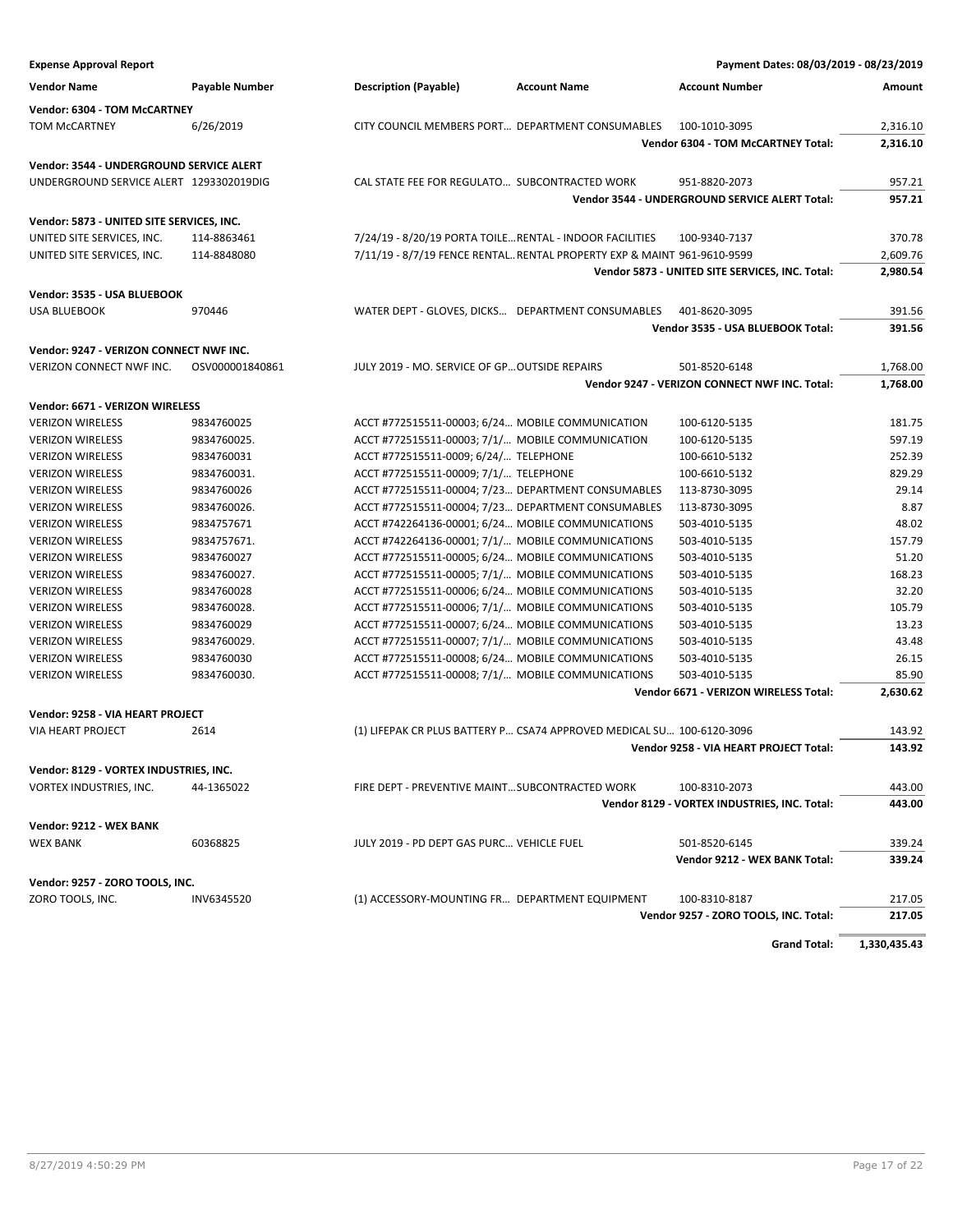**Expense Approval Report** — Payment Dates: 08/03/2019 - 08/23/2019

| Vendor Name | Payable Number | Description (Payable) | Account Name | Account Number | Amount |
|---|---|---|---|---|---|
| **Vendor: 6304 - TOM McCARTNEY** | | | | | |
| TOM McCARTNEY | 6/26/2019 | CITY COUNCIL MEMBERS PORT... | DEPARTMENT CONSUMABLES | 100-1010-3095 | 2,316.10 |
| | | | | **Vendor 6304 - TOM McCARTNEY Total:** | **2,316.10** |
| **Vendor: 3544 - UNDERGROUND SERVICE ALERT** | | | | | |
| UNDERGROUND SERVICE ALERT | 1293302019DIG | CAL STATE FEE FOR REGULATO... | SUBCONTRACTED WORK | 951-8820-2073 | 957.21 |
| | | | | **Vendor 3544 - UNDERGROUND SERVICE ALERT Total:** | **957.21** |
| **Vendor: 5873 - UNITED SITE SERVICES, INC.** | | | | | |
| UNITED SITE SERVICES, INC. | 114-8863461 | 7/24/19 - 8/20/19 PORTA TOILE... | RENTAL - INDOOR FACILITIES | 100-9340-7137 | 370.78 |
| UNITED SITE SERVICES, INC. | 114-8848080 | 7/11/19 - 8/7/19 FENCE RENTAL... | RENTAL PROPERTY EXP & MAINT | 961-9610-9599 | 2,609.76 |
| | | | | **Vendor 5873 - UNITED SITE SERVICES, INC. Total:** | **2,980.54** |
| **Vendor: 3535 - USA BLUEBOOK** | | | | | |
| USA BLUEBOOK | 970446 | WATER DEPT - GLOVES, DICKS... | DEPARTMENT CONSUMABLES | 401-8620-3095 | 391.56 |
| | | | | **Vendor 3535 - USA BLUEBOOK Total:** | **391.56** |
| **Vendor: 9247 - VERIZON CONNECT NWF INC.** | | | | | |
| VERIZON CONNECT NWF INC. | OSV000001840861 | JULY 2019 - MO. SERVICE OF GP... | OUTSIDE REPAIRS | 501-8520-6148 | 1,768.00 |
| | | | | **Vendor 9247 - VERIZON CONNECT NWF INC. Total:** | **1,768.00** |
| **Vendor: 6671 - VERIZON WIRELESS** | | | | | |
| VERIZON WIRELESS | 9834760025 | ACCT #772515511-00003; 6/24... | MOBILE COMMUNICATION | 100-6120-5135 | 181.75 |
| VERIZON WIRELESS | 9834760025. | ACCT #772515511-00003; 7/1/... | MOBILE COMMUNICATION | 100-6120-5135 | 597.19 |
| VERIZON WIRELESS | 9834760031 | ACCT #772515511-0009; 6/24/... | TELEPHONE | 100-6610-5132 | 252.39 |
| VERIZON WIRELESS | 9834760031. | ACCT #772515511-00009; 7/1/... | TELEPHONE | 100-6610-5132 | 829.29 |
| VERIZON WIRELESS | 9834760026 | ACCT #772515511-00004; 7/23... | DEPARTMENT CONSUMABLES | 113-8730-3095 | 29.14 |
| VERIZON WIRELESS | 9834760026. | ACCT #772515511-00004; 7/23... | DEPARTMENT CONSUMABLES | 113-8730-3095 | 8.87 |
| VERIZON WIRELESS | 9834757671 | ACCT #742264136-00001; 6/24... | MOBILE COMMUNICATIONS | 503-4010-5135 | 48.02 |
| VERIZON WIRELESS | 9834757671. | ACCT #742264136-00001; 7/1/... | MOBILE COMMUNICATIONS | 503-4010-5135 | 157.79 |
| VERIZON WIRELESS | 9834760027 | ACCT #772515511-00005; 6/24... | MOBILE COMMUNICATIONS | 503-4010-5135 | 51.20 |
| VERIZON WIRELESS | 9834760027. | ACCT #772515511-00005; 7/1/... | MOBILE COMMUNICATIONS | 503-4010-5135 | 168.23 |
| VERIZON WIRELESS | 9834760028 | ACCT #772515511-00006; 6/24... | MOBILE COMMUNICATIONS | 503-4010-5135 | 32.20 |
| VERIZON WIRELESS | 9834760028. | ACCT #772515511-00006; 7/1/... | MOBILE COMMUNICATIONS | 503-4010-5135 | 105.79 |
| VERIZON WIRELESS | 9834760029 | ACCT #772515511-00007; 6/24... | MOBILE COMMUNICATIONS | 503-4010-5135 | 13.23 |
| VERIZON WIRELESS | 9834760029. | ACCT #772515511-00007; 7/1/... | MOBILE COMMUNICATIONS | 503-4010-5135 | 43.48 |
| VERIZON WIRELESS | 9834760030 | ACCT #772515511-00008; 6/24... | MOBILE COMMUNICATIONS | 503-4010-5135 | 26.15 |
| VERIZON WIRELESS | 9834760030. | ACCT #772515511-00008; 7/1/... | MOBILE COMMUNICATIONS | 503-4010-5135 | 85.90 |
| | | | | **Vendor 6671 - VERIZON WIRELESS Total:** | **2,630.62** |
| **Vendor: 9258 - VIA HEART PROJECT** | | | | | |
| VIA HEART PROJECT | 2614 | (1) LIFEPAK CR PLUS BATTERY P... | CSA74 APPROVED MEDICAL SU... | 100-6120-3096 | 143.92 |
| | | | | **Vendor 9258 - VIA HEART PROJECT Total:** | **143.92** |
| **Vendor: 8129 - VORTEX INDUSTRIES, INC.** | | | | | |
| VORTEX INDUSTRIES, INC. | 44-1365022 | FIRE DEPT - PREVENTIVE MAINT... | SUBCONTRACTED WORK | 100-8310-2073 | 443.00 |
| | | | | **Vendor 8129 - VORTEX INDUSTRIES, INC. Total:** | **443.00** |
| **Vendor: 9212 - WEX BANK** | | | | | |
| WEX BANK | 60368825 | JULY 2019 - PD DEPT GAS PURC... | VEHICLE FUEL | 501-8520-6145 | 339.24 |
| | | | | **Vendor 9212 - WEX BANK Total:** | **339.24** |
| **Vendor: 9257 - ZORO TOOLS, INC.** | | | | | |
| ZORO TOOLS, INC. | INV6345520 | (1) ACCESSORY-MOUNTING FR... | DEPARTMENT EQUIPMENT | 100-8310-8187 | 217.05 |
| | | | | **Vendor 9257 - ZORO TOOLS, INC. Total:** | **217.05** |
| | | | | **Grand Total:** | **1,330,435.43** |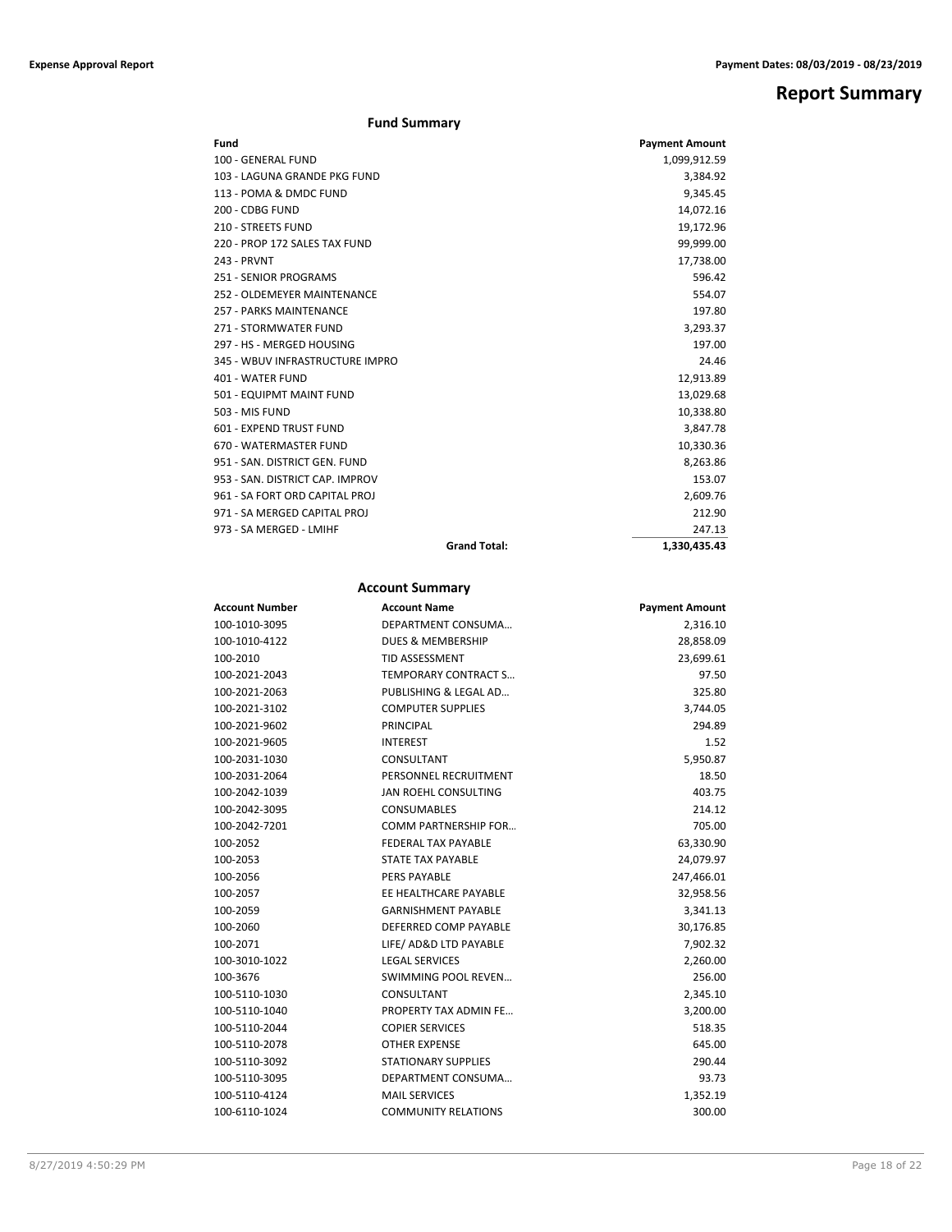# Report Summary

## Fund Summary

| Fund | | Payment Amount |
|---|---|---|
| 100 - GENERAL FUND | | 1,099,912.59 |
| 103 - LAGUNA GRANDE PKG FUND | | 3,384.92 |
| 113 - POMA & DMDC FUND | | 9,345.45 |
| 200 - CDBG FUND | | 14,072.16 |
| 210 - STREETS FUND | | 19,172.96 |
| 220 - PROP 172 SALES TAX FUND | | 99,999.00 |
| 243 - PRVNT | | 17,738.00 |
| 251 - SENIOR PROGRAMS | | 596.42 |
| 252 - OLDEMEYER MAINTENANCE | | 554.07 |
| 257 - PARKS MAINTENANCE | | 197.80 |
| 271 - STORMWATER FUND | | 3,293.37 |
| 297 - HS - MERGED HOUSING | | 197.00 |
| 345 - WBUV INFRASTRUCTURE IMPRO | | 24.46 |
| 401 - WATER FUND | | 12,913.89 |
| 501 - EQUIPMT MAINT FUND | | 13,029.68 |
| 503 - MIS FUND | | 10,338.80 |
| 601 - EXPEND TRUST FUND | | 3,847.78 |
| 670 - WATERMASTER FUND | | 10,330.36 |
| 951 - SAN. DISTRICT GEN. FUND | | 8,263.86 |
| 953 - SAN. DISTRICT CAP. IMPROV | | 153.07 |
| 961 - SA FORT ORD CAPITAL PROJ | | 2,609.76 |
| 971 - SA MERGED CAPITAL PROJ | | 212.90 |
| 973 - SA MERGED - LMIHF | | 247.13 |
| | **Grand Total:** | **1,330,435.43** |

## Account Summary

| Account Number | Account Name | Payment Amount |
|---|---|---|
| 100-1010-3095 | DEPARTMENT CONSUMA… | 2,316.10 |
| 100-1010-4122 | DUES & MEMBERSHIP | 28,858.09 |
| 100-2010 | TID ASSESSMENT | 23,699.61 |
| 100-2021-2043 | TEMPORARY CONTRACT S… | 97.50 |
| 100-2021-2063 | PUBLISHING & LEGAL AD… | 325.80 |
| 100-2021-3102 | COMPUTER SUPPLIES | 3,744.05 |
| 100-2021-9602 | PRINCIPAL | 294.89 |
| 100-2021-9605 | INTEREST | 1.52 |
| 100-2031-1030 | CONSULTANT | 5,950.87 |
| 100-2031-2064 | PERSONNEL RECRUITMENT | 18.50 |
| 100-2042-1039 | JAN ROEHL CONSULTING | 403.75 |
| 100-2042-3095 | CONSUMABLES | 214.12 |
| 100-2042-7201 | COMM PARTNERSHIP FOR… | 705.00 |
| 100-2052 | FEDERAL TAX PAYABLE | 63,330.90 |
| 100-2053 | STATE TAX PAYABLE | 24,079.97 |
| 100-2056 | PERS PAYABLE | 247,466.01 |
| 100-2057 | EE HEALTHCARE PAYABLE | 32,958.56 |
| 100-2059 | GARNISHMENT PAYABLE | 3,341.13 |
| 100-2060 | DEFERRED COMP PAYABLE | 30,176.85 |
| 100-2071 | LIFE/ AD&D LTD PAYABLE | 7,902.32 |
| 100-3010-1022 | LEGAL SERVICES | 2,260.00 |
| 100-3676 | SWIMMING POOL REVEN… | 256.00 |
| 100-5110-1030 | CONSULTANT | 2,345.10 |
| 100-5110-1040 | PROPERTY TAX ADMIN FE… | 3,200.00 |
| 100-5110-2044 | COPIER SERVICES | 518.35 |
| 100-5110-2078 | OTHER EXPENSE | 645.00 |
| 100-5110-3092 | STATIONARY SUPPLIES | 290.44 |
| 100-5110-3095 | DEPARTMENT CONSUMA… | 93.73 |
| 100-5110-4124 | MAIL SERVICES | 1,352.19 |
| 100-6110-1024 | COMMUNITY RELATIONS | 300.00 |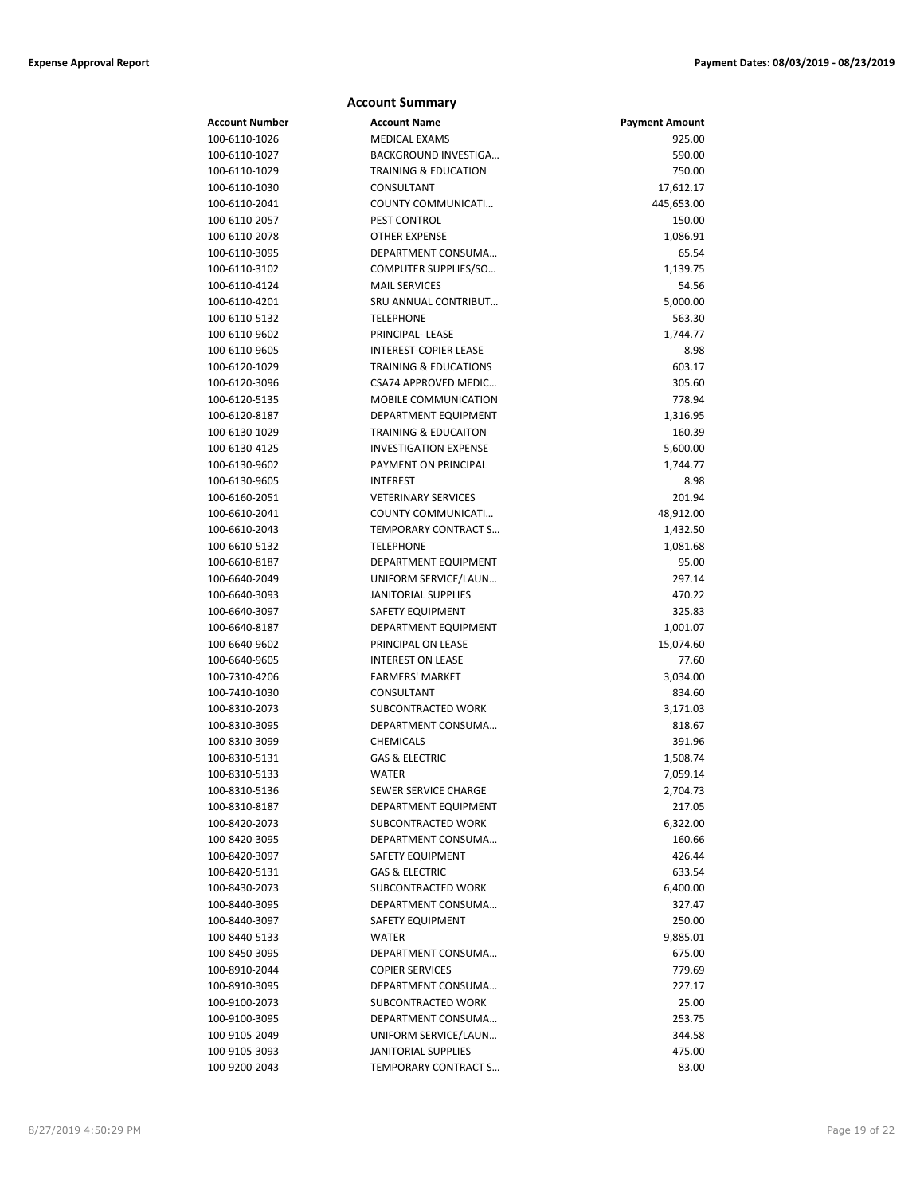## Account Summary

| Account Number | Account Name | Payment Amount |
|---|---|---|
| 100-6110-1026 | MEDICAL EXAMS | 925.00 |
| 100-6110-1027 | BACKGROUND INVESTIGA… | 590.00 |
| 100-6110-1029 | TRAINING & EDUCATION | 750.00 |
| 100-6110-1030 | CONSULTANT | 17,612.17 |
| 100-6110-2041 | COUNTY COMMUNICATI… | 445,653.00 |
| 100-6110-2057 | PEST CONTROL | 150.00 |
| 100-6110-2078 | OTHER EXPENSE | 1,086.91 |
| 100-6110-3095 | DEPARTMENT CONSUMA… | 65.54 |
| 100-6110-3102 | COMPUTER SUPPLIES/SO… | 1,139.75 |
| 100-6110-4124 | MAIL SERVICES | 54.56 |
| 100-6110-4201 | SRU ANNUAL CONTRIBUT… | 5,000.00 |
| 100-6110-5132 | TELEPHONE | 563.30 |
| 100-6110-9602 | PRINCIPAL- LEASE | 1,744.77 |
| 100-6110-9605 | INTEREST-COPIER LEASE | 8.98 |
| 100-6120-1029 | TRAINING & EDUCATIONS | 603.17 |
| 100-6120-3096 | CSA74 APPROVED MEDIC… | 305.60 |
| 100-6120-5135 | MOBILE COMMUNICATION | 778.94 |
| 100-6120-8187 | DEPARTMENT EQUIPMENT | 1,316.95 |
| 100-6130-1029 | TRAINING & EDUCAITON | 160.39 |
| 100-6130-4125 | INVESTIGATION EXPENSE | 5,600.00 |
| 100-6130-9602 | PAYMENT ON PRINCIPAL | 1,744.77 |
| 100-6130-9605 | INTEREST | 8.98 |
| 100-6160-2051 | VETERINARY SERVICES | 201.94 |
| 100-6610-2041 | COUNTY COMMUNICATI… | 48,912.00 |
| 100-6610-2043 | TEMPORARY CONTRACT S… | 1,432.50 |
| 100-6610-5132 | TELEPHONE | 1,081.68 |
| 100-6610-8187 | DEPARTMENT EQUIPMENT | 95.00 |
| 100-6640-2049 | UNIFORM SERVICE/LAUN… | 297.14 |
| 100-6640-3093 | JANITORIAL SUPPLIES | 470.22 |
| 100-6640-3097 | SAFETY EQUIPMENT | 325.83 |
| 100-6640-8187 | DEPARTMENT EQUIPMENT | 1,001.07 |
| 100-6640-9602 | PRINCIPAL ON LEASE | 15,074.60 |
| 100-6640-9605 | INTEREST ON LEASE | 77.60 |
| 100-7310-4206 | FARMERS' MARKET | 3,034.00 |
| 100-7410-1030 | CONSULTANT | 834.60 |
| 100-8310-2073 | SUBCONTRACTED WORK | 3,171.03 |
| 100-8310-3095 | DEPARTMENT CONSUMA… | 818.67 |
| 100-8310-3099 | CHEMICALS | 391.96 |
| 100-8310-5131 | GAS & ELECTRIC | 1,508.74 |
| 100-8310-5133 | WATER | 7,059.14 |
| 100-8310-5136 | SEWER SERVICE CHARGE | 2,704.73 |
| 100-8310-8187 | DEPARTMENT EQUIPMENT | 217.05 |
| 100-8420-2073 | SUBCONTRACTED WORK | 6,322.00 |
| 100-8420-3095 | DEPARTMENT CONSUMA… | 160.66 |
| 100-8420-3097 | SAFETY EQUIPMENT | 426.44 |
| 100-8420-5131 | GAS & ELECTRIC | 633.54 |
| 100-8430-2073 | SUBCONTRACTED WORK | 6,400.00 |
| 100-8440-3095 | DEPARTMENT CONSUMA… | 327.47 |
| 100-8440-3097 | SAFETY EQUIPMENT | 250.00 |
| 100-8440-5133 | WATER | 9,885.01 |
| 100-8450-3095 | DEPARTMENT CONSUMA… | 675.00 |
| 100-8910-2044 | COPIER SERVICES | 779.69 |
| 100-8910-3095 | DEPARTMENT CONSUMA… | 227.17 |
| 100-9100-2073 | SUBCONTRACTED WORK | 25.00 |
| 100-9100-3095 | DEPARTMENT CONSUMA… | 253.75 |
| 100-9105-2049 | UNIFORM SERVICE/LAUN… | 344.58 |
| 100-9105-3093 | JANITORIAL SUPPLIES | 475.00 |
| 100-9200-2043 | TEMPORARY CONTRACT S… | 83.00 |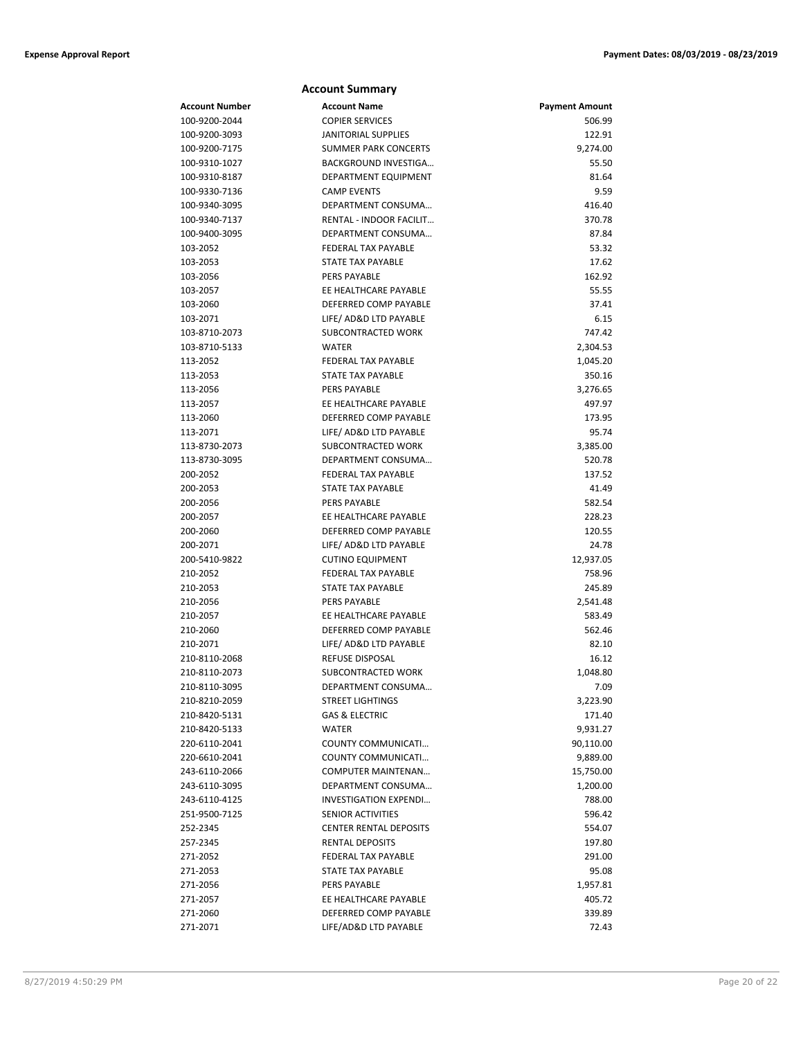## Account Summary

| Account Number | Account Name | Payment Amount |
|---|---|---|
| 100-9200-2044 | COPIER SERVICES | 506.99 |
| 100-9200-3093 | JANITORIAL SUPPLIES | 122.91 |
| 100-9200-7175 | SUMMER PARK CONCERTS | 9,274.00 |
| 100-9310-1027 | BACKGROUND INVESTIGA… | 55.50 |
| 100-9310-8187 | DEPARTMENT EQUIPMENT | 81.64 |
| 100-9330-7136 | CAMP EVENTS | 9.59 |
| 100-9340-3095 | DEPARTMENT CONSUMA… | 416.40 |
| 100-9340-7137 | RENTAL - INDOOR FACILIT… | 370.78 |
| 100-9400-3095 | DEPARTMENT CONSUMA… | 87.84 |
| 103-2052 | FEDERAL TAX PAYABLE | 53.32 |
| 103-2053 | STATE TAX PAYABLE | 17.62 |
| 103-2056 | PERS PAYABLE | 162.92 |
| 103-2057 | EE HEALTHCARE PAYABLE | 55.55 |
| 103-2060 | DEFERRED COMP PAYABLE | 37.41 |
| 103-2071 | LIFE/ AD&D LTD PAYABLE | 6.15 |
| 103-8710-2073 | SUBCONTRACTED WORK | 747.42 |
| 103-8710-5133 | WATER | 2,304.53 |
| 113-2052 | FEDERAL TAX PAYABLE | 1,045.20 |
| 113-2053 | STATE TAX PAYABLE | 350.16 |
| 113-2056 | PERS PAYABLE | 3,276.65 |
| 113-2057 | EE HEALTHCARE PAYABLE | 497.97 |
| 113-2060 | DEFERRED COMP PAYABLE | 173.95 |
| 113-2071 | LIFE/ AD&D LTD PAYABLE | 95.74 |
| 113-8730-2073 | SUBCONTRACTED WORK | 3,385.00 |
| 113-8730-3095 | DEPARTMENT CONSUMA… | 520.78 |
| 200-2052 | FEDERAL TAX PAYABLE | 137.52 |
| 200-2053 | STATE TAX PAYABLE | 41.49 |
| 200-2056 | PERS PAYABLE | 582.54 |
| 200-2057 | EE HEALTHCARE PAYABLE | 228.23 |
| 200-2060 | DEFERRED COMP PAYABLE | 120.55 |
| 200-2071 | LIFE/ AD&D LTD PAYABLE | 24.78 |
| 200-5410-9822 | CUTINO EQUIPMENT | 12,937.05 |
| 210-2052 | FEDERAL TAX PAYABLE | 758.96 |
| 210-2053 | STATE TAX PAYABLE | 245.89 |
| 210-2056 | PERS PAYABLE | 2,541.48 |
| 210-2057 | EE HEALTHCARE PAYABLE | 583.49 |
| 210-2060 | DEFERRED COMP PAYABLE | 562.46 |
| 210-2071 | LIFE/ AD&D LTD PAYABLE | 82.10 |
| 210-8110-2068 | REFUSE DISPOSAL | 16.12 |
| 210-8110-2073 | SUBCONTRACTED WORK | 1,048.80 |
| 210-8110-3095 | DEPARTMENT CONSUMA… | 7.09 |
| 210-8210-2059 | STREET LIGHTINGS | 3,223.90 |
| 210-8420-5131 | GAS & ELECTRIC | 171.40 |
| 210-8420-5133 | WATER | 9,931.27 |
| 220-6110-2041 | COUNTY COMMUNICATI… | 90,110.00 |
| 220-6610-2041 | COUNTY COMMUNICATI… | 9,889.00 |
| 243-6110-2066 | COMPUTER MAINTENAN… | 15,750.00 |
| 243-6110-3095 | DEPARTMENT CONSUMA… | 1,200.00 |
| 243-6110-4125 | INVESTIGATION EXPENDI… | 788.00 |
| 251-9500-7125 | SENIOR ACTIVITIES | 596.42 |
| 252-2345 | CENTER RENTAL DEPOSITS | 554.07 |
| 257-2345 | RENTAL DEPOSITS | 197.80 |
| 271-2052 | FEDERAL TAX PAYABLE | 291.00 |
| 271-2053 | STATE TAX PAYABLE | 95.08 |
| 271-2056 | PERS PAYABLE | 1,957.81 |
| 271-2057 | EE HEALTHCARE PAYABLE | 405.72 |
| 271-2060 | DEFERRED COMP PAYABLE | 339.89 |
| 271-2071 | LIFE/AD&D LTD PAYABLE | 72.43 |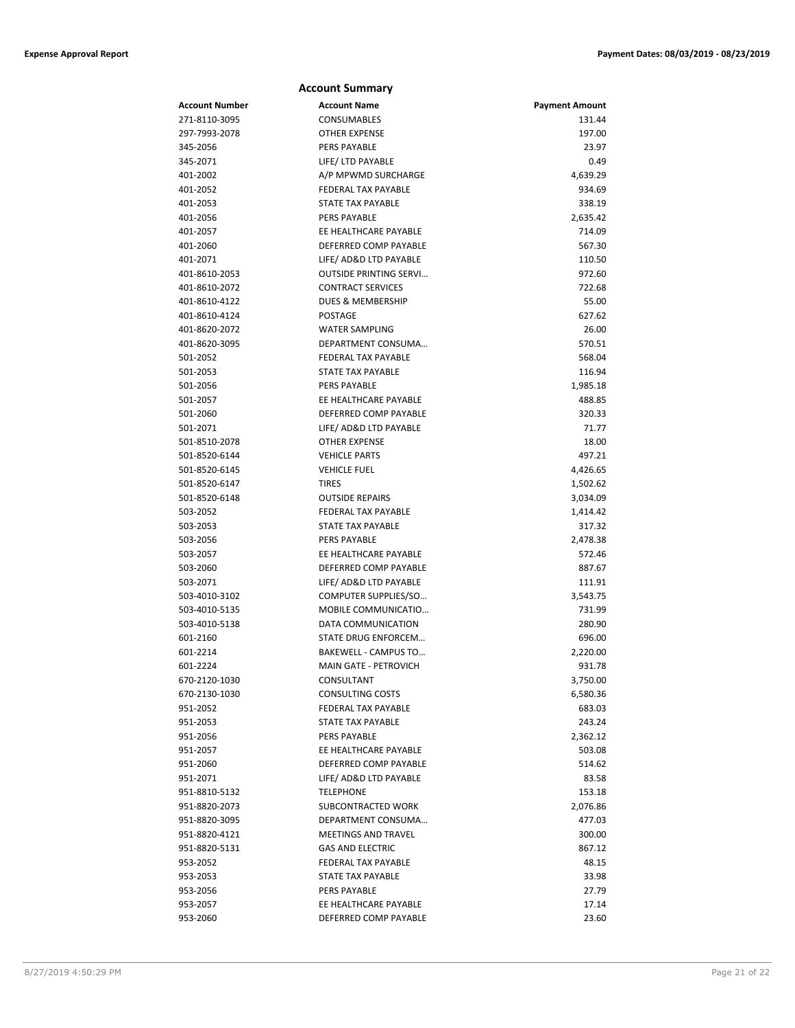## Account Summary

| Account Number | Account Name | Payment Amount |
|---|---|---|
| 271-8110-3095 | CONSUMABLES | 131.44 |
| 297-7993-2078 | OTHER EXPENSE | 197.00 |
| 345-2056 | PERS PAYABLE | 23.97 |
| 345-2071 | LIFE/ LTD PAYABLE | 0.49 |
| 401-2002 | A/P MPWMD SURCHARGE | 4,639.29 |
| 401-2052 | FEDERAL TAX PAYABLE | 934.69 |
| 401-2053 | STATE TAX PAYABLE | 338.19 |
| 401-2056 | PERS PAYABLE | 2,635.42 |
| 401-2057 | EE HEALTHCARE PAYABLE | 714.09 |
| 401-2060 | DEFERRED COMP PAYABLE | 567.30 |
| 401-2071 | LIFE/ AD&D LTD PAYABLE | 110.50 |
| 401-8610-2053 | OUTSIDE PRINTING SERVI… | 972.60 |
| 401-8610-2072 | CONTRACT SERVICES | 722.68 |
| 401-8610-4122 | DUES & MEMBERSHIP | 55.00 |
| 401-8610-4124 | POSTAGE | 627.62 |
| 401-8620-2072 | WATER SAMPLING | 26.00 |
| 401-8620-3095 | DEPARTMENT CONSUMA… | 570.51 |
| 501-2052 | FEDERAL TAX PAYABLE | 568.04 |
| 501-2053 | STATE TAX PAYABLE | 116.94 |
| 501-2056 | PERS PAYABLE | 1,985.18 |
| 501-2057 | EE HEALTHCARE PAYABLE | 488.85 |
| 501-2060 | DEFERRED COMP PAYABLE | 320.33 |
| 501-2071 | LIFE/ AD&D LTD PAYABLE | 71.77 |
| 501-8510-2078 | OTHER EXPENSE | 18.00 |
| 501-8520-6144 | VEHICLE PARTS | 497.21 |
| 501-8520-6145 | VEHICLE FUEL | 4,426.65 |
| 501-8520-6147 | TIRES | 1,502.62 |
| 501-8520-6148 | OUTSIDE REPAIRS | 3,034.09 |
| 503-2052 | FEDERAL TAX PAYABLE | 1,414.42 |
| 503-2053 | STATE TAX PAYABLE | 317.32 |
| 503-2056 | PERS PAYABLE | 2,478.38 |
| 503-2057 | EE HEALTHCARE PAYABLE | 572.46 |
| 503-2060 | DEFERRED COMP PAYABLE | 887.67 |
| 503-2071 | LIFE/ AD&D LTD PAYABLE | 111.91 |
| 503-4010-3102 | COMPUTER SUPPLIES/SO… | 3,543.75 |
| 503-4010-5135 | MOBILE COMMUNICATIO… | 731.99 |
| 503-4010-5138 | DATA COMMUNICATION | 280.90 |
| 601-2160 | STATE DRUG ENFORCEM… | 696.00 |
| 601-2214 | BAKEWELL - CAMPUS TO… | 2,220.00 |
| 601-2224 | MAIN GATE - PETROVICH | 931.78 |
| 670-2120-1030 | CONSULTANT | 3,750.00 |
| 670-2130-1030 | CONSULTING COSTS | 6,580.36 |
| 951-2052 | FEDERAL TAX PAYABLE | 683.03 |
| 951-2053 | STATE TAX PAYABLE | 243.24 |
| 951-2056 | PERS PAYABLE | 2,362.12 |
| 951-2057 | EE HEALTHCARE PAYABLE | 503.08 |
| 951-2060 | DEFERRED COMP PAYABLE | 514.62 |
| 951-2071 | LIFE/ AD&D LTD PAYABLE | 83.58 |
| 951-8810-5132 | TELEPHONE | 153.18 |
| 951-8820-2073 | SUBCONTRACTED WORK | 2,076.86 |
| 951-8820-3095 | DEPARTMENT CONSUMA… | 477.03 |
| 951-8820-4121 | MEETINGS AND TRAVEL | 300.00 |
| 951-8820-5131 | GAS AND ELECTRIC | 867.12 |
| 953-2052 | FEDERAL TAX PAYABLE | 48.15 |
| 953-2053 | STATE TAX PAYABLE | 33.98 |
| 953-2056 | PERS PAYABLE | 27.79 |
| 953-2057 | EE HEALTHCARE PAYABLE | 17.14 |
| 953-2060 | DEFERRED COMP PAYABLE | 23.60 |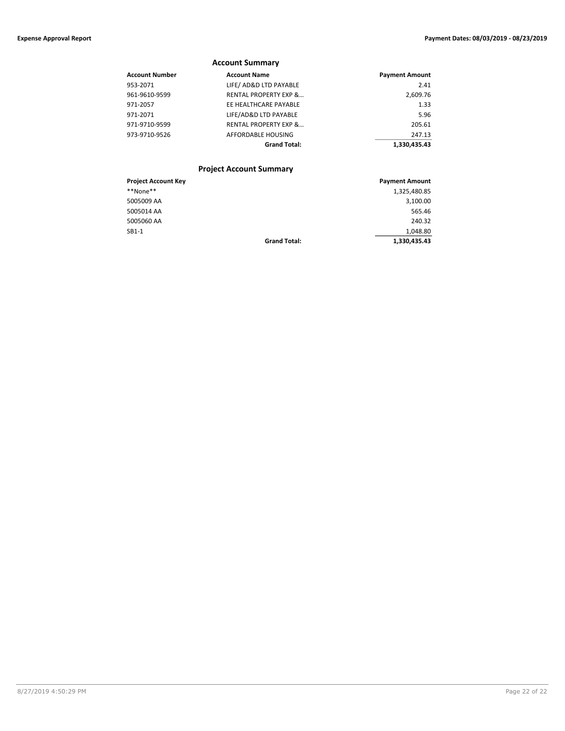## Account Summary

| Account Number | Account Name | Payment Amount |
|---|---|---|
| 953-2071 | LIFE/ AD&D LTD PAYABLE | 2.41 |
| 961-9610-9599 | RENTAL PROPERTY EXP &... | 2,609.76 |
| 971-2057 | EE HEALTHCARE PAYABLE | 1.33 |
| 971-2071 | LIFE/AD&D LTD PAYABLE | 5.96 |
| 971-9710-9599 | RENTAL PROPERTY EXP &... | 205.61 |
| 973-9710-9526 | AFFORDABLE HOUSING | 247.13 |
| | **Grand Total:** | **1,330,435.43** |

## Project Account Summary

| Project Account Key | | Payment Amount |
|---|---|---|
| **None** | | 1,325,480.85 |
| 5005009 AA | | 3,100.00 |
| 5005014 AA | | 565.46 |
| 5005060 AA | | 240.32 |
| SB1-1 | | 1,048.80 |
| | **Grand Total:** | **1,330,435.43** |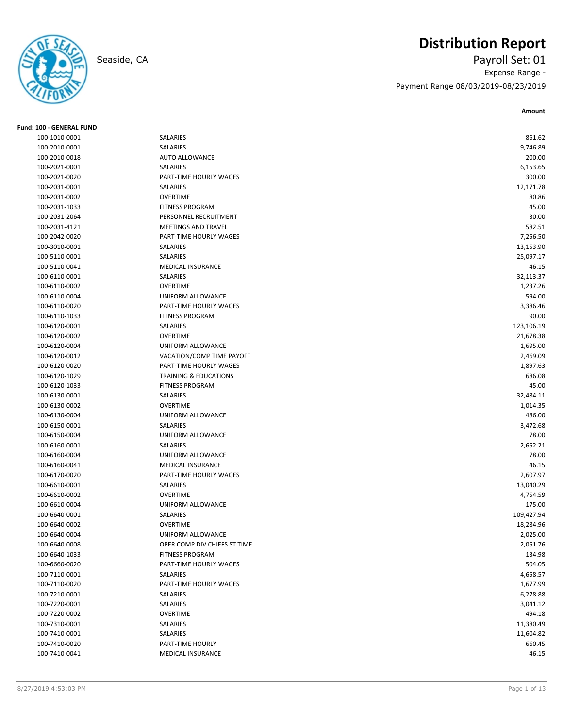# Distribution Report

Seaside, CA

**Payroll Set: 01**

Expense Range -

Payment Range 08/03/2019-08/23/2019

**Fund: 100 - GENERAL FUND**

| Account | Description | Amount |
|---|---|---|
| 100-1010-0001 | SALARIES | 861.62 |
| 100-2010-0001 | SALARIES | 9,746.89 |
| 100-2010-0018 | AUTO ALLOWANCE | 200.00 |
| 100-2021-0001 | SALARIES | 6,153.65 |
| 100-2021-0020 | PART-TIME HOURLY WAGES | 300.00 |
| 100-2031-0001 | SALARIES | 12,171.78 |
| 100-2031-0002 | OVERTIME | 80.86 |
| 100-2031-1033 | FITNESS PROGRAM | 45.00 |
| 100-2031-2064 | PERSONNEL RECRUITMENT | 30.00 |
| 100-2031-4121 | MEETINGS AND TRAVEL | 582.51 |
| 100-2042-0020 | PART-TIME HOURLY WAGES | 7,256.50 |
| 100-3010-0001 | SALARIES | 13,153.90 |
| 100-5110-0001 | SALARIES | 25,097.17 |
| 100-5110-0041 | MEDICAL INSURANCE | 46.15 |
| 100-6110-0001 | SALARIES | 32,113.37 |
| 100-6110-0002 | OVERTIME | 1,237.26 |
| 100-6110-0004 | UNIFORM ALLOWANCE | 594.00 |
| 100-6110-0020 | PART-TIME HOURLY WAGES | 3,386.46 |
| 100-6110-1033 | FITNESS PROGRAM | 90.00 |
| 100-6120-0001 | SALARIES | 123,106.19 |
| 100-6120-0002 | OVERTIME | 21,678.38 |
| 100-6120-0004 | UNIFORM ALLOWANCE | 1,695.00 |
| 100-6120-0012 | VACATION/COMP TIME PAYOFF | 2,469.09 |
| 100-6120-0020 | PART-TIME HOURLY WAGES | 1,897.63 |
| 100-6120-1029 | TRAINING & EDUCATIONS | 686.08 |
| 100-6120-1033 | FITNESS PROGRAM | 45.00 |
| 100-6130-0001 | SALARIES | 32,484.11 |
| 100-6130-0002 | OVERTIME | 1,014.35 |
| 100-6130-0004 | UNIFORM ALLOWANCE | 486.00 |
| 100-6150-0001 | SALARIES | 3,472.68 |
| 100-6150-0004 | UNIFORM ALLOWANCE | 78.00 |
| 100-6160-0001 | SALARIES | 2,652.21 |
| 100-6160-0004 | UNIFORM ALLOWANCE | 78.00 |
| 100-6160-0041 | MEDICAL INSURANCE | 46.15 |
| 100-6170-0020 | PART-TIME HOURLY WAGES | 2,607.97 |
| 100-6610-0001 | SALARIES | 13,040.29 |
| 100-6610-0002 | OVERTIME | 4,754.59 |
| 100-6610-0004 | UNIFORM ALLOWANCE | 175.00 |
| 100-6640-0001 | SALARIES | 109,427.94 |
| 100-6640-0002 | OVERTIME | 18,284.96 |
| 100-6640-0004 | UNIFORM ALLOWANCE | 2,025.00 |
| 100-6640-0008 | OPER COMP DIV CHIEFS ST TIME | 2,051.76 |
| 100-6640-1033 | FITNESS PROGRAM | 134.98 |
| 100-6660-0020 | PART-TIME HOURLY WAGES | 504.05 |
| 100-7110-0001 | SALARIES | 4,658.57 |
| 100-7110-0020 | PART-TIME HOURLY WAGES | 1,677.99 |
| 100-7210-0001 | SALARIES | 6,278.88 |
| 100-7220-0001 | SALARIES | 3,041.12 |
| 100-7220-0002 | OVERTIME | 494.18 |
| 100-7310-0001 | SALARIES | 11,380.49 |
| 100-7410-0001 | SALARIES | 11,604.82 |
| 100-7410-0020 | PART-TIME HOURLY | 660.45 |
| 100-7410-0041 | MEDICAL INSURANCE | 46.15 |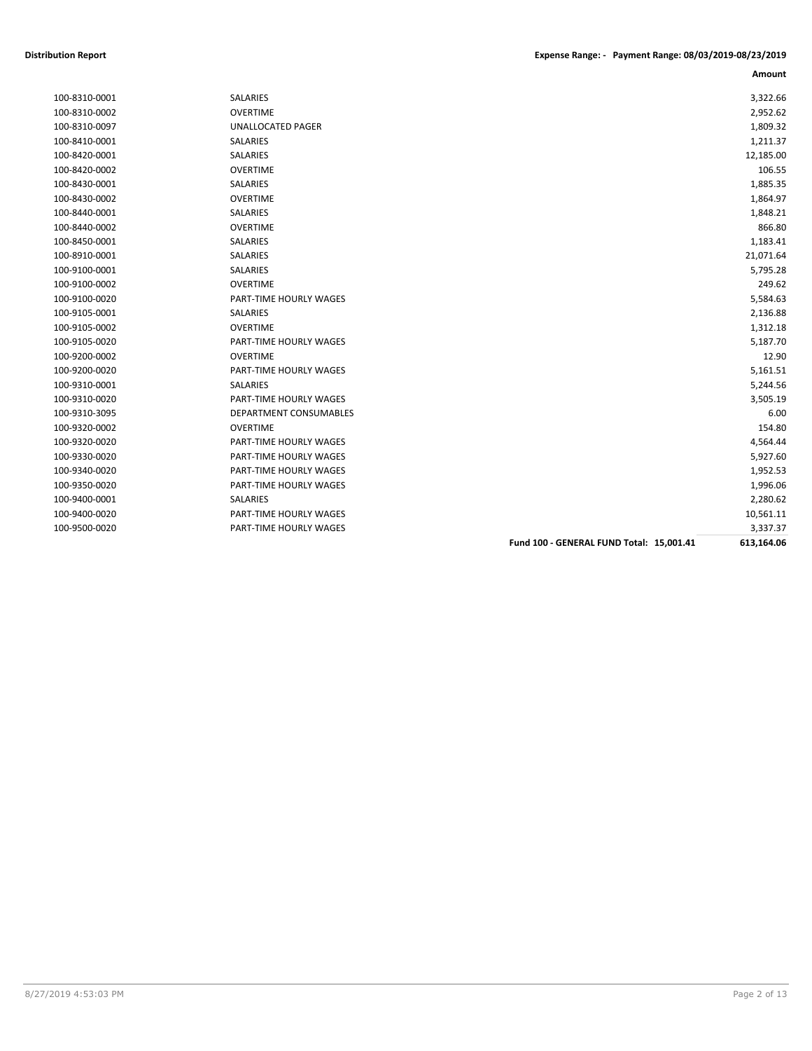| | | Amount |
|---|---|---|
| 100-8310-0001 | SALARIES | 3,322.66 |
| 100-8310-0002 | OVERTIME | 2,952.62 |
| 100-8310-0097 | UNALLOCATED PAGER | 1,809.32 |
| 100-8410-0001 | SALARIES | 1,211.37 |
| 100-8420-0001 | SALARIES | 12,185.00 |
| 100-8420-0002 | OVERTIME | 106.55 |
| 100-8430-0001 | SALARIES | 1,885.35 |
| 100-8430-0002 | OVERTIME | 1,864.97 |
| 100-8440-0001 | SALARIES | 1,848.21 |
| 100-8440-0002 | OVERTIME | 866.80 |
| 100-8450-0001 | SALARIES | 1,183.41 |
| 100-8910-0001 | SALARIES | 21,071.64 |
| 100-9100-0001 | SALARIES | 5,795.28 |
| 100-9100-0002 | OVERTIME | 249.62 |
| 100-9100-0020 | PART-TIME HOURLY WAGES | 5,584.63 |
| 100-9105-0001 | SALARIES | 2,136.88 |
| 100-9105-0002 | OVERTIME | 1,312.18 |
| 100-9105-0020 | PART-TIME HOURLY WAGES | 5,187.70 |
| 100-9200-0002 | OVERTIME | 12.90 |
| 100-9200-0020 | PART-TIME HOURLY WAGES | 5,161.51 |
| 100-9310-0001 | SALARIES | 5,244.56 |
| 100-9310-0020 | PART-TIME HOURLY WAGES | 3,505.19 |
| 100-9310-3095 | DEPARTMENT CONSUMABLES | 6.00 |
| 100-9320-0002 | OVERTIME | 154.80 |
| 100-9320-0020 | PART-TIME HOURLY WAGES | 4,564.44 |
| 100-9330-0020 | PART-TIME HOURLY WAGES | 5,927.60 |
| 100-9340-0020 | PART-TIME HOURLY WAGES | 1,952.53 |
| 100-9350-0020 | PART-TIME HOURLY WAGES | 1,996.06 |
| 100-9400-0001 | SALARIES | 2,280.62 |
| 100-9400-0020 | PART-TIME HOURLY WAGES | 10,561.11 |
| 100-9500-0020 | PART-TIME HOURLY WAGES | 3,337.37 |
| | **Fund 100 - GENERAL FUND Total: 15,001.41** | **613,164.06** |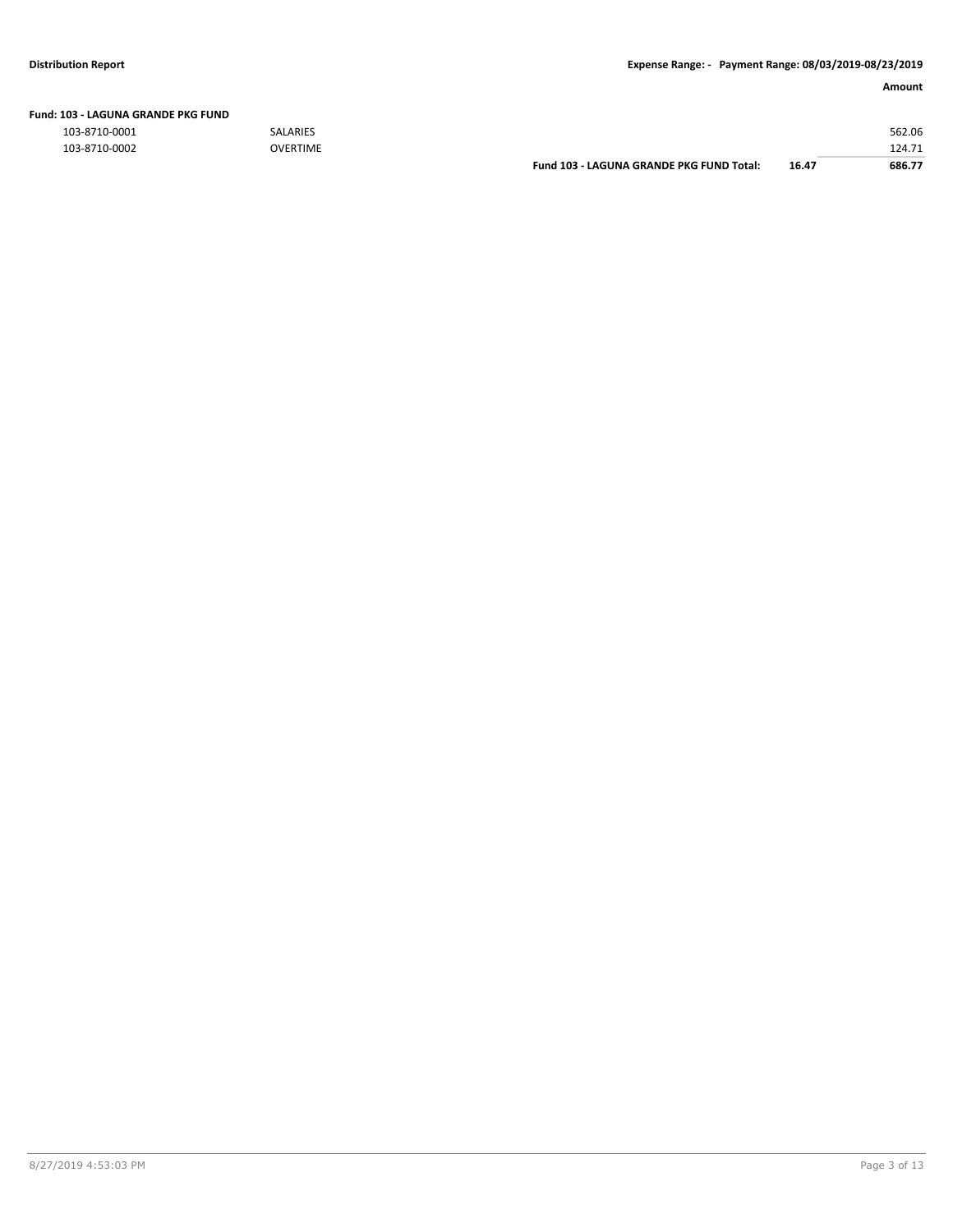| | | | Amount |
|---|---|---|---|
| **Fund: 103 - LAGUNA GRANDE PKG FUND** | | | |
| 103-8710-0001 | SALARIES | | 562.06 |
| 103-8710-0002 | OVERTIME | | 124.71 |
| | **Fund 103 - LAGUNA GRANDE PKG FUND Total:** | **16.47** | **686.77** |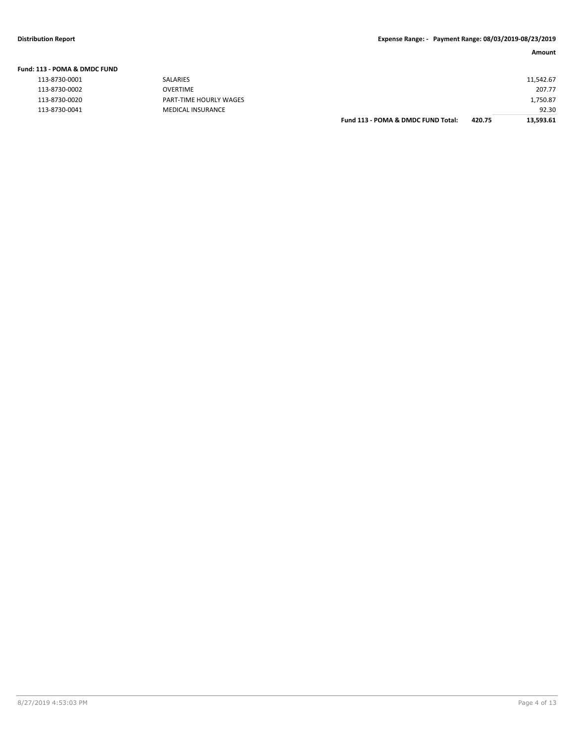**Distribution Report** **Expense Range: - Payment Range: 08/03/2019-08/23/2019**

| | | | | Amount |
|---|---|---|---|---|
| **Fund: 113 - POMA & DMDC FUND** | | | | |
| 113-8730-0001 | SALARIES | | | 11,542.67 |
| 113-8730-0002 | OVERTIME | | | 207.77 |
| 113-8730-0020 | PART-TIME HOURLY WAGES | | | 1,750.87 |
| 113-8730-0041 | MEDICAL INSURANCE | | | 92.30 |
| | | **Fund 113 - POMA & DMDC FUND Total:** | **420.75** | **13,593.61** |

8/27/2019 4:53:03 PM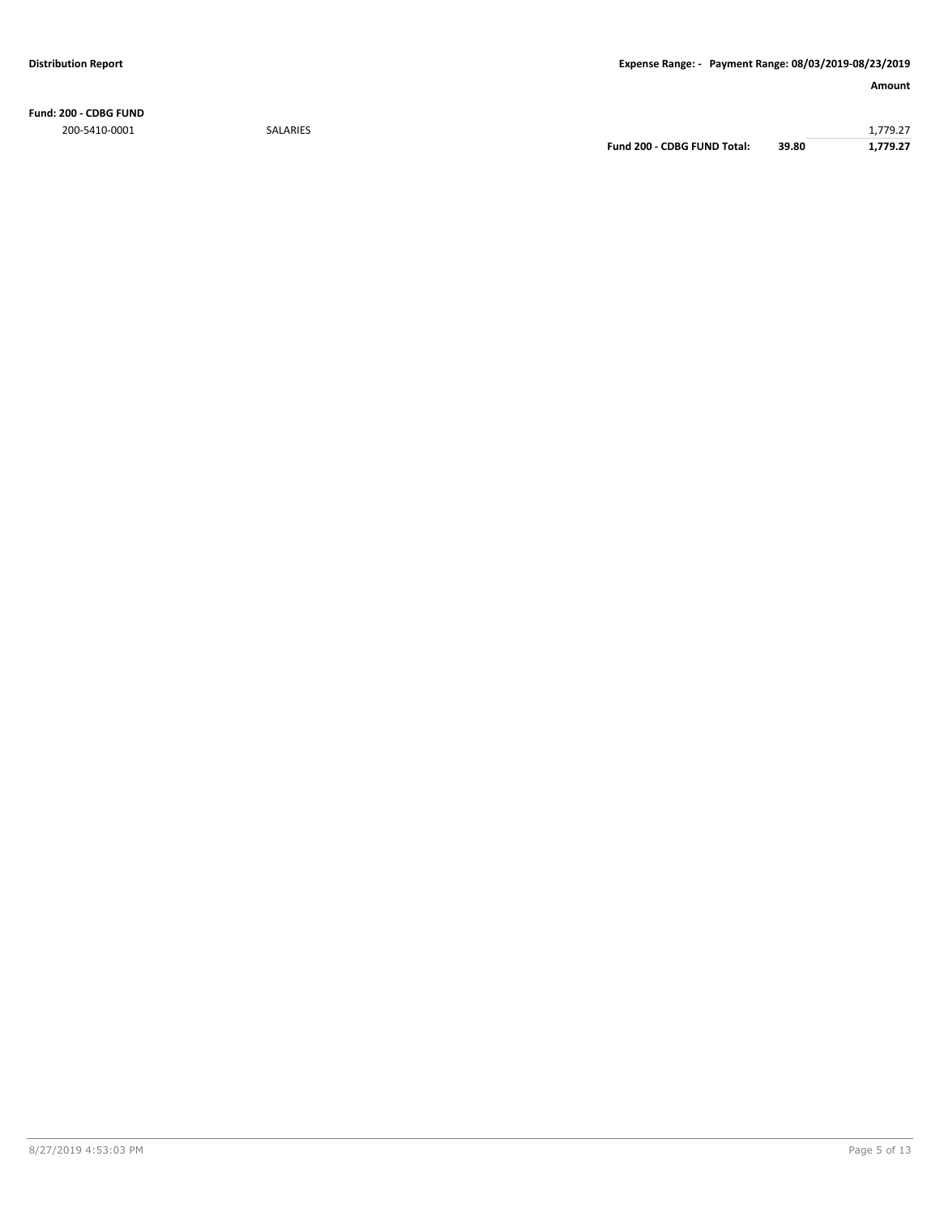**Distribution Report** **Expense Range: - Payment Range: 08/03/2019-08/23/2019**

| | | | | Amount |
|---|---|---|---|---|
| **Fund: 200 - CDBG FUND** | | | | |
| 200-5410-0001 | SALARIES | | | 1,779.27 |
| | | **Fund 200 - CDBG FUND Total:** | **39.80** | **1,779.27** |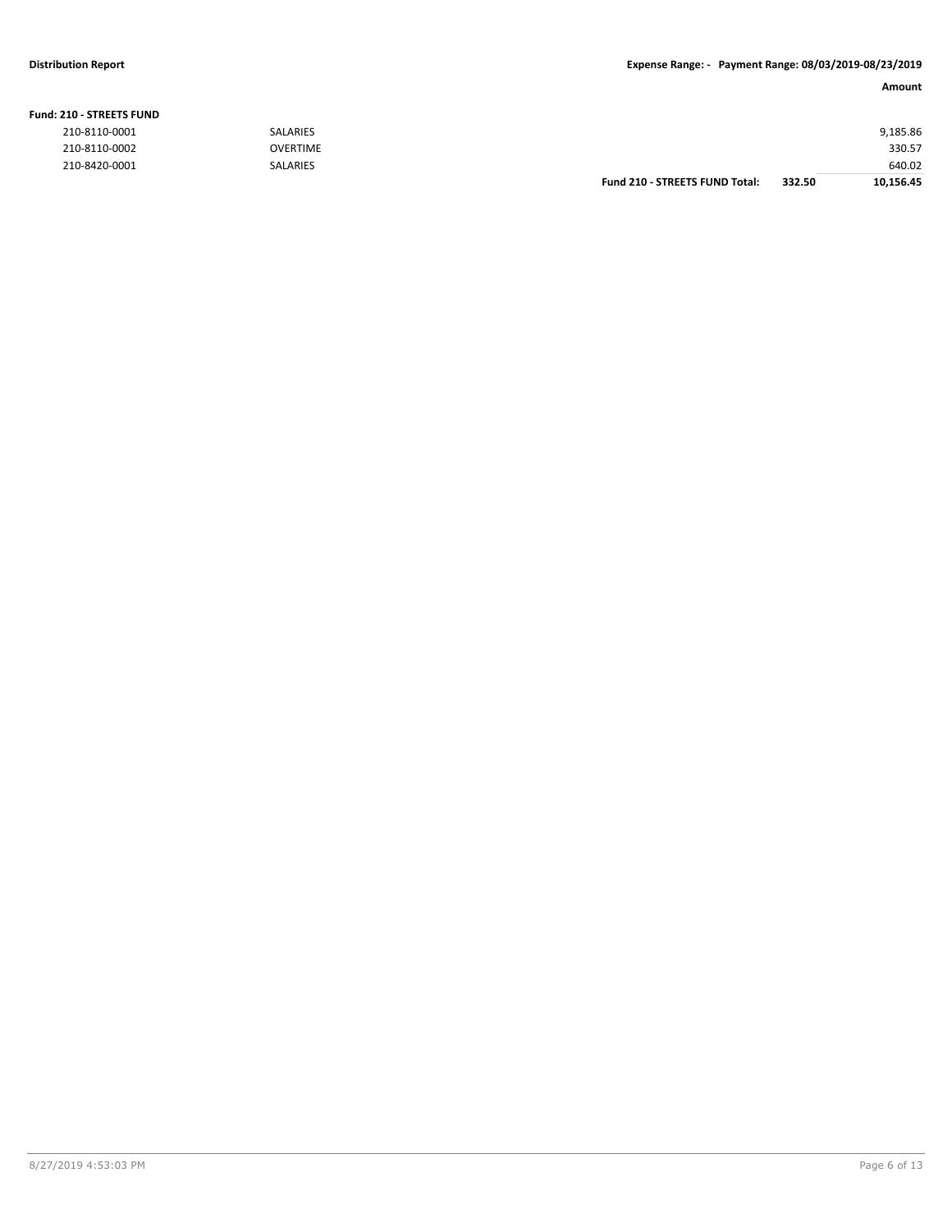**Distribution Report** **Expense Range: - Payment Range: 08/03/2019-08/23/2019**

| | | | | Amount |
|---|---|---|---|---|
| **Fund: 210 - STREETS FUND** | | | | |
| 210-8110-0001 | SALARIES | | | 9,185.86 |
| 210-8110-0002 | OVERTIME | | | 330.57 |
| 210-8420-0001 | SALARIES | | | 640.02 |
| | | **Fund 210 - STREETS FUND Total:** | **332.50** | **10,156.45** |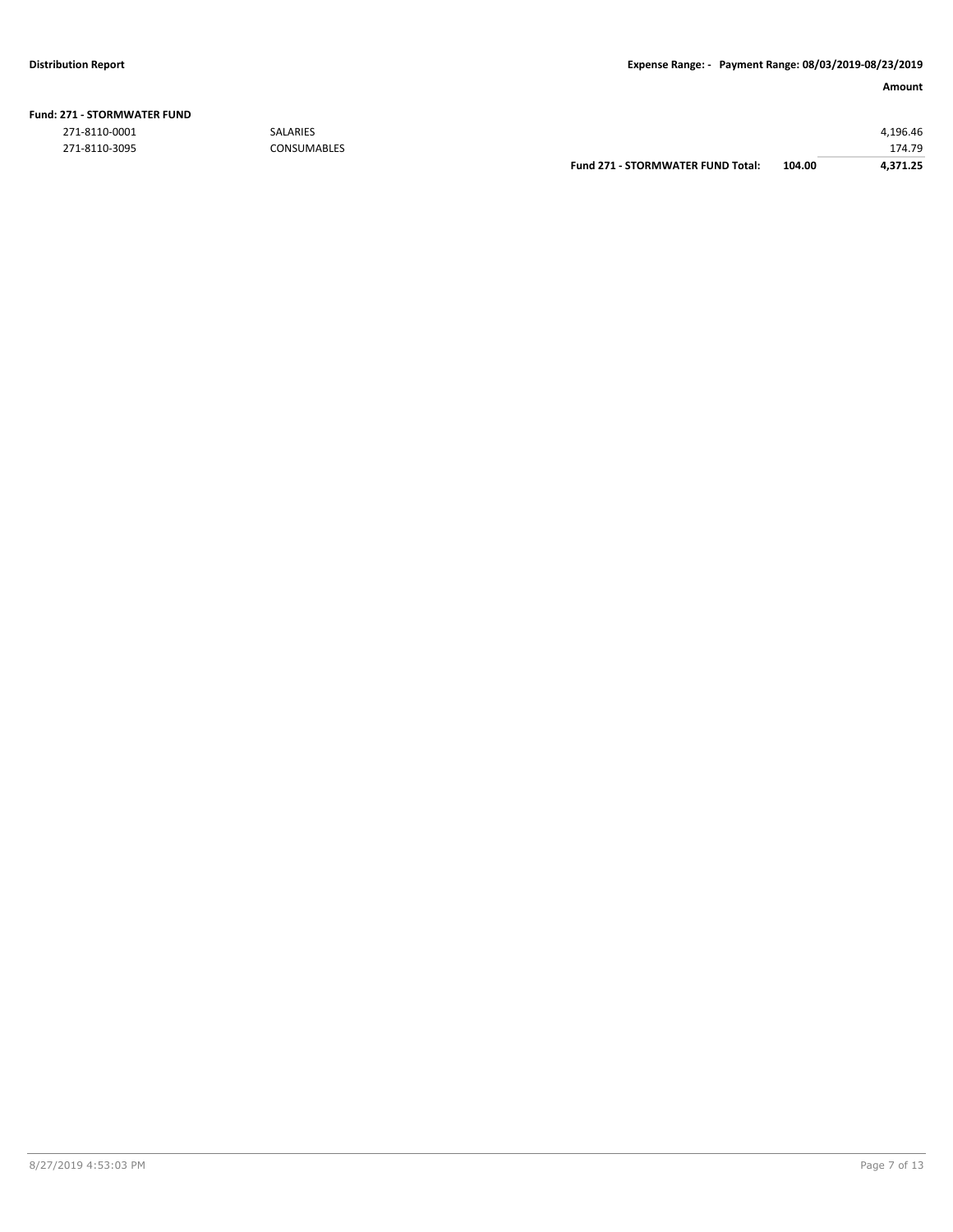**Fund: 271 - STORMWATER FUND**

| Account | Description | | | Amount |
|---|---|---|---|---|
| 271-8110-0001 | SALARIES | | | 4,196.46 |
| 271-8110-3095 | CONSUMABLES | | | 174.79 |
| | | **Fund 271 - STORMWATER FUND Total:** | **104.00** | **4,371.25** |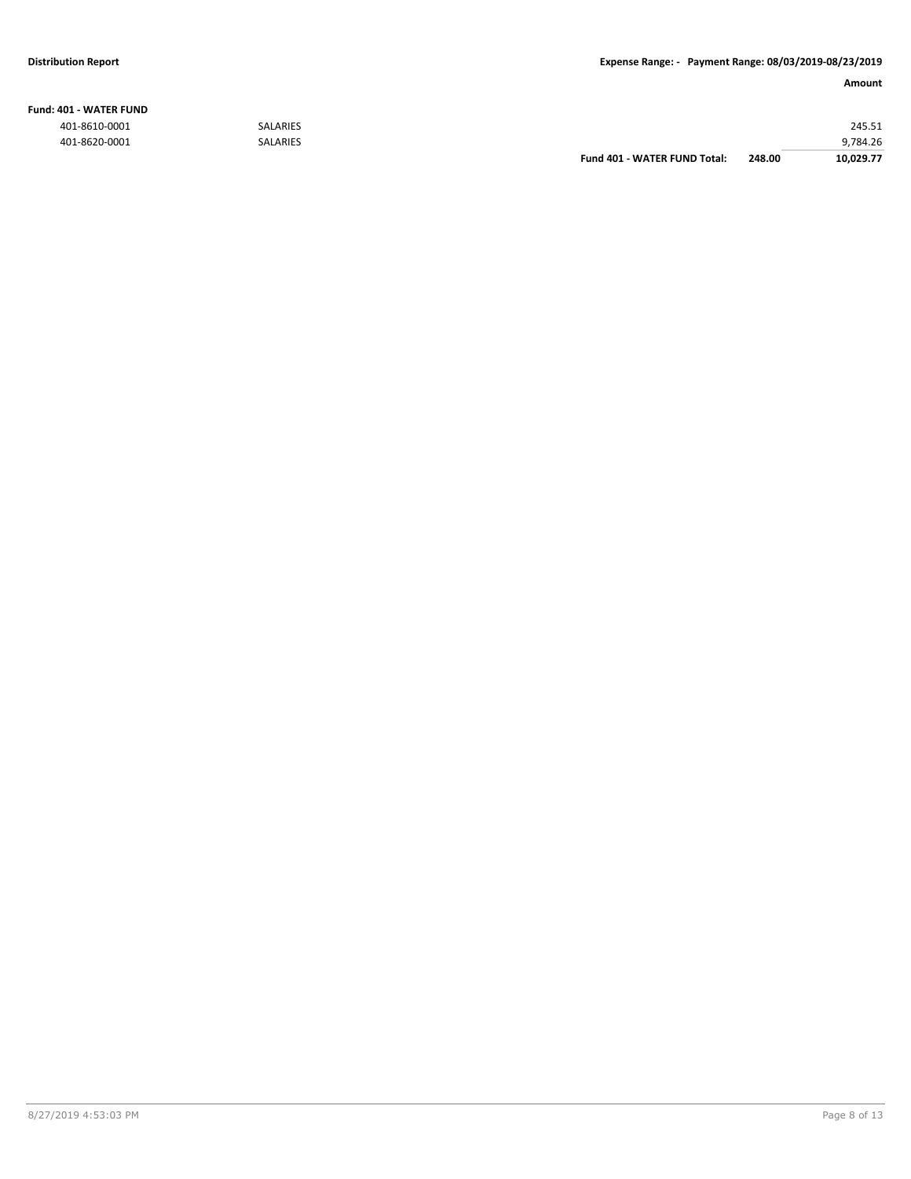**Distribution Report** | **Expense Range: - Payment Range: 08/03/2019-08/23/2019**

| | | | | **Amount** |
|---|---|---|---|---|
| **Fund: 401 - WATER FUND** | | | | |
| 401-8610-0001 | SALARIES | | | 245.51 |
| 401-8620-0001 | SALARIES | | | 9,784.26 |
| | | **Fund 401 - WATER FUND Total:** | **248.00** | **10,029.77** |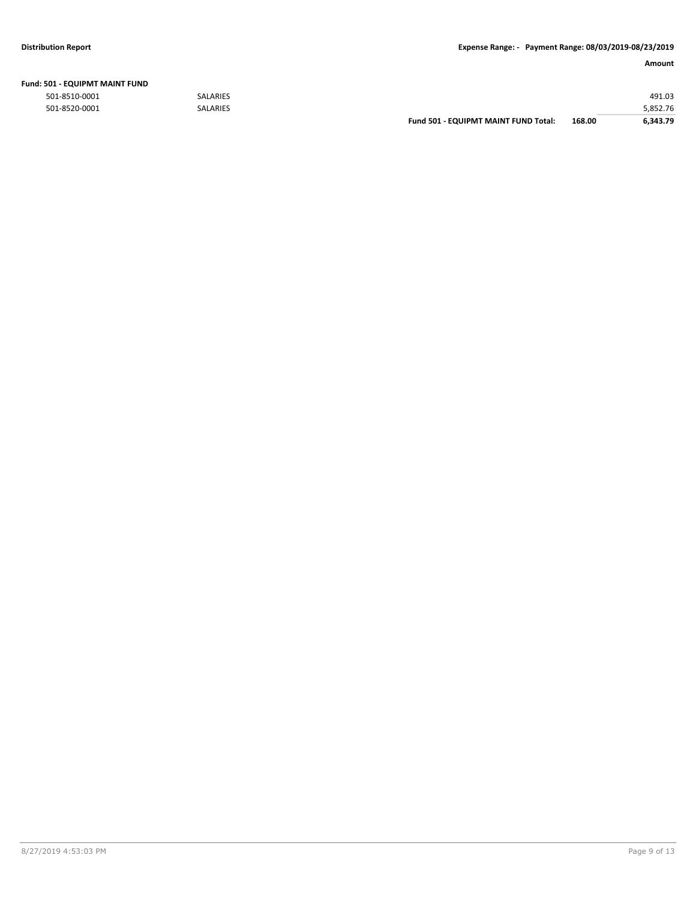**Fund: 501 - EQUIPMT MAINT FUND**

| Account | Description | | | Amount |
|---|---|---|---|---|
| 501-8510-0001 | SALARIES | | | 491.03 |
| 501-8520-0001 | SALARIES | | | 5,852.76 |
| | | **Fund 501 - EQUIPMT MAINT FUND Total:** | **168.00** | **6,343.79** |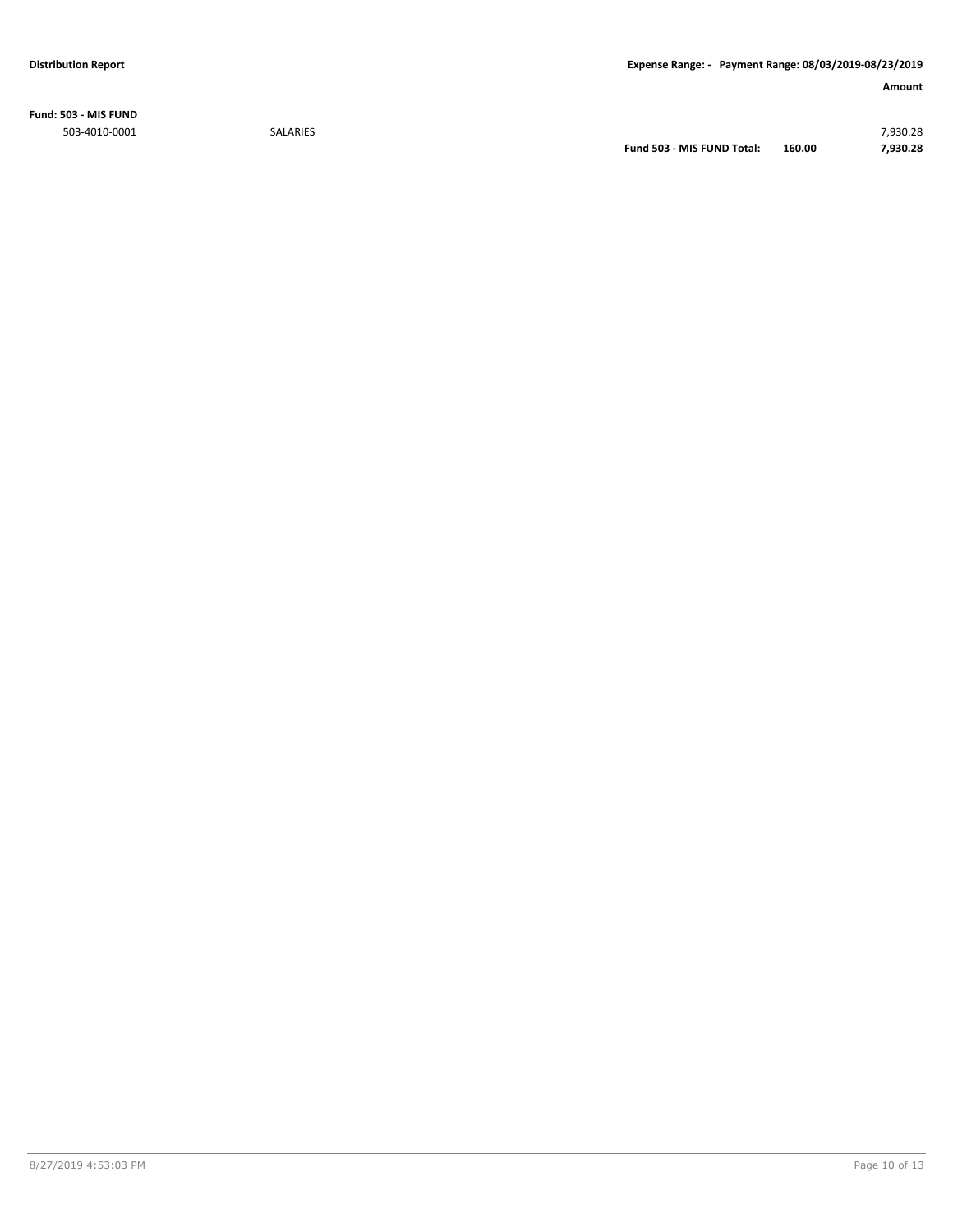**Distribution Report** — **Expense Range: - Payment Range: 08/03/2019-08/23/2019**

**Fund: 503 - MIS FUND**

| Account | Description | | | Amount |
|---|---|---|---|---|
| 503-4010-0001 | SALARIES | | | 7,930.28 |
| | | **Fund 503 - MIS FUND Total:** | **160.00** | **7,930.28** |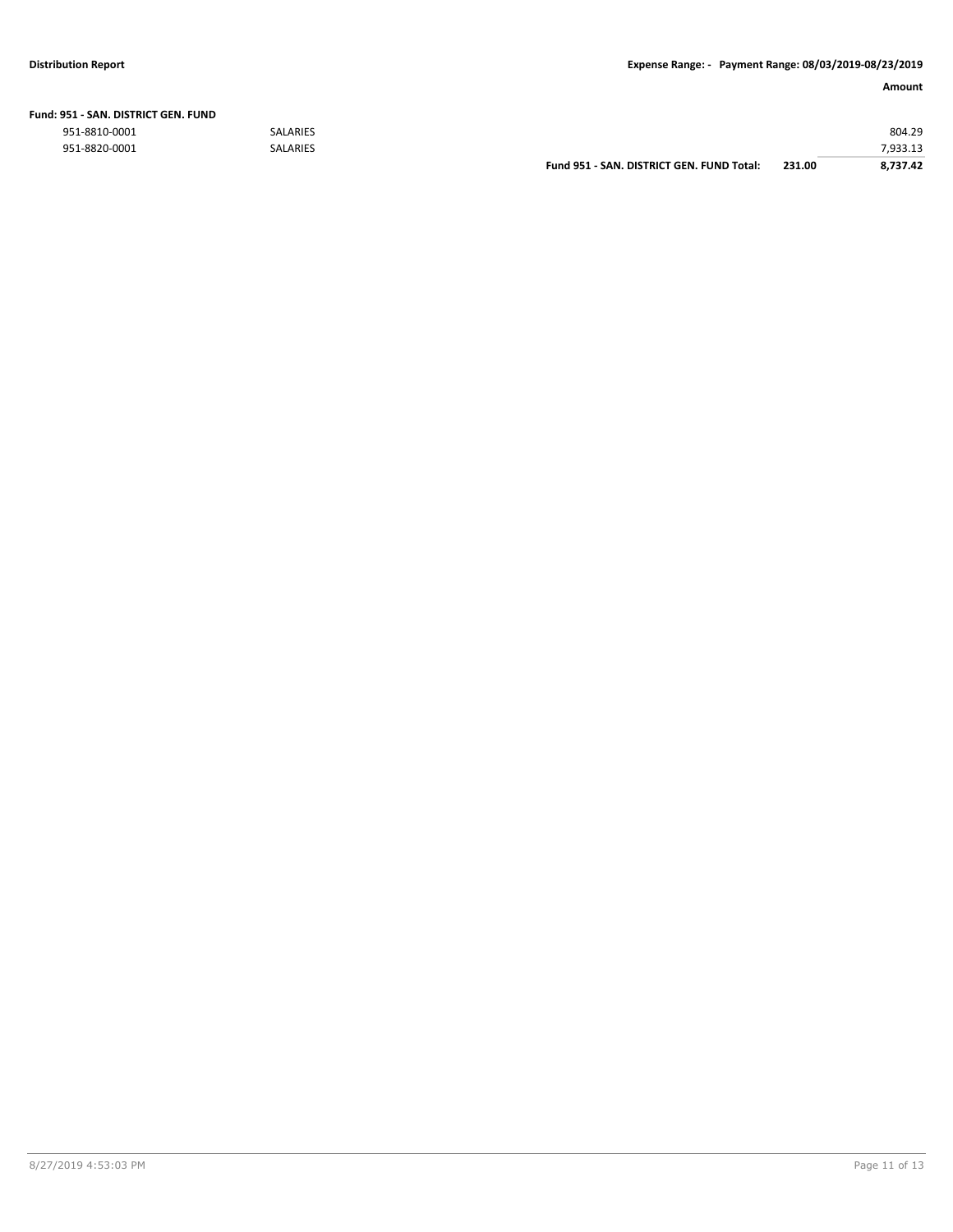| | | Amount |
|---|---|---|
| **Fund: 951 - SAN. DISTRICT GEN. FUND** | | |
| 951-8810-0001 | SALARIES | 804.29 |
| 951-8820-0001 | SALARIES | 7,933.13 |
| **Fund 951 - SAN. DISTRICT GEN. FUND Total:** | **231.00** | **8,737.42** |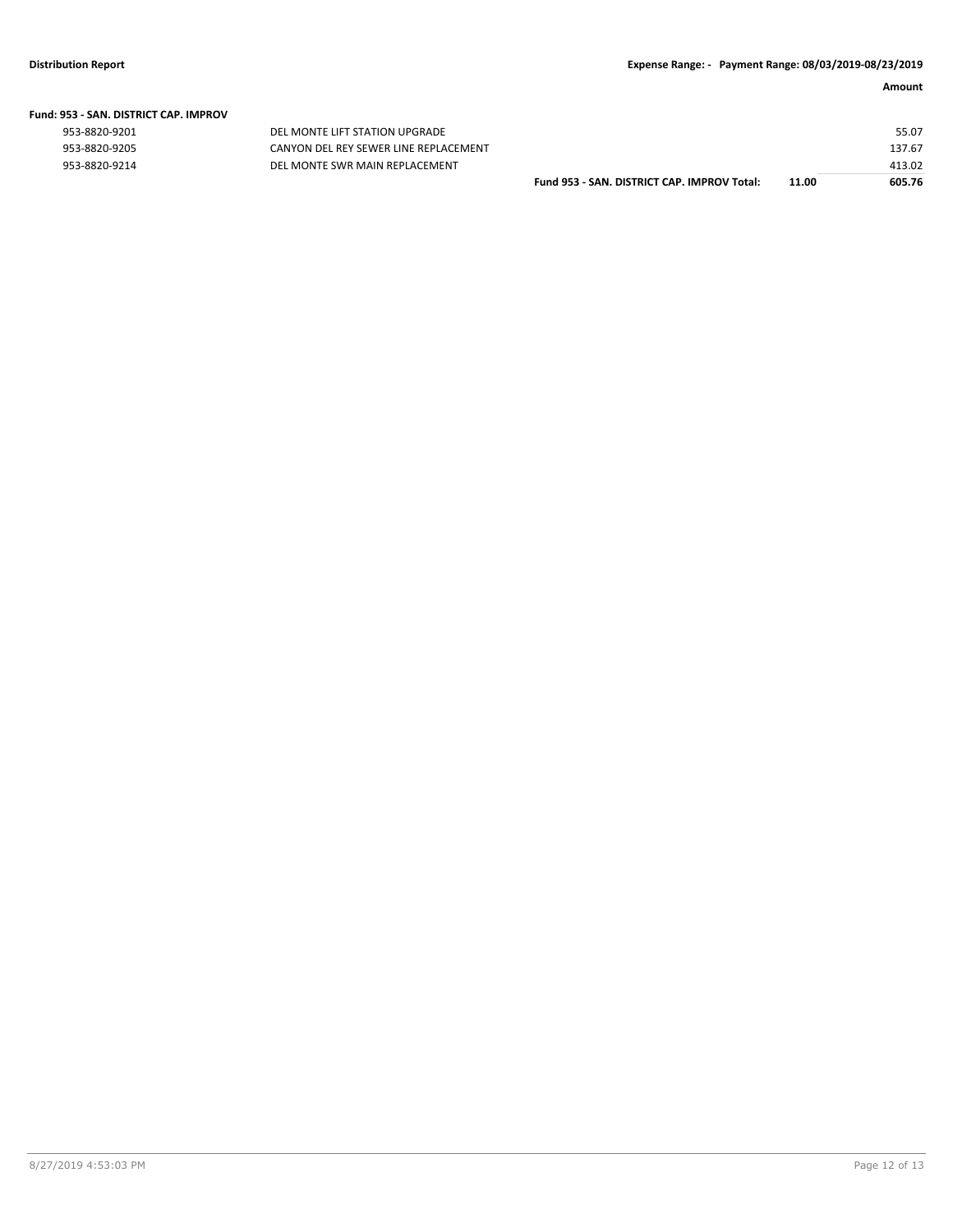| | | | Amount |
|---|---|---|---|
| **Fund: 953 - SAN. DISTRICT CAP. IMPROV** | | | |
| 953-8820-9201 | DEL MONTE LIFT STATION UPGRADE | | 55.07 |
| 953-8820-9205 | CANYON DEL REY SEWER LINE REPLACEMENT | | 137.67 |
| 953-8820-9214 | DEL MONTE SWR MAIN REPLACEMENT | | 413.02 |
| | **Fund 953 - SAN. DISTRICT CAP. IMPROV Total:** | **11.00** | **605.76** |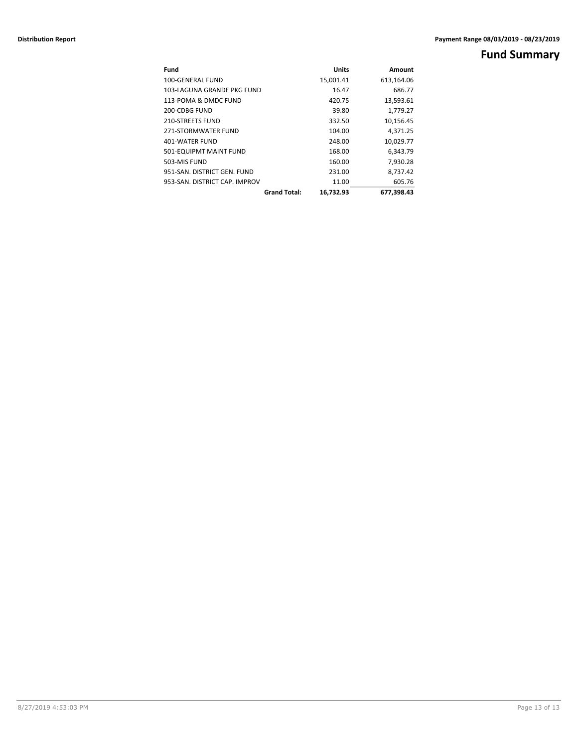# Fund Summary

| Fund | Units | Amount |
|---|---|---|
| 100-GENERAL FUND | 15,001.41 | 613,164.06 |
| 103-LAGUNA GRANDE PKG FUND | 16.47 | 686.77 |
| 113-POMA & DMDC FUND | 420.75 | 13,593.61 |
| 200-CDBG FUND | 39.80 | 1,779.27 |
| 210-STREETS FUND | 332.50 | 10,156.45 |
| 271-STORMWATER FUND | 104.00 | 4,371.25 |
| 401-WATER FUND | 248.00 | 10,029.77 |
| 501-EQUIPMT MAINT FUND | 168.00 | 6,343.79 |
| 503-MIS FUND | 160.00 | 7,930.28 |
| 951-SAN. DISTRICT GEN. FUND | 231.00 | 8,737.42 |
| 953-SAN. DISTRICT CAP. IMPROV | 11.00 | 605.76 |
| **Grand Total:** | **16,732.93** | **677,398.43** |